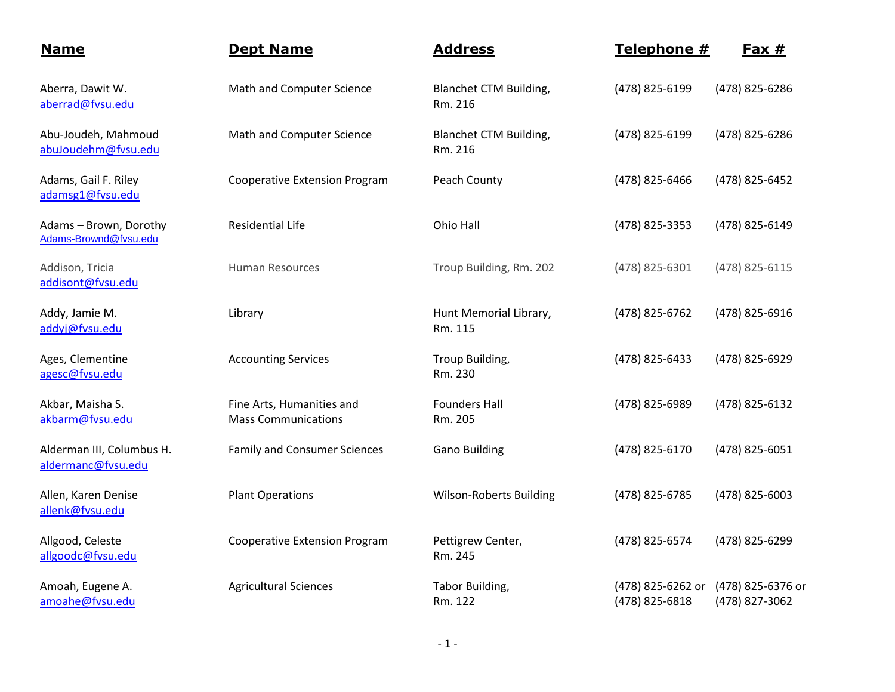| Name | Dept Name | Address | Telephone # | Fax # |
|---|---|---|---|---|
| Aberra, Dawit W. aberrad@fvsu.edu | Math and Computer Science | Blanchet CTM Building, Rm. 216 | (478) 825-6199 | (478) 825-6286 |
| Abu-Joudeh, Mahmoud abuJoudehm@fvsu.edu | Math and Computer Science | Blanchet CTM Building, Rm. 216 | (478) 825-6199 | (478) 825-6286 |
| Adams, Gail F. Riley adamsg1@fvsu.edu | Cooperative Extension Program | Peach County | (478) 825-6466 | (478) 825-6452 |
| Adams – Brown, Dorothy Adams-Brownd@fvsu.edu | Residential Life | Ohio Hall | (478) 825-3353 | (478) 825-6149 |
| Addison, Tricia addisont@fvsu.edu | Human Resources | Troup Building, Rm. 202 | (478) 825-6301 | (478) 825-6115 |
| Addy, Jamie M. addyj@fvsu.edu | Library | Hunt Memorial Library, Rm. 115 | (478) 825-6762 | (478) 825-6916 |
| Ages, Clementine agesc@fvsu.edu | Accounting Services | Troup Building, Rm. 230 | (478) 825-6433 | (478) 825-6929 |
| Akbar, Maisha S. akbarm@fvsu.edu | Fine Arts, Humanities and Mass Communications | Founders Hall Rm. 205 | (478) 825-6989 | (478) 825-6132 |
| Alderman III, Columbus H. aldermanc@fvsu.edu | Family and Consumer Sciences | Gano Building | (478) 825-6170 | (478) 825-6051 |
| Allen, Karen Denise allenk@fvsu.edu | Plant Operations | Wilson-Roberts Building | (478) 825-6785 | (478) 825-6003 |
| Allgood, Celeste allgoodc@fvsu.edu | Cooperative Extension Program | Pettigrew Center, Rm. 245 | (478) 825-6574 | (478) 825-6299 |
| Amoah, Eugene A. amoahe@fvsu.edu | Agricultural Sciences | Tabor Building, Rm. 122 | (478) 825-6262 or (478) 825-6818 | (478) 825-6376 or (478) 827-3062 |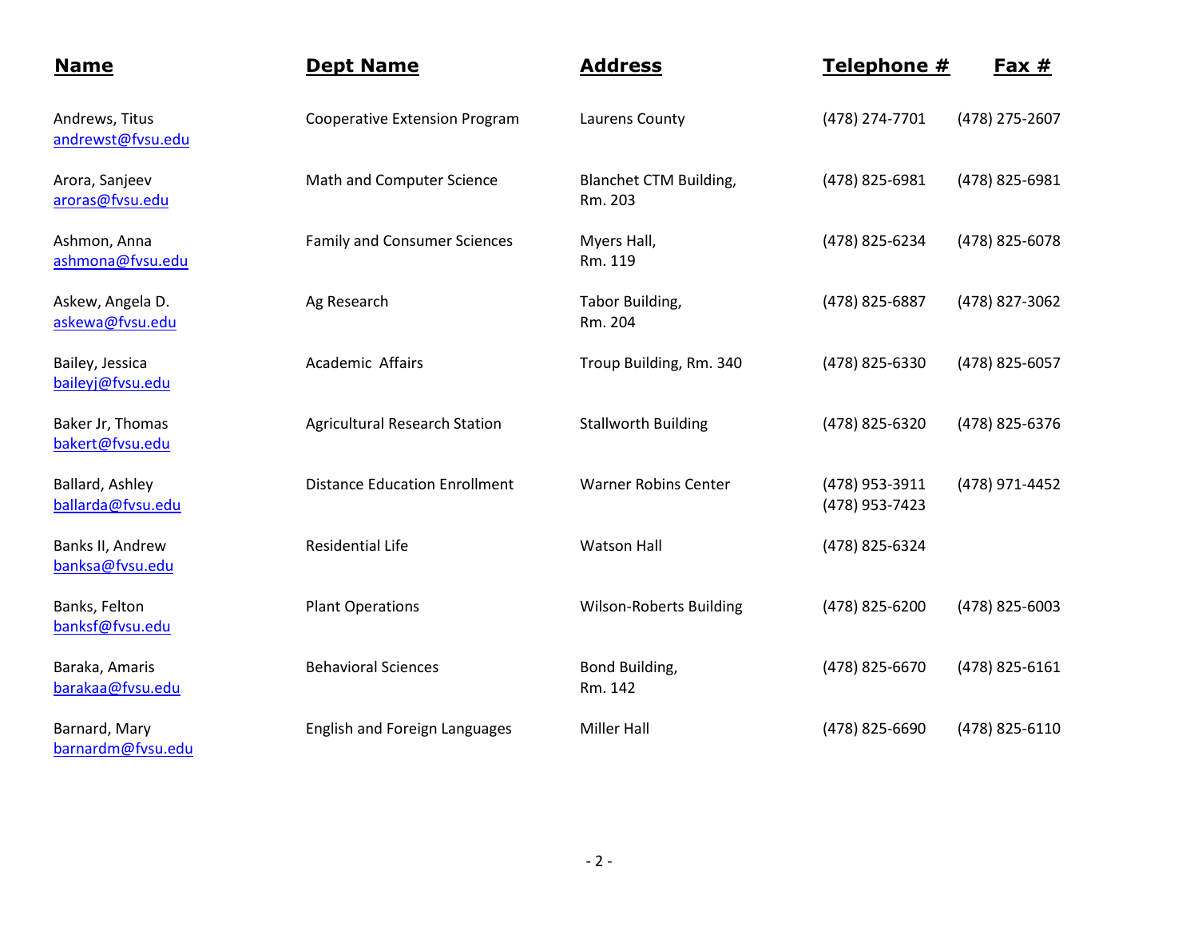| Name | Dept Name | Address | Telephone # | Fax # |
|---|---|---|---|---|
| Andrews, Titus<br>andrewst@fvsu.edu | Cooperative Extension Program | Laurens County | (478) 274-7701 | (478) 275-2607 |
| Arora, Sanjeev<br>aroras@fvsu.edu | Math and Computer Science | Blanchet CTM Building, Rm. 203 | (478) 825-6981 | (478) 825-6981 |
| Ashmon, Anna<br>ashmona@fvsu.edu | Family and Consumer Sciences | Myers Hall, Rm. 119 | (478) 825-6234 | (478) 825-6078 |
| Askew, Angela D.<br>askewa@fvsu.edu | Ag Research | Tabor Building, Rm. 204 | (478) 825-6887 | (478) 827-3062 |
| Bailey, Jessica<br>baileyj@fvsu.edu | Academic Affairs | Troup Building, Rm. 340 | (478) 825-6330 | (478) 825-6057 |
| Baker Jr, Thomas<br>bakert@fvsu.edu | Agricultural Research Station | Stallworth Building | (478) 825-6320 | (478) 825-6376 |
| Ballard, Ashley<br>ballarda@fvsu.edu | Distance Education Enrollment | Warner Robins Center | (478) 953-3911<br>(478) 953-7423 | (478) 971-4452 |
| Banks II, Andrew<br>banksa@fvsu.edu | Residential Life | Watson Hall | (478) 825-6324 | |
| Banks, Felton<br>banksf@fvsu.edu | Plant Operations | Wilson-Roberts Building | (478) 825-6200 | (478) 825-6003 |
| Baraka, Amaris<br>barakaa@fvsu.edu | Behavioral Sciences | Bond Building, Rm. 142 | (478) 825-6670 | (478) 825-6161 |
| Barnard, Mary<br>barnardm@fvsu.edu | English and Foreign Languages | Miller Hall | (478) 825-6690 | (478) 825-6110 |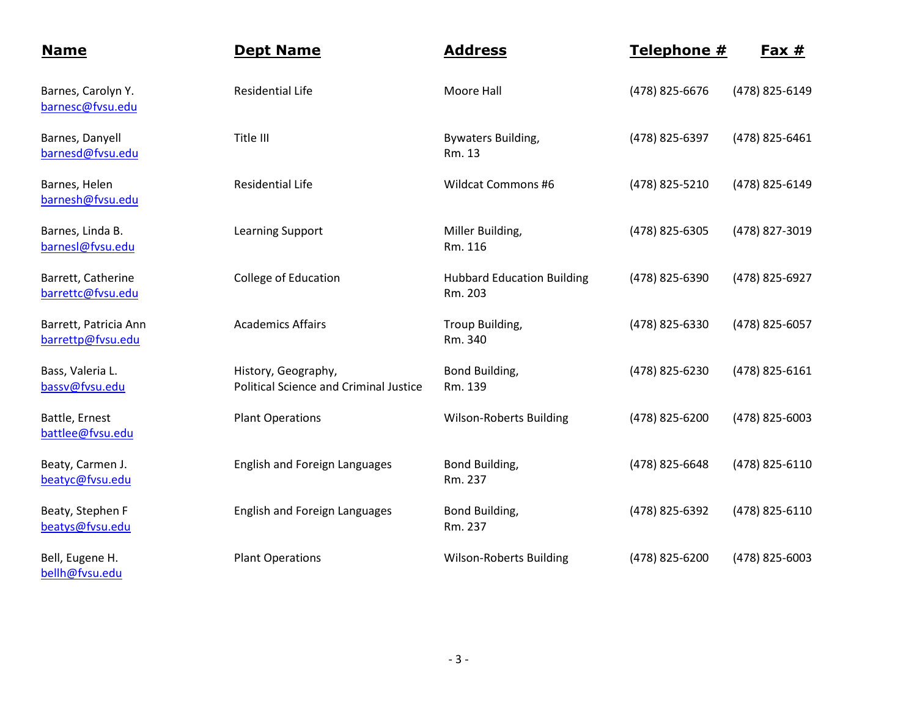| Name | Dept Name | Address | Telephone # | Fax # |
|---|---|---|---|---|
| Barnes, Carolyn Y.<br>barnesc@fvsu.edu | Residential Life | Moore Hall | (478) 825-6676 | (478) 825-6149 |
| Barnes, Danyell<br>barnesd@fvsu.edu | Title III | Bywaters Building, Rm. 13 | (478) 825-6397 | (478) 825-6461 |
| Barnes, Helen<br>barnesh@fvsu.edu | Residential Life | Wildcat Commons #6 | (478) 825-5210 | (478) 825-6149 |
| Barnes, Linda B.<br>barnesl@fvsu.edu | Learning Support | Miller Building, Rm. 116 | (478) 825-6305 | (478) 827-3019 |
| Barrett, Catherine<br>barrettc@fvsu.edu | College of Education | Hubbard Education Building Rm. 203 | (478) 825-6390 | (478) 825-6927 |
| Barrett, Patricia Ann<br>barrettp@fvsu.edu | Academics Affairs | Troup Building, Rm. 340 | (478) 825-6330 | (478) 825-6057 |
| Bass, Valeria L.<br>bassv@fvsu.edu | History, Geography, Political Science and Criminal Justice | Bond Building, Rm. 139 | (478) 825-6230 | (478) 825-6161 |
| Battle, Ernest<br>battlee@fvsu.edu | Plant Operations | Wilson-Roberts Building | (478) 825-6200 | (478) 825-6003 |
| Beaty, Carmen J.<br>beatyc@fvsu.edu | English and Foreign Languages | Bond Building, Rm. 237 | (478) 825-6648 | (478) 825-6110 |
| Beaty, Stephen F<br>beatys@fvsu.edu | English and Foreign Languages | Bond Building, Rm. 237 | (478) 825-6392 | (478) 825-6110 |
| Bell, Eugene H.<br>bellh@fvsu.edu | Plant Operations | Wilson-Roberts Building | (478) 825-6200 | (478) 825-6003 |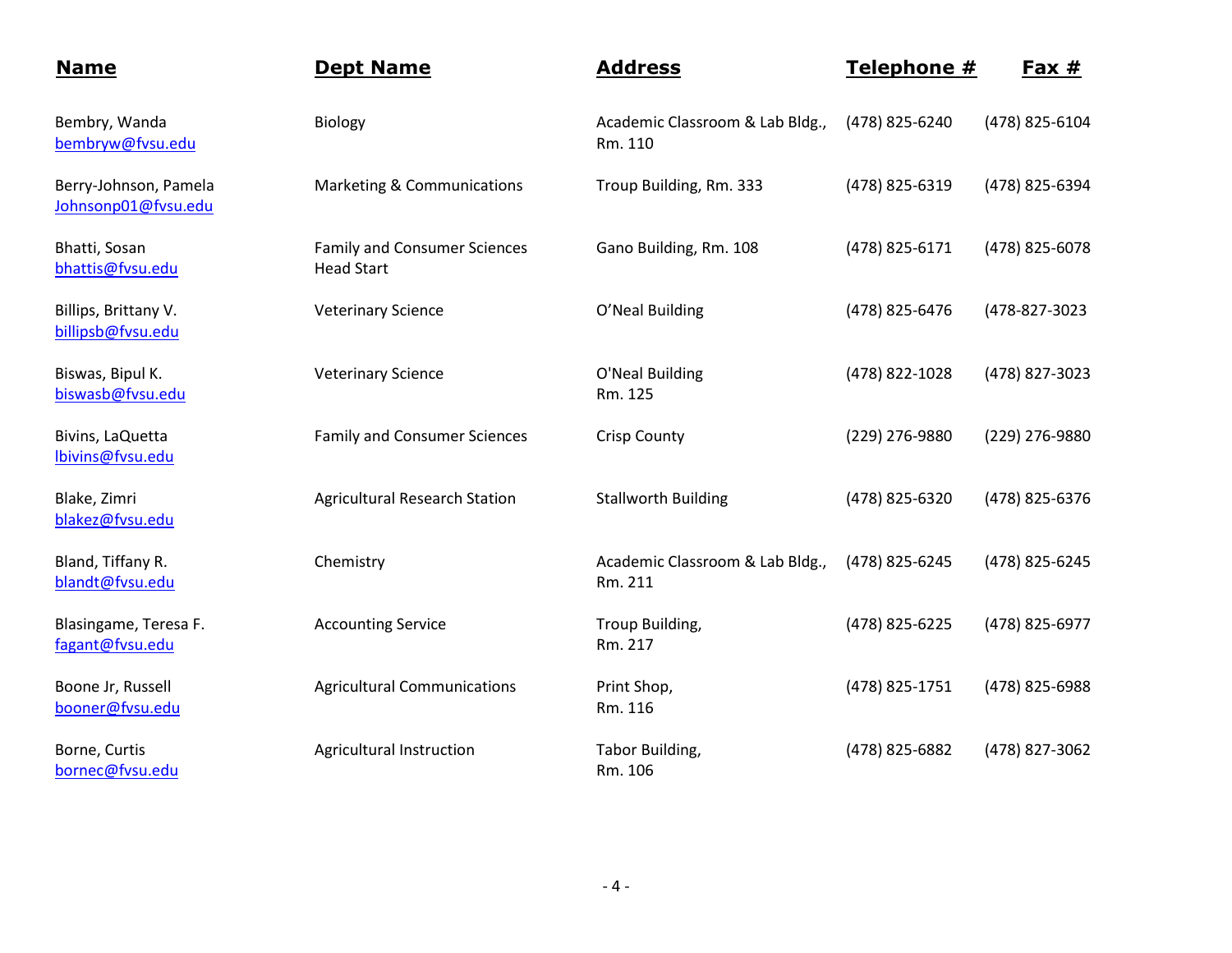| Name | Dept Name | Address | Telephone # | Fax # |
|---|---|---|---|---|
| Bembry, Wanda<br>bembryw@fvsu.edu | Biology | Academic Classroom & Lab Bldg., Rm. 110 | (478) 825-6240 | (478) 825-6104 |
| Berry-Johnson, Pamela<br>Johnsonp01@fvsu.edu | Marketing & Communications | Troup Building, Rm. 333 | (478) 825-6319 | (478) 825-6394 |
| Bhatti, Sosan<br>bhattis@fvsu.edu | Family and Consumer Sciences Head Start | Gano Building, Rm. 108 | (478) 825-6171 | (478) 825-6078 |
| Billips, Brittany V.<br>billipsb@fvsu.edu | Veterinary Science | O'Neal Building | (478) 825-6476 | (478-827-3023 |
| Biswas, Bipul K.<br>biswasb@fvsu.edu | Veterinary Science | O'Neal Building Rm. 125 | (478) 822-1028 | (478) 827-3023 |
| Bivins, LaQuetta<br>lbivins@fvsu.edu | Family and Consumer Sciences | Crisp County | (229) 276-9880 | (229) 276-9880 |
| Blake, Zimri<br>blakez@fvsu.edu | Agricultural Research Station | Stallworth Building | (478) 825-6320 | (478) 825-6376 |
| Bland, Tiffany R.<br>blandt@fvsu.edu | Chemistry | Academic Classroom & Lab Bldg., Rm. 211 | (478) 825-6245 | (478) 825-6245 |
| Blasingame, Teresa F.<br>fagant@fvsu.edu | Accounting Service | Troup Building, Rm. 217 | (478) 825-6225 | (478) 825-6977 |
| Boone Jr, Russell<br>booner@fvsu.edu | Agricultural Communications | Print Shop, Rm. 116 | (478) 825-1751 | (478) 825-6988 |
| Borne, Curtis<br>bornec@fvsu.edu | Agricultural Instruction | Tabor Building, Rm. 106 | (478) 825-6882 | (478) 827-3062 |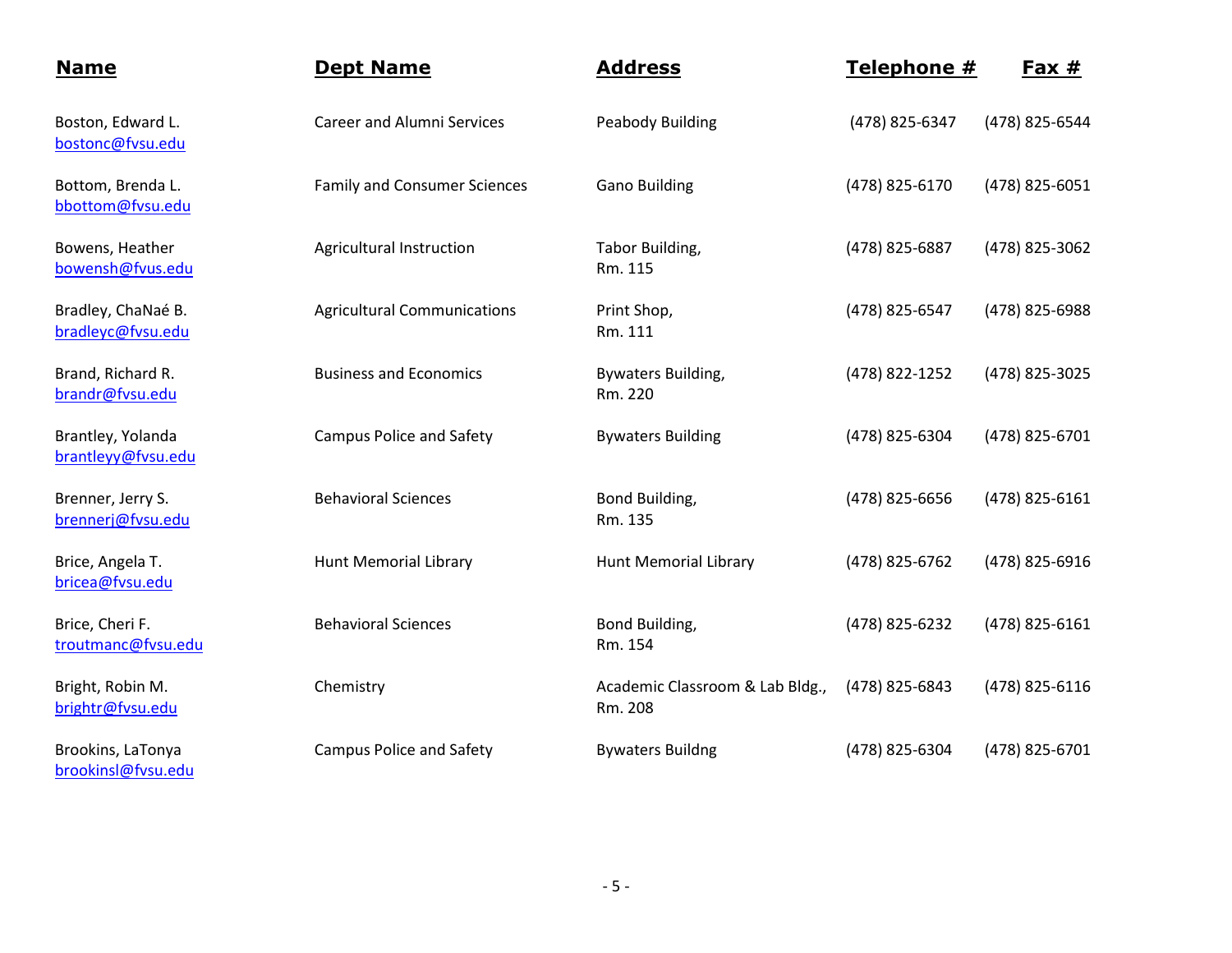| Name | Dept Name | Address | Telephone # | Fax # |
| --- | --- | --- | --- | --- |
| Boston, Edward L. bostonc@fvsu.edu | Career and Alumni Services | Peabody Building | (478) 825-6347 | (478) 825-6544 |
| Bottom, Brenda L. bbottom@fvsu.edu | Family and Consumer Sciences | Gano Building | (478) 825-6170 | (478) 825-6051 |
| Bowens, Heather bowensh@fvus.edu | Agricultural Instruction | Tabor Building, Rm. 115 | (478) 825-6887 | (478) 825-3062 |
| Bradley, ChaNaé B. bradleyc@fvsu.edu | Agricultural Communications | Print Shop, Rm. 111 | (478) 825-6547 | (478) 825-6988 |
| Brand, Richard R. brandr@fvsu.edu | Business and Economics | Bywaters Building, Rm. 220 | (478) 822-1252 | (478) 825-3025 |
| Brantley, Yolanda brantleyy@fvsu.edu | Campus Police and Safety | Bywaters Building | (478) 825-6304 | (478) 825-6701 |
| Brenner, Jerry S. brennerj@fvsu.edu | Behavioral Sciences | Bond Building, Rm. 135 | (478) 825-6656 | (478) 825-6161 |
| Brice, Angela T. bricea@fvsu.edu | Hunt Memorial Library | Hunt Memorial Library | (478) 825-6762 | (478) 825-6916 |
| Brice, Cheri F. troutmanc@fvsu.edu | Behavioral Sciences | Bond Building, Rm. 154 | (478) 825-6232 | (478) 825-6161 |
| Bright, Robin M. brightr@fvsu.edu | Chemistry | Academic Classroom & Lab Bldg., Rm. 208 | (478) 825-6843 | (478) 825-6116 |
| Brookins, LaTonya brookinsl@fvsu.edu | Campus Police and Safety | Bywaters Buildng | (478) 825-6304 | (478) 825-6701 |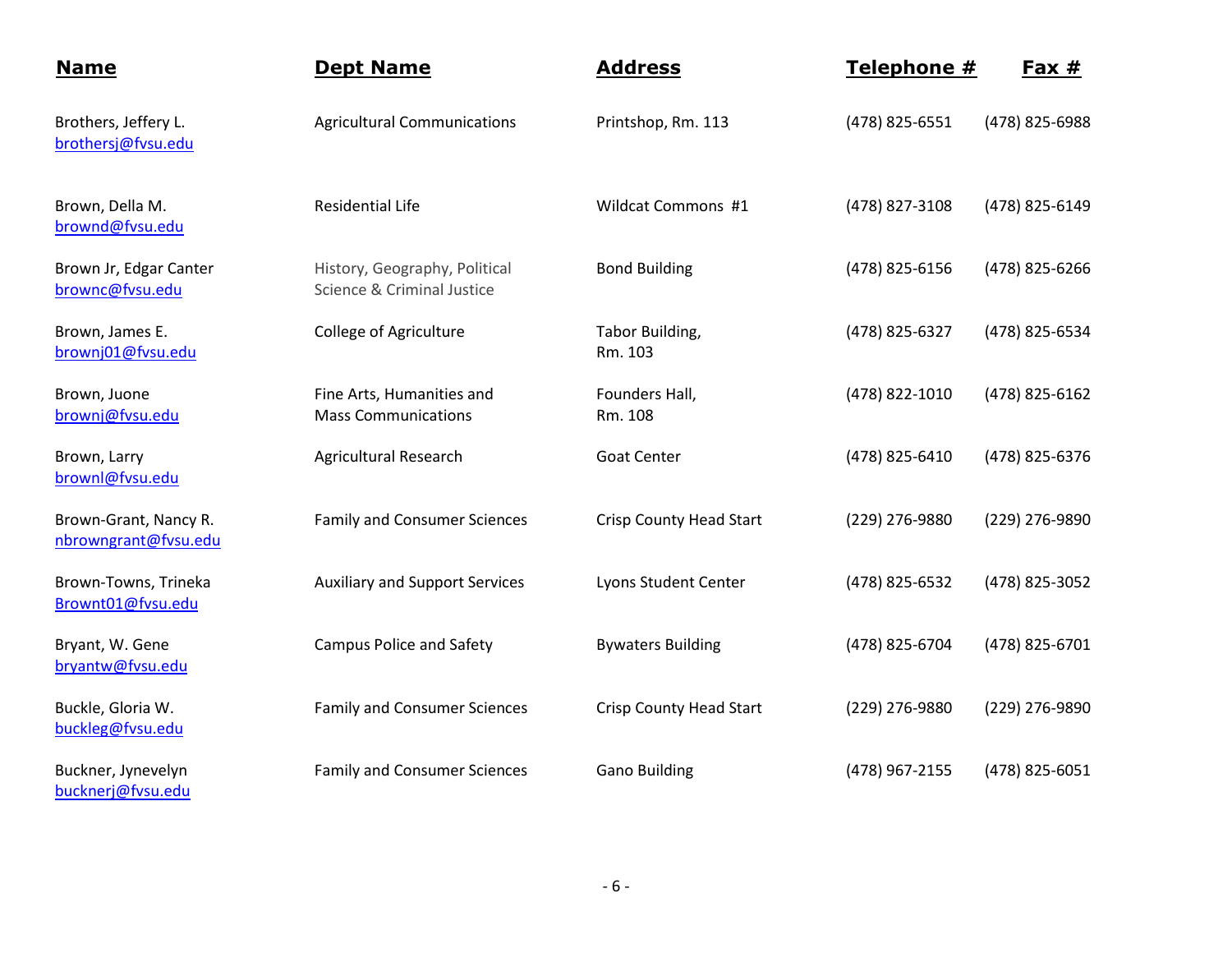| Name | Dept Name | Address | Telephone # | Fax # |
|---|---|---|---|---|
| Brothers, Jeffery L.<br>brothersj@fvsu.edu | Agricultural Communications | Printshop, Rm. 113 | (478) 825-6551 | (478) 825-6988 |
| Brown, Della M.<br>brownd@fvsu.edu | Residential Life | Wildcat Commons #1 | (478) 827-3108 | (478) 825-6149 |
| Brown Jr, Edgar Canter<br>brownc@fvsu.edu | History, Geography, Political Science & Criminal Justice | Bond Building | (478) 825-6156 | (478) 825-6266 |
| Brown, James E.<br>brownj01@fvsu.edu | College of Agriculture | Tabor Building, Rm. 103 | (478) 825-6327 | (478) 825-6534 |
| Brown, Juone<br>brownj@fvsu.edu | Fine Arts, Humanities and Mass Communications | Founders Hall, Rm. 108 | (478) 822-1010 | (478) 825-6162 |
| Brown, Larry<br>brownl@fvsu.edu | Agricultural Research | Goat Center | (478) 825-6410 | (478) 825-6376 |
| Brown-Grant, Nancy R.<br>nbrowngrant@fvsu.edu | Family and Consumer Sciences | Crisp County Head Start | (229) 276-9880 | (229) 276-9890 |
| Brown-Towns, Trineka<br>Brownt01@fvsu.edu | Auxiliary and Support Services | Lyons Student Center | (478) 825-6532 | (478) 825-3052 |
| Bryant, W. Gene<br>bryantw@fvsu.edu | Campus Police and Safety | Bywaters Building | (478) 825-6704 | (478) 825-6701 |
| Buckle, Gloria W.<br>buckleg@fvsu.edu | Family and Consumer Sciences | Crisp County Head Start | (229) 276-9880 | (229) 276-9890 |
| Buckner, Jynevelyn<br>bucknerj@fvsu.edu | Family and Consumer Sciences | Gano Building | (478) 967-2155 | (478) 825-6051 |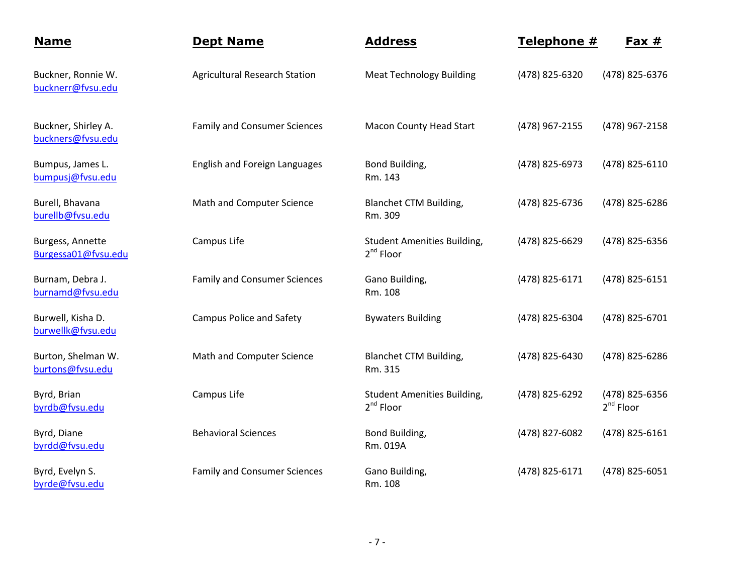| **Name** | **Dept Name** | **Address** | **Telephone #** | **Fax #** |
|---|---|---|---|---|
| Buckner, Ronnie W. bucknerr@fvsu.edu | Agricultural Research Station | Meat Technology Building | (478) 825-6320 | (478) 825-6376 |
| Buckner, Shirley A. buckners@fvsu.edu | Family and Consumer Sciences | Macon County Head Start | (478) 967-2155 | (478) 967-2158 |
| Bumpus, James L. bumpusj@fvsu.edu | English and Foreign Languages | Bond Building, Rm. 143 | (478) 825-6973 | (478) 825-6110 |
| Burell, Bhavana burellb@fvsu.edu | Math and Computer Science | Blanchet CTM Building, Rm. 309 | (478) 825-6736 | (478) 825-6286 |
| Burgess, Annette Burgessa01@fvsu.edu | Campus Life | Student Amenities Building, 2nd Floor | (478) 825-6629 | (478) 825-6356 |
| Burnam, Debra J. burnamd@fvsu.edu | Family and Consumer Sciences | Gano Building, Rm. 108 | (478) 825-6171 | (478) 825-6151 |
| Burwell, Kisha D. burwellk@fvsu.edu | Campus Police and Safety | Bywaters Building | (478) 825-6304 | (478) 825-6701 |
| Burton, Shelman W. burtons@fvsu.edu | Math and Computer Science | Blanchet CTM Building, Rm. 315 | (478) 825-6430 | (478) 825-6286 |
| Byrd, Brian byrdb@fvsu.edu | Campus Life | Student Amenities Building, 2nd Floor | (478) 825-6292 | (478) 825-6356 2nd Floor |
| Byrd, Diane byrdd@fvsu.edu | Behavioral Sciences | Bond Building, Rm. 019A | (478) 827-6082 | (478) 825-6161 |
| Byrd, Evelyn S. byrde@fvsu.edu | Family and Consumer Sciences | Gano Building, Rm. 108 | (478) 825-6171 | (478) 825-6051 |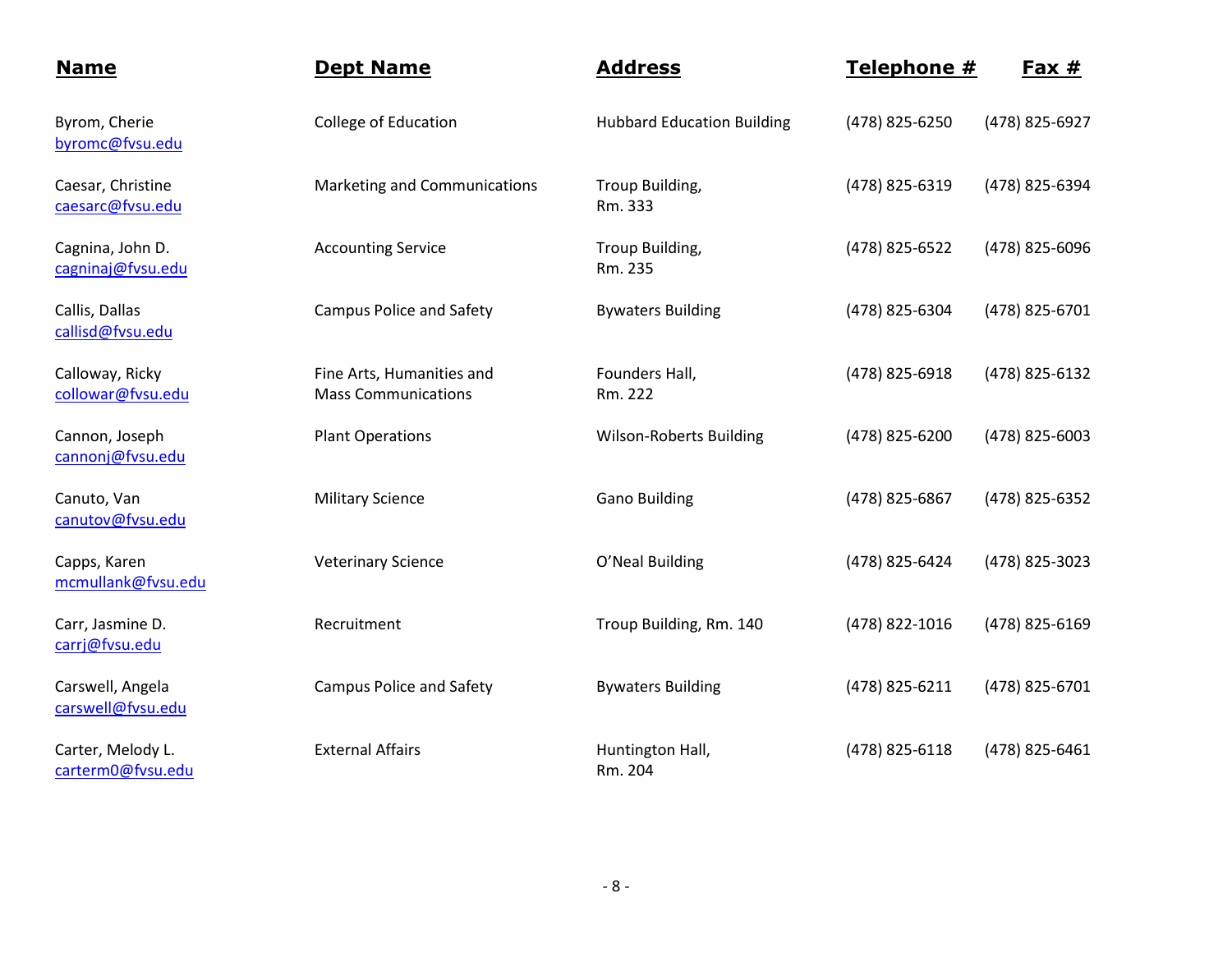| Name | Dept Name | Address | Telephone # | Fax # |
|---|---|---|---|---|
| Byrom, Cherie<br>byromc@fvsu.edu | College of Education | Hubbard Education Building | (478) 825-6250 | (478) 825-6927 |
| Caesar, Christine<br>caesarc@fvsu.edu | Marketing and Communications | Troup Building,<br>Rm. 333 | (478) 825-6319 | (478) 825-6394 |
| Cagnina, John D.<br>cagninaj@fvsu.edu | Accounting Service | Troup Building,<br>Rm. 235 | (478) 825-6522 | (478) 825-6096 |
| Callis, Dallas<br>callisd@fvsu.edu | Campus Police and Safety | Bywaters Building | (478) 825-6304 | (478) 825-6701 |
| Calloway, Ricky<br>collowar@fvsu.edu | Fine Arts, Humanities and Mass Communications | Founders Hall,<br>Rm. 222 | (478) 825-6918 | (478) 825-6132 |
| Cannon, Joseph<br>cannonj@fvsu.edu | Plant Operations | Wilson-Roberts Building | (478) 825-6200 | (478) 825-6003 |
| Canuto, Van<br>canutov@fvsu.edu | Military Science | Gano Building | (478) 825-6867 | (478) 825-6352 |
| Capps, Karen<br>mcmullank@fvsu.edu | Veterinary Science | O'Neal Building | (478) 825-6424 | (478) 825-3023 |
| Carr, Jasmine D.<br>carrj@fvsu.edu | Recruitment | Troup Building, Rm. 140 | (478) 822-1016 | (478) 825-6169 |
| Carswell, Angela<br>carswell@fvsu.edu | Campus Police and Safety | Bywaters Building | (478) 825-6211 | (478) 825-6701 |
| Carter, Melody L.<br>carterm0@fvsu.edu | External Affairs | Huntington Hall,<br>Rm. 204 | (478) 825-6118 | (478) 825-6461 |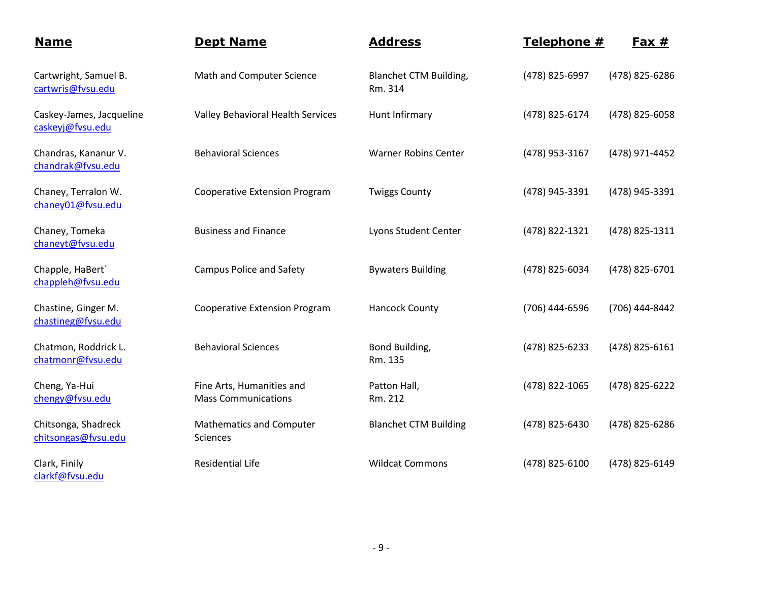| **Name** | **Dept Name** | **Address** | **Telephone #** | **Fax #** |
|---|---|---|---|---|
| Cartwright, Samuel B. cartwris@fvsu.edu | Math and Computer Science | Blanchet CTM Building, Rm. 314 | (478) 825-6997 | (478) 825-6286 |
| Caskey-James, Jacqueline caskeyj@fvsu.edu | Valley Behavioral Health Services | Hunt Infirmary | (478) 825-6174 | (478) 825-6058 |
| Chandras, Kananur V. chandrak@fvsu.edu | Behavioral Sciences | Warner Robins Center | (478) 953-3167 | (478) 971-4452 |
| Chaney, Terralon W. chaney01@fvsu.edu | Cooperative Extension Program | Twiggs County | (478) 945-3391 | (478) 945-3391 |
| Chaney, Tomeka chaneyt@fvsu.edu | Business and Finance | Lyons Student Center | (478) 822-1321 | (478) 825-1311 |
| Chapple, HaBert` chappleh@fvsu.edu | Campus Police and Safety | Bywaters Building | (478) 825-6034 | (478) 825-6701 |
| Chastine, Ginger M. chastineg@fvsu.edu | Cooperative Extension Program | Hancock County | (706) 444-6596 | (706) 444-8442 |
| Chatmon, Roddrick L. chatmonr@fvsu.edu | Behavioral Sciences | Bond Building, Rm. 135 | (478) 825-6233 | (478) 825-6161 |
| Cheng, Ya-Hui chengy@fvsu.edu | Fine Arts, Humanities and Mass Communications | Patton Hall, Rm. 212 | (478) 822-1065 | (478) 825-6222 |
| Chitsonga, Shadreck chitsongas@fvsu.edu | Mathematics and Computer Sciences | Blanchet CTM Building | (478) 825-6430 | (478) 825-6286 |
| Clark, Finily clarkf@fvsu.edu | Residential Life | Wildcat Commons | (478) 825-6100 | (478) 825-6149 |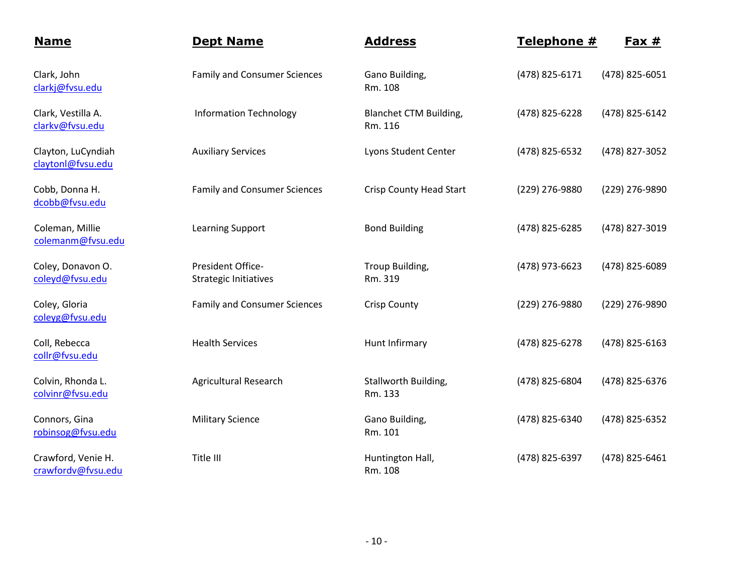| Name | Dept Name | Address | Telephone # | Fax # |
|---|---|---|---|---|
| Clark, John clarkj@fvsu.edu | Family and Consumer Sciences | Gano Building, Rm. 108 | (478) 825-6171 | (478) 825-6051 |
| Clark, Vestilla A. clarkv@fvsu.edu | Information Technology | Blanchet CTM Building, Rm. 116 | (478) 825-6228 | (478) 825-6142 |
| Clayton, LuCyndiah claytonl@fvsu.edu | Auxiliary Services | Lyons Student Center | (478) 825-6532 | (478) 827-3052 |
| Cobb, Donna H. dcobb@fvsu.edu | Family and Consumer Sciences | Crisp County Head Start | (229) 276-9880 | (229) 276-9890 |
| Coleman, Millie colemanm@fvsu.edu | Learning Support | Bond Building | (478) 825-6285 | (478) 827-3019 |
| Coley, Donavon O. coleyd@fvsu.edu | President Office-Strategic Initiatives | Troup Building, Rm. 319 | (478) 973-6623 | (478) 825-6089 |
| Coley, Gloria coleyg@fvsu.edu | Family and Consumer Sciences | Crisp County | (229) 276-9880 | (229) 276-9890 |
| Coll, Rebecca collr@fvsu.edu | Health Services | Hunt Infirmary | (478) 825-6278 | (478) 825-6163 |
| Colvin, Rhonda L. colvinr@fvsu.edu | Agricultural Research | Stallworth Building, Rm. 133 | (478) 825-6804 | (478) 825-6376 |
| Connors, Gina robinsog@fvsu.edu | Military Science | Gano Building, Rm. 101 | (478) 825-6340 | (478) 825-6352 |
| Crawford, Venie H. crawfordv@fvsu.edu | Title III | Huntington Hall, Rm. 108 | (478) 825-6397 | (478) 825-6461 |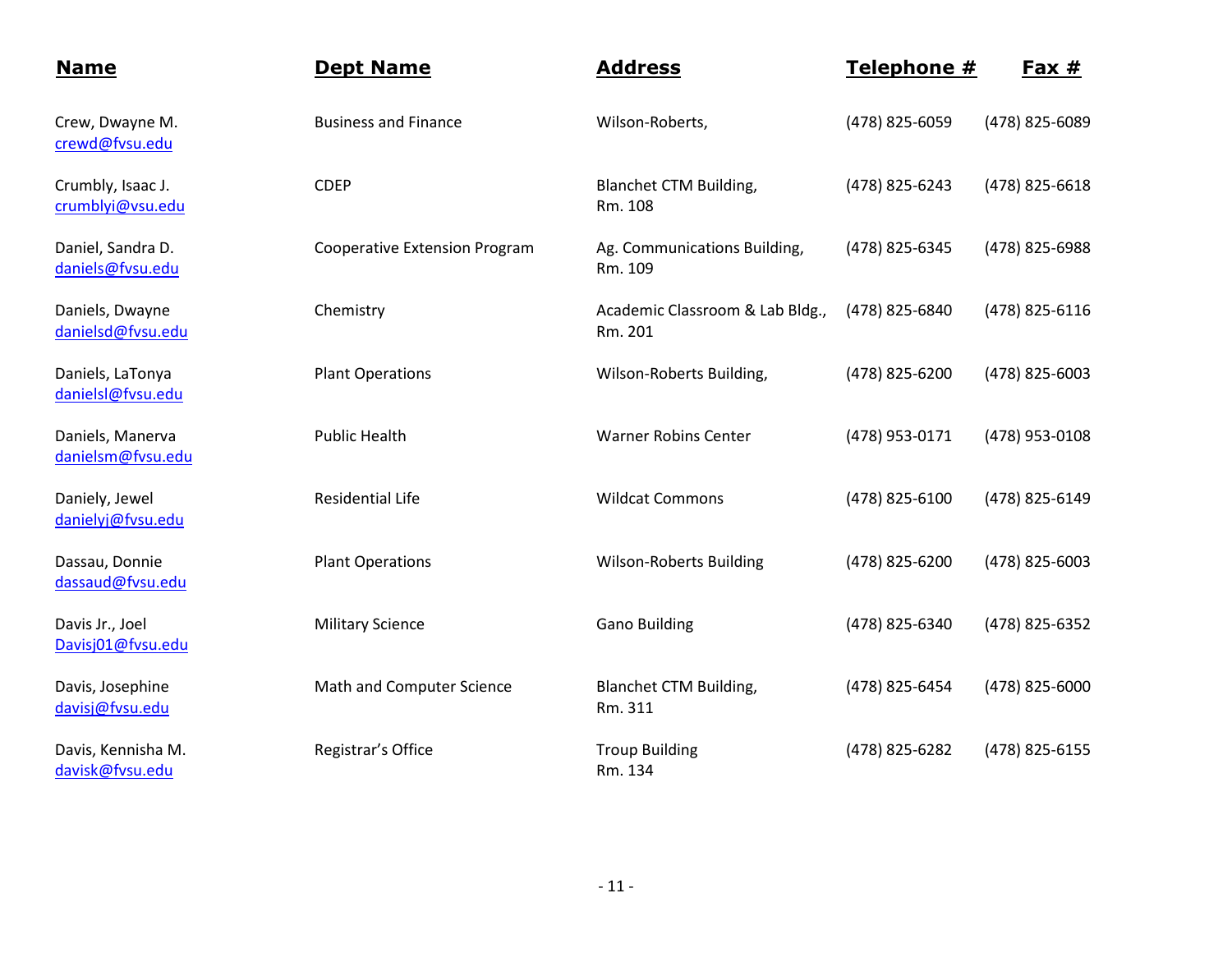| Name | Dept Name | Address | Telephone # | Fax # |
|---|---|---|---|---|
| Crew, Dwayne M. crewd@fvsu.edu | Business and Finance | Wilson-Roberts, | (478) 825-6059 | (478) 825-6089 |
| Crumbly, Isaac J. crumblyi@vsu.edu | CDEP | Blanchet CTM Building, Rm. 108 | (478) 825-6243 | (478) 825-6618 |
| Daniel, Sandra D. daniels@fvsu.edu | Cooperative Extension Program | Ag. Communications Building, Rm. 109 | (478) 825-6345 | (478) 825-6988 |
| Daniels, Dwayne danielsd@fvsu.edu | Chemistry | Academic Classroom & Lab Bldg., Rm. 201 | (478) 825-6840 | (478) 825-6116 |
| Daniels, LaTonya danielsl@fvsu.edu | Plant Operations | Wilson-Roberts Building, | (478) 825-6200 | (478) 825-6003 |
| Daniels, Manerva danielsm@fvsu.edu | Public Health | Warner Robins Center | (478) 953-0171 | (478) 953-0108 |
| Daniely, Jewel danielyj@fvsu.edu | Residential Life | Wildcat Commons | (478) 825-6100 | (478) 825-6149 |
| Dassau, Donnie dassaud@fvsu.edu | Plant Operations | Wilson-Roberts Building | (478) 825-6200 | (478) 825-6003 |
| Davis Jr., Joel Davisj01@fvsu.edu | Military Science | Gano Building | (478) 825-6340 | (478) 825-6352 |
| Davis, Josephine davisj@fvsu.edu | Math and Computer Science | Blanchet CTM Building, Rm. 311 | (478) 825-6454 | (478) 825-6000 |
| Davis, Kennisha M. davisk@fvsu.edu | Registrar's Office | Troup Building Rm. 134 | (478) 825-6282 | (478) 825-6155 |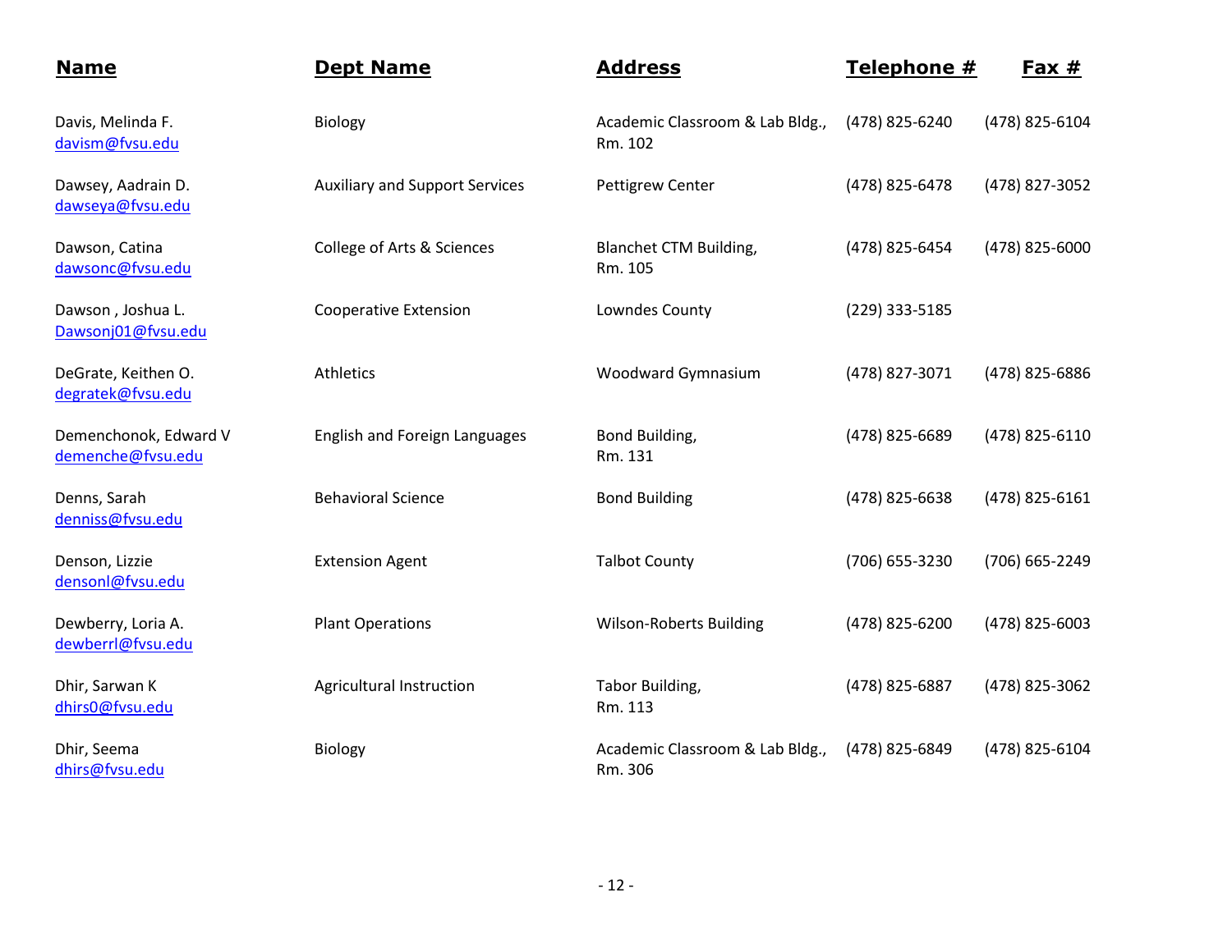| Name | Dept Name | Address | Telephone # | Fax # |
|---|---|---|---|---|
| Davis, Melinda F. davism@fvsu.edu | Biology | Academic Classroom & Lab Bldg., Rm. 102 | (478) 825-6240 | (478) 825-6104 |
| Dawsey, Aadrain D. dawseya@fvsu.edu | Auxiliary and Support Services | Pettigrew Center | (478) 825-6478 | (478) 827-3052 |
| Dawson, Catina dawsonc@fvsu.edu | College of Arts & Sciences | Blanchet CTM Building, Rm. 105 | (478) 825-6454 | (478) 825-6000 |
| Dawson , Joshua L. Dawsonj01@fvsu.edu | Cooperative Extension | Lowndes County | (229) 333-5185 | |
| DeGrate, Keithen O. degratek@fvsu.edu | Athletics | Woodward Gymnasium | (478) 827-3071 | (478) 825-6886 |
| Demenchonok, Edward V demenche@fvsu.edu | English and Foreign Languages | Bond Building, Rm. 131 | (478) 825-6689 | (478) 825-6110 |
| Denns, Sarah denniss@fvsu.edu | Behavioral Science | Bond Building | (478) 825-6638 | (478) 825-6161 |
| Denson, Lizzie densonl@fvsu.edu | Extension Agent | Talbot County | (706) 655-3230 | (706) 665-2249 |
| Dewberry, Loria A. dewberrl@fvsu.edu | Plant Operations | Wilson-Roberts Building | (478) 825-6200 | (478) 825-6003 |
| Dhir, Sarwan K dhirs0@fvsu.edu | Agricultural Instruction | Tabor Building, Rm. 113 | (478) 825-6887 | (478) 825-3062 |
| Dhir, Seema dhirs@fvsu.edu | Biology | Academic Classroom & Lab Bldg., Rm. 306 | (478) 825-6849 | (478) 825-6104 |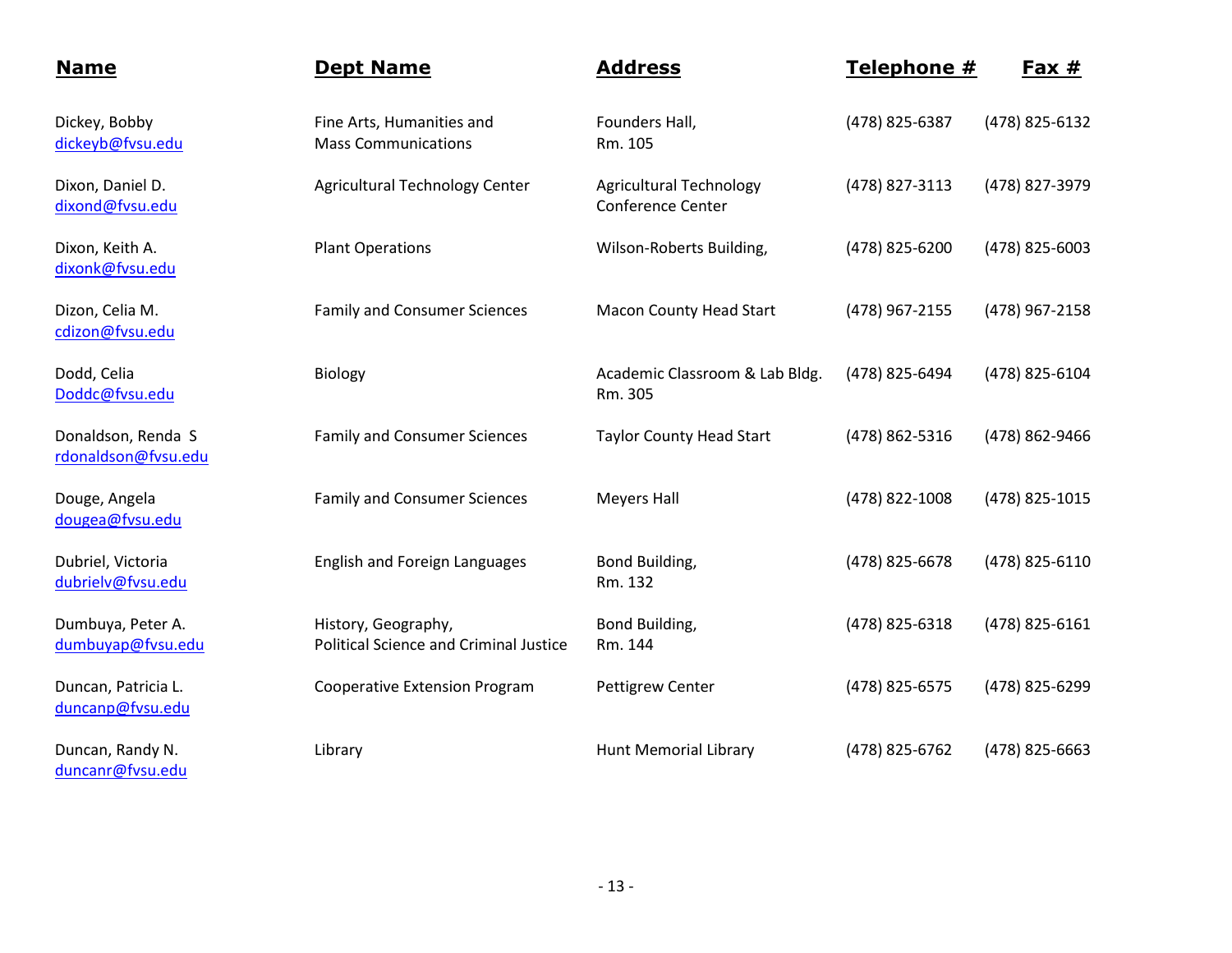| Name | Dept Name | Address | Telephone # | Fax # |
|---|---|---|---|---|
| Dickey, Bobby<br>dickeyb@fvsu.edu | Fine Arts, Humanities and Mass Communications | Founders Hall, Rm. 105 | (478) 825-6387 | (478) 825-6132 |
| Dixon, Daniel D.<br>dixond@fvsu.edu | Agricultural Technology Center | Agricultural Technology Conference Center | (478) 827-3113 | (478) 827-3979 |
| Dixon, Keith A.<br>dixonk@fvsu.edu | Plant Operations | Wilson-Roberts Building, | (478) 825-6200 | (478) 825-6003 |
| Dizon, Celia M.<br>cdizon@fvsu.edu | Family and Consumer Sciences | Macon County Head Start | (478) 967-2155 | (478) 967-2158 |
| Dodd, Celia<br>Doddc@fvsu.edu | Biology | Academic Classroom & Lab Bldg. Rm. 305 | (478) 825-6494 | (478) 825-6104 |
| Donaldson, Renda S<br>rdonaldson@fvsu.edu | Family and Consumer Sciences | Taylor County Head Start | (478) 862-5316 | (478) 862-9466 |
| Douge, Angela<br>dougea@fvsu.edu | Family and Consumer Sciences | Meyers Hall | (478) 822-1008 | (478) 825-1015 |
| Dubriel, Victoria<br>dubrielv@fvsu.edu | English and Foreign Languages | Bond Building, Rm. 132 | (478) 825-6678 | (478) 825-6110 |
| Dumbuya, Peter A.<br>dumbuyap@fvsu.edu | History, Geography, Political Science and Criminal Justice | Bond Building, Rm. 144 | (478) 825-6318 | (478) 825-6161 |
| Duncan, Patricia L.<br>duncanp@fvsu.edu | Cooperative Extension Program | Pettigrew Center | (478) 825-6575 | (478) 825-6299 |
| Duncan, Randy N.<br>duncanr@fvsu.edu | Library | Hunt Memorial Library | (478) 825-6762 | (478) 825-6663 |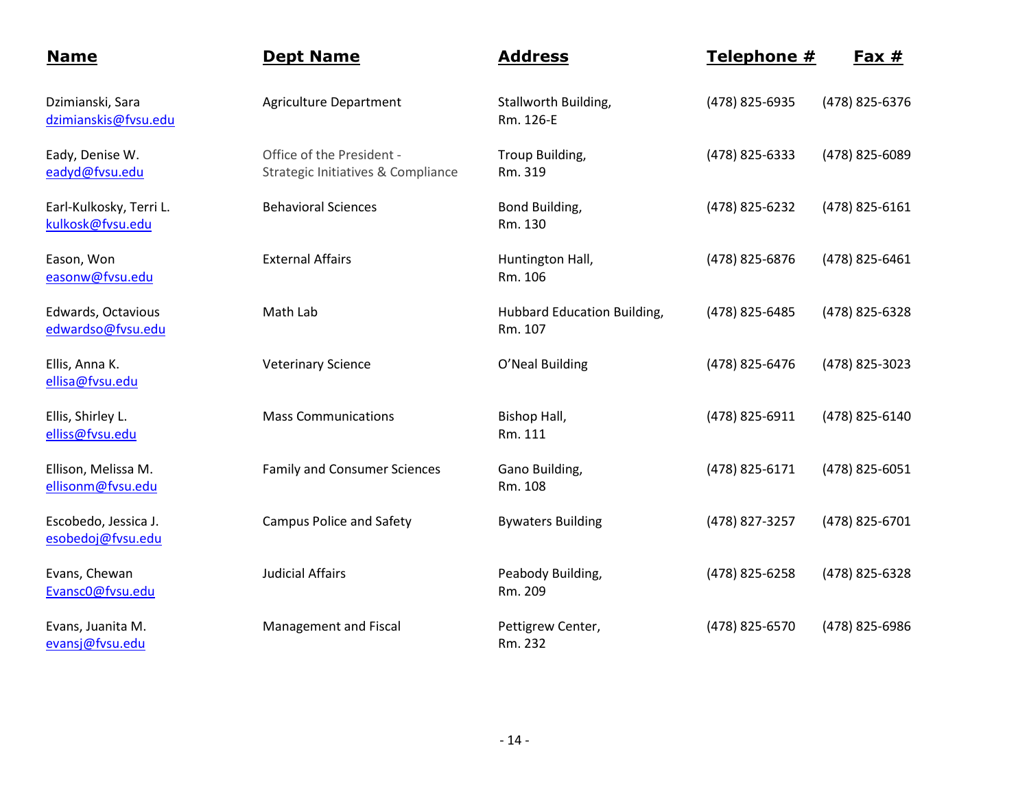| Name | Dept Name | Address | Telephone # | Fax # |
|---|---|---|---|---|
| Dzimianski, Sara<br>dzimianskis@fvsu.edu | Agriculture Department | Stallworth Building,<br>Rm. 126-E | (478) 825-6935 | (478) 825-6376 |
| Eady, Denise W.<br>eadyd@fvsu.edu | Office of the President -<br>Strategic Initiatives & Compliance | Troup Building,<br>Rm. 319 | (478) 825-6333 | (478) 825-6089 |
| Earl-Kulkosky, Terri L.<br>kulkosk@fvsu.edu | Behavioral Sciences | Bond Building,<br>Rm. 130 | (478) 825-6232 | (478) 825-6161 |
| Eason, Won<br>easonw@fvsu.edu | External Affairs | Huntington Hall,<br>Rm. 106 | (478) 825-6876 | (478) 825-6461 |
| Edwards, Octavious<br>edwardso@fvsu.edu | Math Lab | Hubbard Education Building,<br>Rm. 107 | (478) 825-6485 | (478) 825-6328 |
| Ellis, Anna K.<br>ellisa@fvsu.edu | Veterinary Science | O'Neal Building | (478) 825-6476 | (478) 825-3023 |
| Ellis, Shirley L.<br>elliss@fvsu.edu | Mass Communications | Bishop Hall,<br>Rm. 111 | (478) 825-6911 | (478) 825-6140 |
| Ellison, Melissa M.<br>ellisonm@fvsu.edu | Family and Consumer Sciences | Gano Building,<br>Rm. 108 | (478) 825-6171 | (478) 825-6051 |
| Escobedo, Jessica J.<br>esobedoj@fvsu.edu | Campus Police and Safety | Bywaters Building | (478) 827-3257 | (478) 825-6701 |
| Evans, Chewan<br>Evansc0@fvsu.edu | Judicial Affairs | Peabody Building,<br>Rm. 209 | (478) 825-6258 | (478) 825-6328 |
| Evans, Juanita M.<br>evansj@fvsu.edu | Management and Fiscal | Pettigrew Center,<br>Rm. 232 | (478) 825-6570 | (478) 825-6986 |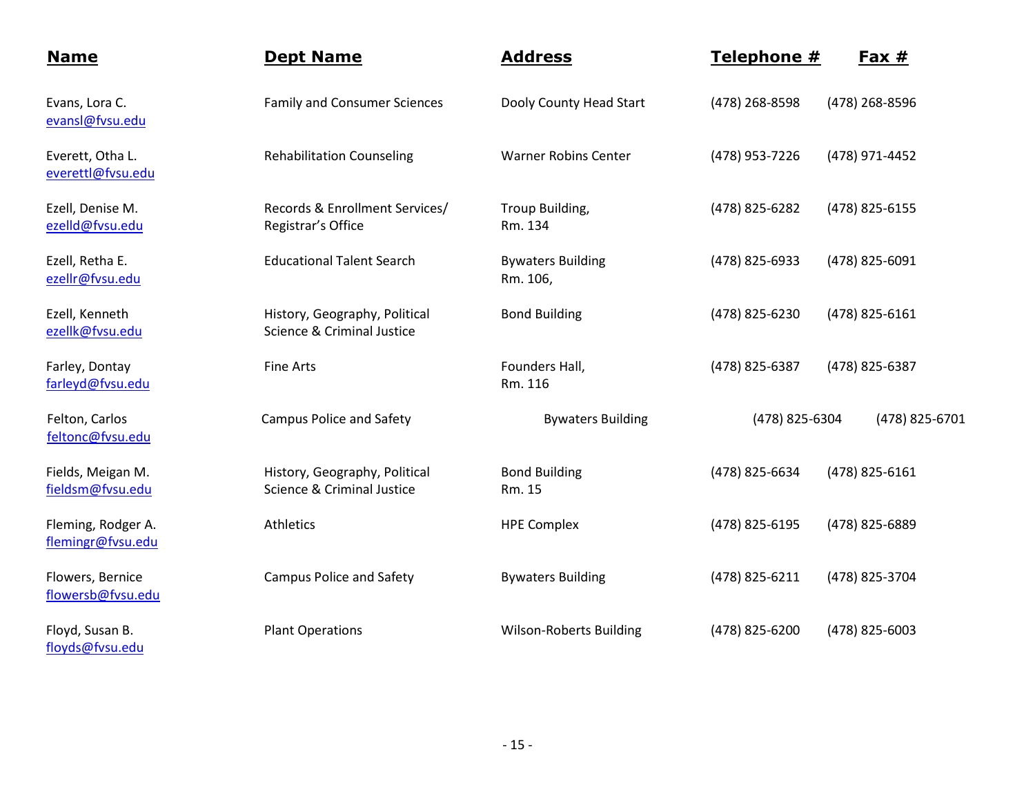| Name | Dept Name | Address | Telephone # | Fax # |
|---|---|---|---|---|
| Evans, Lora C.<br>evansl@fvsu.edu | Family and Consumer Sciences | Dooly County Head Start | (478) 268-8598 | (478) 268-8596 |
| Everett, Otha L.<br>everettl@fvsu.edu | Rehabilitation Counseling | Warner Robins Center | (478) 953-7226 | (478) 971-4452 |
| Ezell, Denise M.<br>ezelld@fvsu.edu | Records & Enrollment Services/ Registrar's Office | Troup Building, Rm. 134 | (478) 825-6282 | (478) 825-6155 |
| Ezell, Retha E.<br>ezellr@fvsu.edu | Educational Talent Search | Bywaters Building Rm. 106, | (478) 825-6933 | (478) 825-6091 |
| Ezell, Kenneth<br>ezellk@fvsu.edu | History, Geography, Political Science & Criminal Justice | Bond Building | (478) 825-6230 | (478) 825-6161 |
| Farley, Dontay<br>farleyd@fvsu.edu | Fine Arts | Founders Hall, Rm. 116 | (478) 825-6387 | (478) 825-6387 |
| Felton, Carlos<br>feltonc@fvsu.edu | Campus Police and Safety | Bywaters Building | (478) 825-6304 | (478) 825-6701 |
| Fields, Meigan M.<br>fieldsm@fvsu.edu | History, Geography, Political Science & Criminal Justice | Bond Building Rm. 15 | (478) 825-6634 | (478) 825-6161 |
| Fleming, Rodger A.<br>flemingr@fvsu.edu | Athletics | HPE Complex | (478) 825-6195 | (478) 825-6889 |
| Flowers, Bernice<br>flowersb@fvsu.edu | Campus Police and Safety | Bywaters Building | (478) 825-6211 | (478) 825-3704 |
| Floyd, Susan B.<br>floyds@fvsu.edu | Plant Operations | Wilson-Roberts Building | (478) 825-6200 | (478) 825-6003 |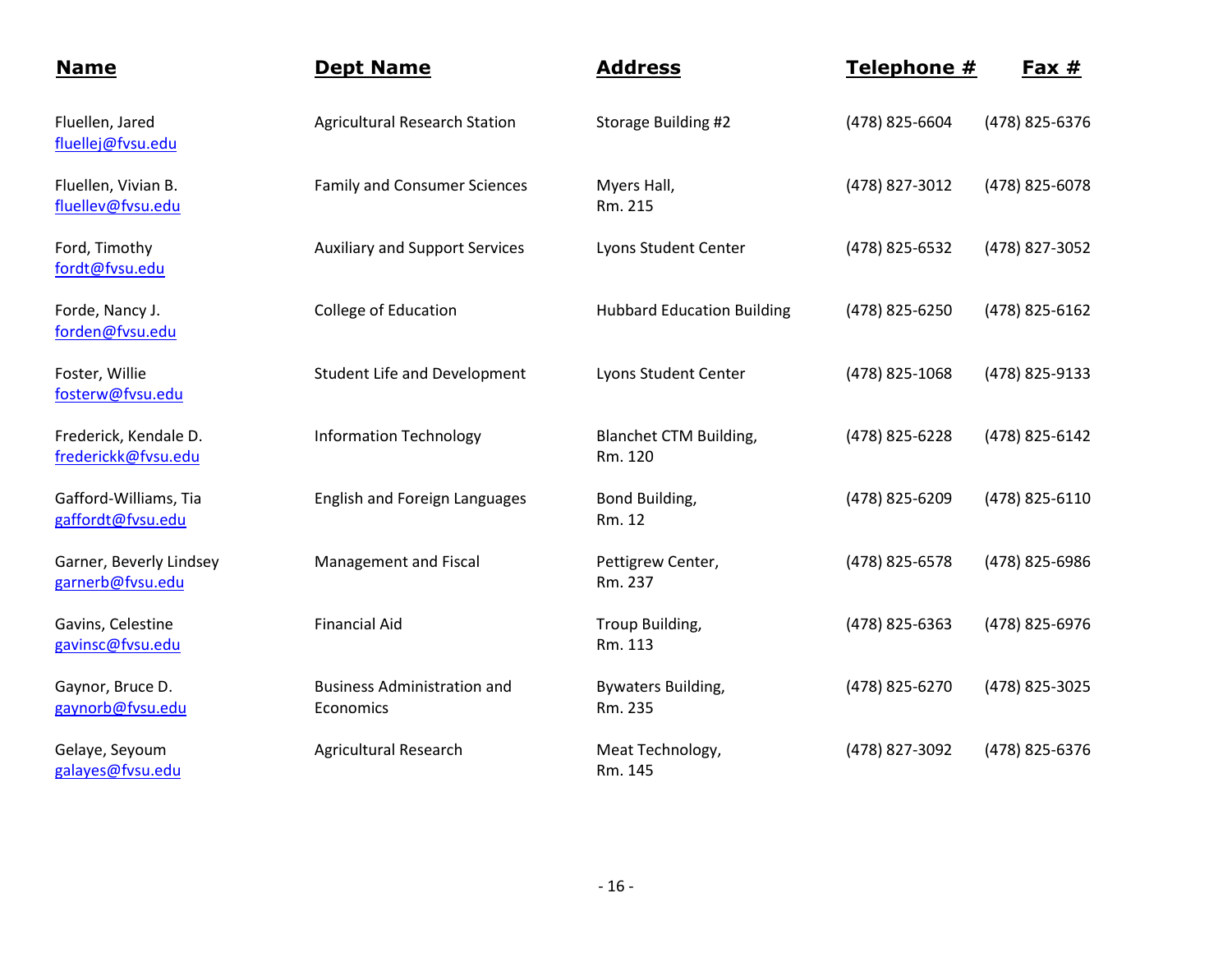| Name | Dept Name | Address | Telephone # | Fax # |
|---|---|---|---|---|
| Fluellen, Jared<br>fluellej@fvsu.edu | Agricultural Research Station | Storage Building #2 | (478) 825-6604 | (478) 825-6376 |
| Fluellen, Vivian B.<br>fluellev@fvsu.edu | Family and Consumer Sciences | Myers Hall,<br>Rm. 215 | (478) 827-3012 | (478) 825-6078 |
| Ford, Timothy<br>fordt@fvsu.edu | Auxiliary and Support Services | Lyons Student Center | (478) 825-6532 | (478) 827-3052 |
| Forde, Nancy J.<br>forden@fvsu.edu | College of Education | Hubbard Education Building | (478) 825-6250 | (478) 825-6162 |
| Foster, Willie<br>fosterw@fvsu.edu | Student Life and Development | Lyons Student Center | (478) 825-1068 | (478) 825-9133 |
| Frederick, Kendale D.<br>frederickk@fvsu.edu | Information Technology | Blanchet CTM Building,<br>Rm. 120 | (478) 825-6228 | (478) 825-6142 |
| Gafford-Williams, Tia<br>gaffordt@fvsu.edu | English and Foreign Languages | Bond Building,<br>Rm. 12 | (478) 825-6209 | (478) 825-6110 |
| Garner, Beverly Lindsey<br>garnerb@fvsu.edu | Management and Fiscal | Pettigrew Center,<br>Rm. 237 | (478) 825-6578 | (478) 825-6986 |
| Gavins, Celestine<br>gavinsc@fvsu.edu | Financial Aid | Troup Building,<br>Rm. 113 | (478) 825-6363 | (478) 825-6976 |
| Gaynor, Bruce D.<br>gaynorb@fvsu.edu | Business Administration and Economics | Bywaters Building,<br>Rm. 235 | (478) 825-6270 | (478) 825-3025 |
| Gelaye, Seyoum<br>galayes@fvsu.edu | Agricultural Research | Meat Technology,<br>Rm. 145 | (478) 827-3092 | (478) 825-6376 |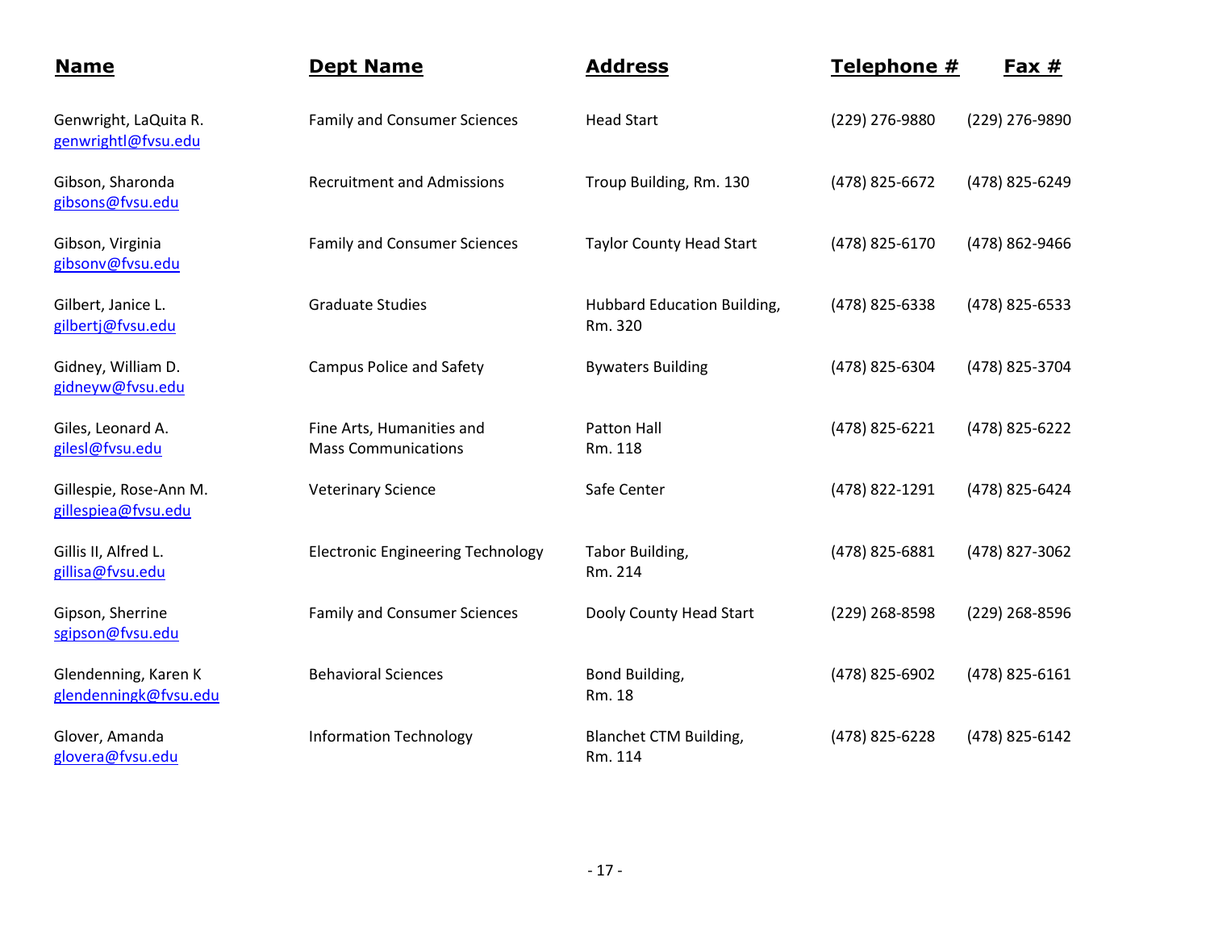| Name | Dept Name | Address | Telephone # | Fax # |
|---|---|---|---|---|
| Genwright, LaQuita R. genwrightl@fvsu.edu | Family and Consumer Sciences | Head Start | (229) 276-9880 | (229) 276-9890 |
| Gibson, Sharonda gibsons@fvsu.edu | Recruitment and Admissions | Troup Building, Rm. 130 | (478) 825-6672 | (478) 825-6249 |
| Gibson, Virginia gibsonv@fvsu.edu | Family and Consumer Sciences | Taylor County Head Start | (478) 825-6170 | (478) 862-9466 |
| Gilbert, Janice L. gilbertj@fvsu.edu | Graduate Studies | Hubbard Education Building, Rm. 320 | (478) 825-6338 | (478) 825-6533 |
| Gidney, William D. gidneyw@fvsu.edu | Campus Police and Safety | Bywaters Building | (478) 825-6304 | (478) 825-3704 |
| Giles, Leonard A. gilesl@fvsu.edu | Fine Arts, Humanities and Mass Communications | Patton Hall Rm. 118 | (478) 825-6221 | (478) 825-6222 |
| Gillespie, Rose-Ann M. gillespiea@fvsu.edu | Veterinary Science | Safe Center | (478) 822-1291 | (478) 825-6424 |
| Gillis II, Alfred L. gillisa@fvsu.edu | Electronic Engineering Technology | Tabor Building, Rm. 214 | (478) 825-6881 | (478) 827-3062 |
| Gipson, Sherrine sgipson@fvsu.edu | Family and Consumer Sciences | Dooly County Head Start | (229) 268-8598 | (229) 268-8596 |
| Glendenning, Karen K glendenningk@fvsu.edu | Behavioral Sciences | Bond Building, Rm. 18 | (478) 825-6902 | (478) 825-6161 |
| Glover, Amanda glovera@fvsu.edu | Information Technology | Blanchet CTM Building, Rm. 114 | (478) 825-6228 | (478) 825-6142 |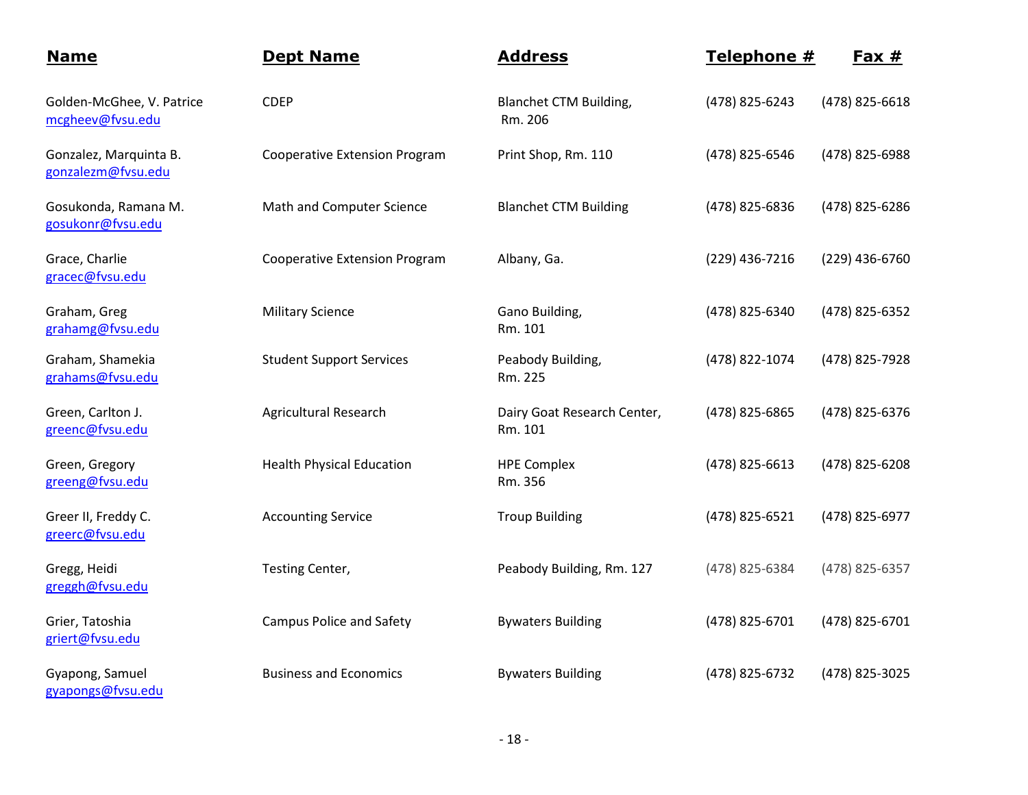| Name | Dept Name | Address | Telephone # | Fax # |
|---|---|---|---|---|
| Golden-McGhee, V. Patrice mcgheev@fvsu.edu | CDEP | Blanchet CTM Building, Rm. 206 | (478) 825-6243 | (478) 825-6618 |
| Gonzalez, Marquinta B. gonzalezm@fvsu.edu | Cooperative Extension Program | Print Shop, Rm. 110 | (478) 825-6546 | (478) 825-6988 |
| Gosukonda, Ramana M. gosukonr@fvsu.edu | Math and Computer Science | Blanchet CTM Building | (478) 825-6836 | (478) 825-6286 |
| Grace, Charlie gracec@fvsu.edu | Cooperative Extension Program | Albany, Ga. | (229) 436-7216 | (229) 436-6760 |
| Graham, Greg grahamg@fvsu.edu | Military Science | Gano Building, Rm. 101 | (478) 825-6340 | (478) 825-6352 |
| Graham, Shamekia grahams@fvsu.edu | Student Support Services | Peabody Building, Rm. 225 | (478) 822-1074 | (478) 825-7928 |
| Green, Carlton J. greenc@fvsu.edu | Agricultural Research | Dairy Goat Research Center, Rm. 101 | (478) 825-6865 | (478) 825-6376 |
| Green, Gregory greeng@fvsu.edu | Health Physical Education | HPE Complex Rm. 356 | (478) 825-6613 | (478) 825-6208 |
| Greer II, Freddy C. greerc@fvsu.edu | Accounting Service | Troup Building | (478) 825-6521 | (478) 825-6977 |
| Gregg, Heidi greggh@fvsu.edu | Testing Center, | Peabody Building, Rm. 127 | (478) 825-6384 | (478) 825-6357 |
| Grier, Tatoshia griert@fvsu.edu | Campus Police and Safety | Bywaters Building | (478) 825-6701 | (478) 825-6701 |
| Gyapong, Samuel gyapongs@fvsu.edu | Business and Economics | Bywaters Building | (478) 825-6732 | (478) 825-3025 |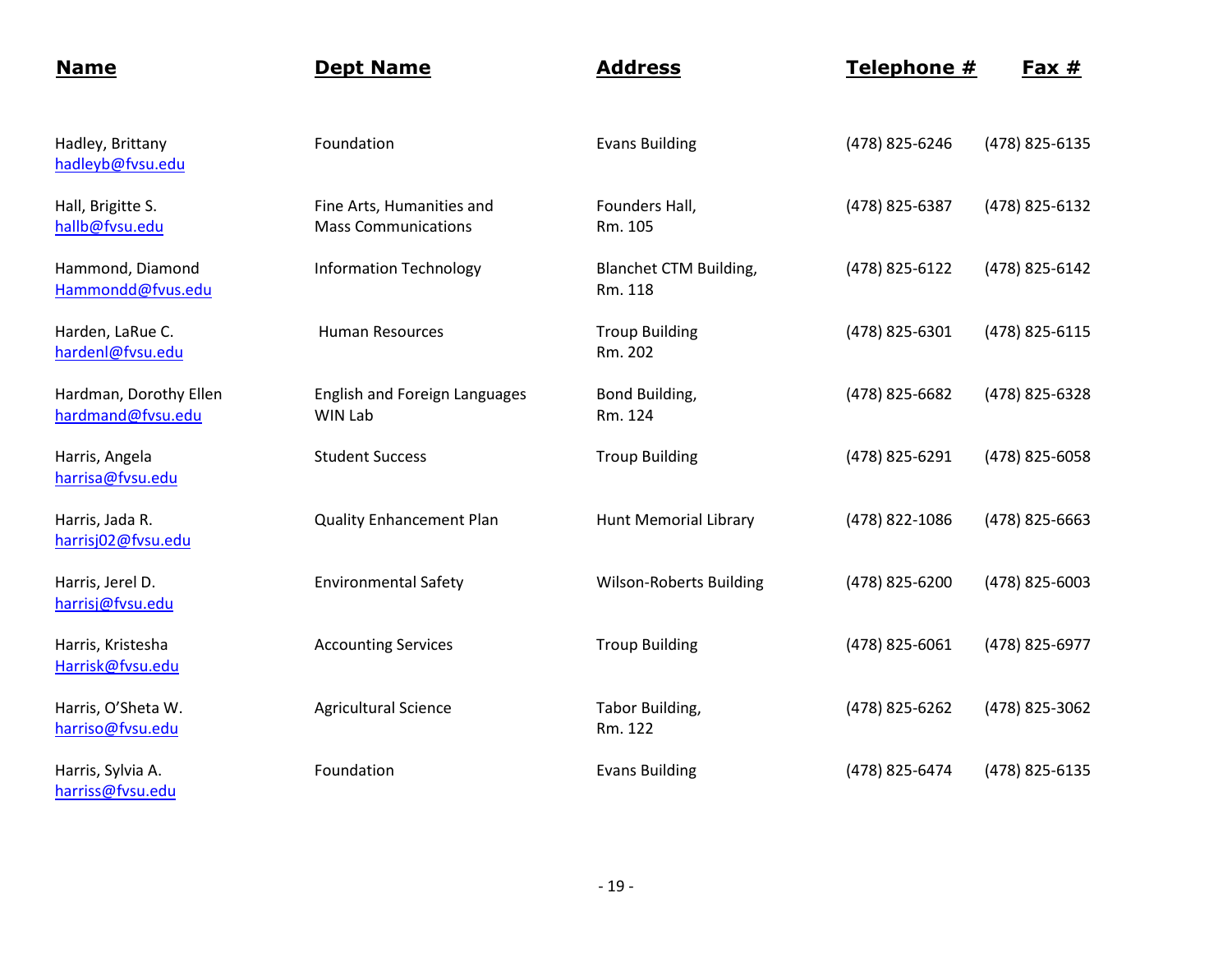| Name | Dept Name | Address | Telephone # | Fax # |
|---|---|---|---|---|
| Hadley, Brittany<br>hadleyb@fvsu.edu | Foundation | Evans Building | (478) 825-6246 | (478) 825-6135 |
| Hall, Brigitte S.<br>hallb@fvsu.edu | Fine Arts, Humanities and Mass Communications | Founders Hall, Rm. 105 | (478) 825-6387 | (478) 825-6132 |
| Hammond, Diamond<br>Hammondd@fvus.edu | Information Technology | Blanchet CTM Building, Rm. 118 | (478) 825-6122 | (478) 825-6142 |
| Harden, LaRue C.<br>hardenl@fvsu.edu | Human Resources | Troup Building Rm. 202 | (478) 825-6301 | (478) 825-6115 |
| Hardman, Dorothy Ellen<br>hardmand@fvsu.edu | English and Foreign Languages WIN Lab | Bond Building, Rm. 124 | (478) 825-6682 | (478) 825-6328 |
| Harris, Angela<br>harrisa@fvsu.edu | Student Success | Troup Building | (478) 825-6291 | (478) 825-6058 |
| Harris, Jada R.<br>harrisj02@fvsu.edu | Quality Enhancement Plan | Hunt Memorial Library | (478) 822-1086 | (478) 825-6663 |
| Harris, Jerel D.<br>harrisj@fvsu.edu | Environmental Safety | Wilson-Roberts Building | (478) 825-6200 | (478) 825-6003 |
| Harris, Kristesha<br>Harrisk@fvsu.edu | Accounting Services | Troup Building | (478) 825-6061 | (478) 825-6977 |
| Harris, O'Sheta W.<br>harriso@fvsu.edu | Agricultural Science | Tabor Building, Rm. 122 | (478) 825-6262 | (478) 825-3062 |
| Harris, Sylvia A.<br>harriss@fvsu.edu | Foundation | Evans Building | (478) 825-6474 | (478) 825-6135 |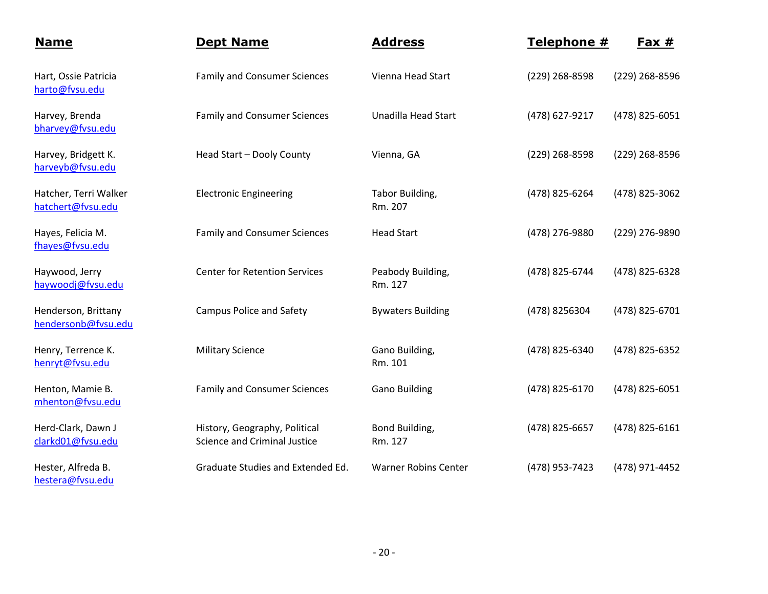| Name | Dept Name | Address | Telephone # | Fax # |
|---|---|---|---|---|
| Hart, Ossie Patricia harto@fvsu.edu | Family and Consumer Sciences | Vienna Head Start | (229) 268-8598 | (229) 268-8596 |
| Harvey, Brenda bharvey@fvsu.edu | Family and Consumer Sciences | Unadilla Head Start | (478) 627-9217 | (478) 825-6051 |
| Harvey, Bridgett K. harveyb@fvsu.edu | Head Start – Dooly County | Vienna, GA | (229) 268-8598 | (229) 268-8596 |
| Hatcher, Terri Walker hatchert@fvsu.edu | Electronic Engineering | Tabor Building, Rm. 207 | (478) 825-6264 | (478) 825-3062 |
| Hayes, Felicia M. fhayes@fvsu.edu | Family and Consumer Sciences | Head Start | (478) 276-9880 | (229) 276-9890 |
| Haywood, Jerry haywoodj@fvsu.edu | Center for Retention Services | Peabody Building, Rm. 127 | (478) 825-6744 | (478) 825-6328 |
| Henderson, Brittany hendersonb@fvsu.edu | Campus Police and Safety | Bywaters Building | (478) 8256304 | (478) 825-6701 |
| Henry, Terrence K. henryt@fvsu.edu | Military Science | Gano Building, Rm. 101 | (478) 825-6340 | (478) 825-6352 |
| Henton, Mamie B. mhenton@fvsu.edu | Family and Consumer Sciences | Gano Building | (478) 825-6170 | (478) 825-6051 |
| Herd-Clark, Dawn J clarkd01@fvsu.edu | History, Geography, Political Science and Criminal Justice | Bond Building, Rm. 127 | (478) 825-6657 | (478) 825-6161 |
| Hester, Alfreda B. hestera@fvsu.edu | Graduate Studies and Extended Ed. | Warner Robins Center | (478) 953-7423 | (478) 971-4452 |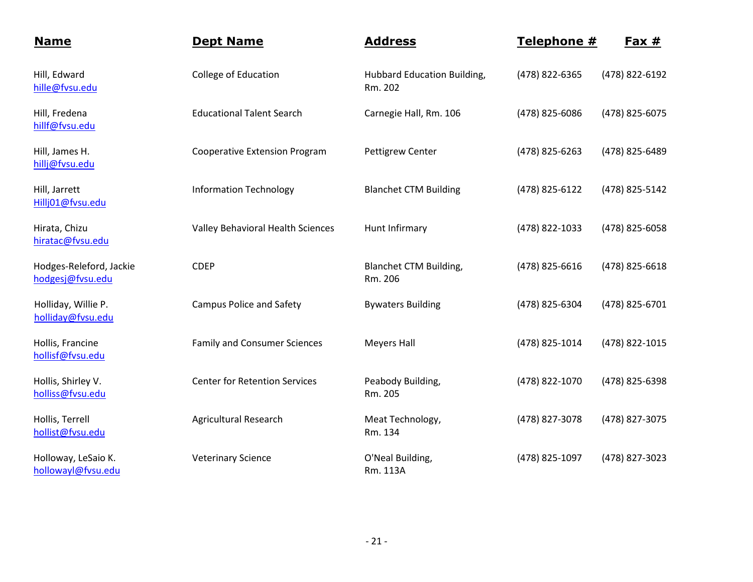| Name | Dept Name | Address | Telephone # | Fax # |
|---|---|---|---|---|
| Hill, Edward hille@fvsu.edu | College of Education | Hubbard Education Building, Rm. 202 | (478) 822-6365 | (478) 822-6192 |
| Hill, Fredena hillf@fvsu.edu | Educational Talent Search | Carnegie Hall, Rm. 106 | (478) 825-6086 | (478) 825-6075 |
| Hill, James H. hillj@fvsu.edu | Cooperative Extension Program | Pettigrew Center | (478) 825-6263 | (478) 825-6489 |
| Hill, Jarrett Hillj01@fvsu.edu | Information Technology | Blanchet CTM Building | (478) 825-6122 | (478) 825-5142 |
| Hirata, Chizu hiratac@fvsu.edu | Valley Behavioral Health Sciences | Hunt Infirmary | (478) 822-1033 | (478) 825-6058 |
| Hodges-Releford, Jackie hodgesj@fvsu.edu | CDEP | Blanchet CTM Building, Rm. 206 | (478) 825-6616 | (478) 825-6618 |
| Holliday, Willie P. holliday@fvsu.edu | Campus Police and Safety | Bywaters Building | (478) 825-6304 | (478) 825-6701 |
| Hollis, Francine hollisf@fvsu.edu | Family and Consumer Sciences | Meyers Hall | (478) 825-1014 | (478) 822-1015 |
| Hollis, Shirley V. holliss@fvsu.edu | Center for Retention Services | Peabody Building, Rm. 205 | (478) 822-1070 | (478) 825-6398 |
| Hollis, Terrell hollist@fvsu.edu | Agricultural Research | Meat Technology, Rm. 134 | (478) 827-3078 | (478) 827-3075 |
| Holloway, LeSaio K. hollowayl@fvsu.edu | Veterinary Science | O'Neal Building, Rm. 113A | (478) 825-1097 | (478) 827-3023 |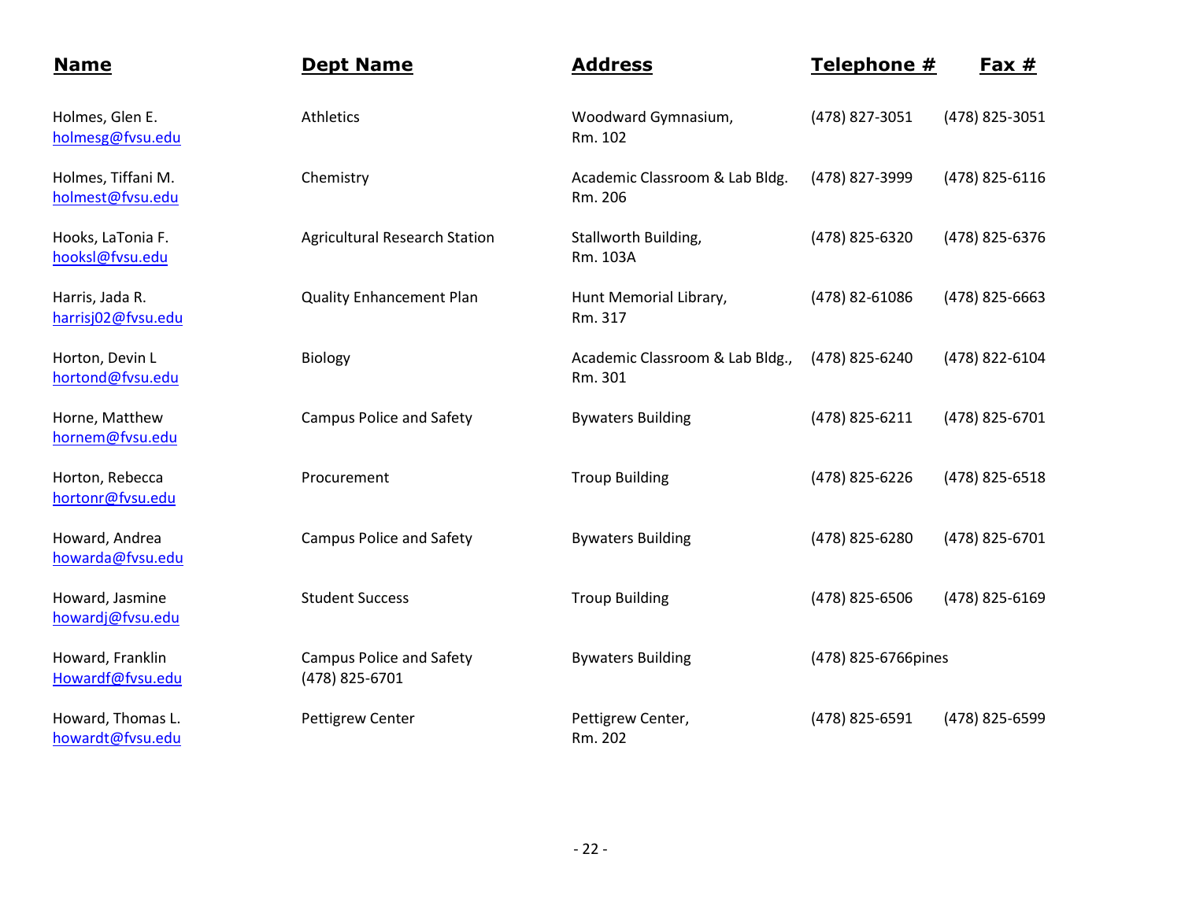| Name | Dept Name | Address | Telephone # | Fax # |
|---|---|---|---|---|
| Holmes, Glen E. holmesg@fvsu.edu | Athletics | Woodward Gymnasium, Rm. 102 | (478) 827-3051 | (478) 825-3051 |
| Holmes, Tiffani M. holmest@fvsu.edu | Chemistry | Academic Classroom & Lab Bldg. Rm. 206 | (478) 827-3999 | (478) 825-6116 |
| Hooks, LaTonia F. hooksl@fvsu.edu | Agricultural Research Station | Stallworth Building, Rm. 103A | (478) 825-6320 | (478) 825-6376 |
| Harris, Jada R. harrisj02@fvsu.edu | Quality Enhancement Plan | Hunt Memorial Library, Rm. 317 | (478) 82-61086 | (478) 825-6663 |
| Horton, Devin L hortond@fvsu.edu | Biology | Academic Classroom & Lab Bldg., Rm. 301 | (478) 825-6240 | (478) 822-6104 |
| Horne, Matthew hornem@fvsu.edu | Campus Police and Safety | Bywaters Building | (478) 825-6211 | (478) 825-6701 |
| Horton, Rebecca hortonr@fvsu.edu | Procurement | Troup Building | (478) 825-6226 | (478) 825-6518 |
| Howard, Andrea howarda@fvsu.edu | Campus Police and Safety | Bywaters Building | (478) 825-6280 | (478) 825-6701 |
| Howard, Jasmine howardj@fvsu.edu | Student Success | Troup Building | (478) 825-6506 | (478) 825-6169 |
| Howard, Franklin Howardf@fvsu.edu | Campus Police and Safety (478) 825-6701 | Bywaters Building | (478) 825-6766pines | |
| Howard, Thomas L. howardt@fvsu.edu | Pettigrew Center | Pettigrew Center, Rm. 202 | (478) 825-6591 | (478) 825-6599 |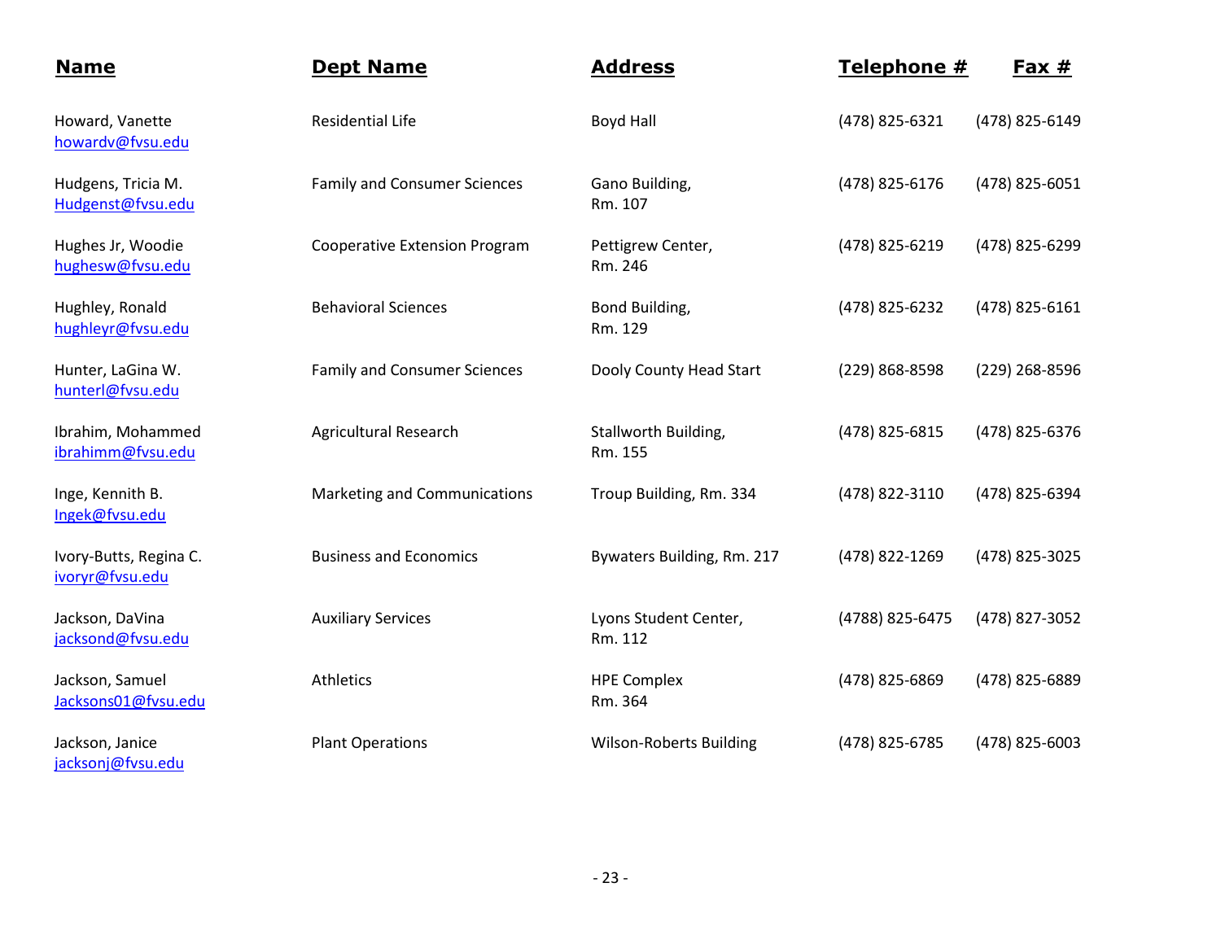| Name | Dept Name | Address | Telephone # | Fax # |
|---|---|---|---|---|
| Howard, Vanette howardv@fvsu.edu | Residential Life | Boyd Hall | (478) 825-6321 | (478) 825-6149 |
| Hudgens, Tricia M. Hudgenst@fvsu.edu | Family and Consumer Sciences | Gano Building, Rm. 107 | (478) 825-6176 | (478) 825-6051 |
| Hughes Jr, Woodie hughesw@fvsu.edu | Cooperative Extension Program | Pettigrew Center, Rm. 246 | (478) 825-6219 | (478) 825-6299 |
| Hughley, Ronald hughleyr@fvsu.edu | Behavioral Sciences | Bond Building, Rm. 129 | (478) 825-6232 | (478) 825-6161 |
| Hunter, LaGina W. hunterl@fvsu.edu | Family and Consumer Sciences | Dooly County Head Start | (229) 868-8598 | (229) 268-8596 |
| Ibrahim, Mohammed ibrahimm@fvsu.edu | Agricultural Research | Stallworth Building, Rm. 155 | (478) 825-6815 | (478) 825-6376 |
| Inge, Kennith B. Ingek@fvsu.edu | Marketing and Communications | Troup Building, Rm. 334 | (478) 822-3110 | (478) 825-6394 |
| Ivory-Butts, Regina C. ivoryr@fvsu.edu | Business and Economics | Bywaters Building, Rm. 217 | (478) 822-1269 | (478) 825-3025 |
| Jackson, DaVina jacksond@fvsu.edu | Auxiliary Services | Lyons Student Center, Rm. 112 | (4788) 825-6475 | (478) 827-3052 |
| Jackson, Samuel Jacksons01@fvsu.edu | Athletics | HPE Complex Rm. 364 | (478) 825-6869 | (478) 825-6889 |
| Jackson, Janice jacksonj@fvsu.edu | Plant Operations | Wilson-Roberts Building | (478) 825-6785 | (478) 825-6003 |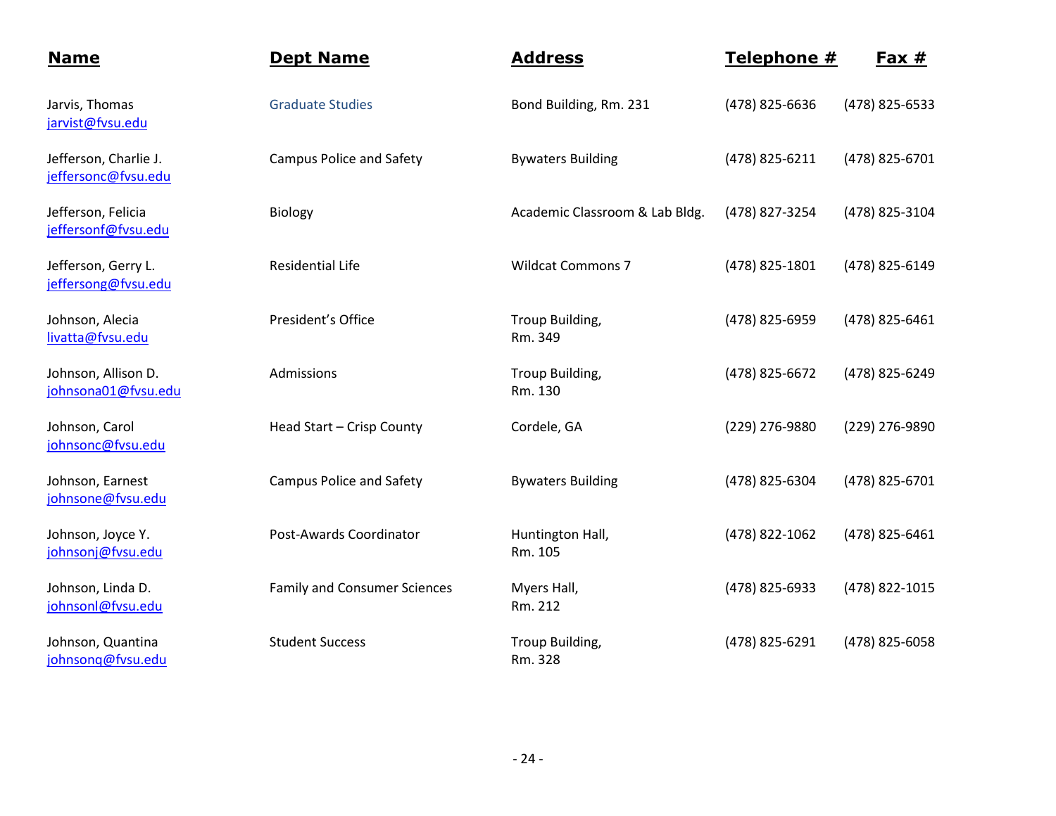| Name | Dept Name | Address | Telephone # | Fax # |
|---|---|---|---|---|
| Jarvis, Thomas jarvist@fvsu.edu | Graduate Studies | Bond Building, Rm. 231 | (478) 825-6636 | (478) 825-6533 |
| Jefferson, Charlie J. jeffersonc@fvsu.edu | Campus Police and Safety | Bywaters Building | (478) 825-6211 | (478) 825-6701 |
| Jefferson, Felicia jeffersonf@fvsu.edu | Biology | Academic Classroom & Lab Bldg. | (478) 827-3254 | (478) 825-3104 |
| Jefferson, Gerry L. jeffersong@fvsu.edu | Residential Life | Wildcat Commons 7 | (478) 825-1801 | (478) 825-6149 |
| Johnson, Alecia livatta@fvsu.edu | President's Office | Troup Building, Rm. 349 | (478) 825-6959 | (478) 825-6461 |
| Johnson, Allison D. johnsona01@fvsu.edu | Admissions | Troup Building, Rm. 130 | (478) 825-6672 | (478) 825-6249 |
| Johnson, Carol johnsonc@fvsu.edu | Head Start – Crisp County | Cordele, GA | (229) 276-9880 | (229) 276-9890 |
| Johnson, Earnest johnsone@fvsu.edu | Campus Police and Safety | Bywaters Building | (478) 825-6304 | (478) 825-6701 |
| Johnson, Joyce Y. johnsonj@fvsu.edu | Post-Awards Coordinator | Huntington Hall, Rm. 105 | (478) 822-1062 | (478) 825-6461 |
| Johnson, Linda D. johnsonl@fvsu.edu | Family and Consumer Sciences | Myers Hall, Rm. 212 | (478) 825-6933 | (478) 822-1015 |
| Johnson, Quantina johnsonq@fvsu.edu | Student Success | Troup Building, Rm. 328 | (478) 825-6291 | (478) 825-6058 |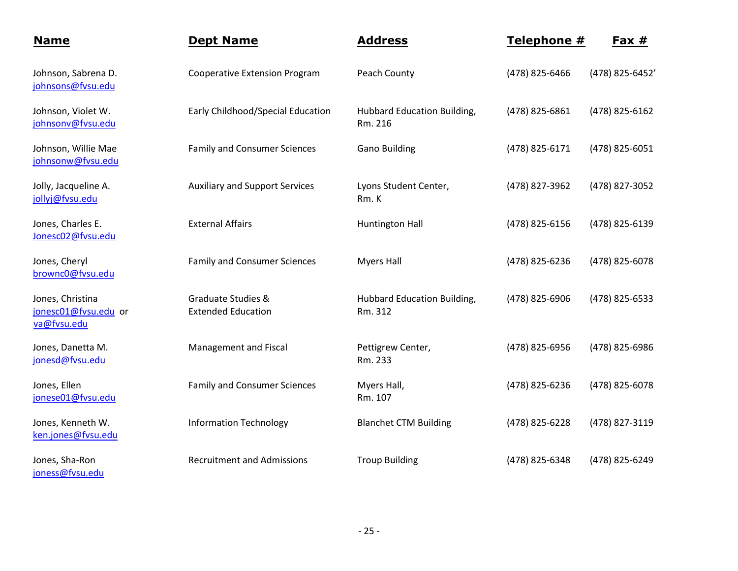| Name | Dept Name | Address | Telephone # | Fax # |
|---|---|---|---|---|
| Johnson, Sabrena D.<br>johnsons@fvsu.edu | Cooperative Extension Program | Peach County | (478) 825-6466 | (478) 825-6452' |
| Johnson, Violet W.<br>johnsonv@fvsu.edu | Early Childhood/Special Education | Hubbard Education Building, Rm. 216 | (478) 825-6861 | (478) 825-6162 |
| Johnson, Willie Mae<br>johnsonw@fvsu.edu | Family and Consumer Sciences | Gano Building | (478) 825-6171 | (478) 825-6051 |
| Jolly, Jacqueline A.<br>jollyj@fvsu.edu | Auxiliary and Support Services | Lyons Student Center, Rm. K | (478) 827-3962 | (478) 827-3052 |
| Jones, Charles E.<br>Jonesc02@fvsu.edu | External Affairs | Huntington Hall | (478) 825-6156 | (478) 825-6139 |
| Jones, Cheryl<br>brownc0@fvsu.edu | Family and Consumer Sciences | Myers Hall | (478) 825-6236 | (478) 825-6078 |
| Jones, Christina<br>jonesc01@fvsu.edu or va@fvsu.edu | Graduate Studies & Extended Education | Hubbard Education Building, Rm. 312 | (478) 825-6906 | (478) 825-6533 |
| Jones, Danetta M.<br>jonesd@fvsu.edu | Management and Fiscal | Pettigrew Center, Rm. 233 | (478) 825-6956 | (478) 825-6986 |
| Jones, Ellen<br>jonese01@fvsu.edu | Family and Consumer Sciences | Myers Hall, Rm. 107 | (478) 825-6236 | (478) 825-6078 |
| Jones, Kenneth W.<br>ken.jones@fvsu.edu | Information Technology | Blanchet CTM Building | (478) 825-6228 | (478) 827-3119 |
| Jones, Sha-Ron<br>joness@fvsu.edu | Recruitment and Admissions | Troup Building | (478) 825-6348 | (478) 825-6249 |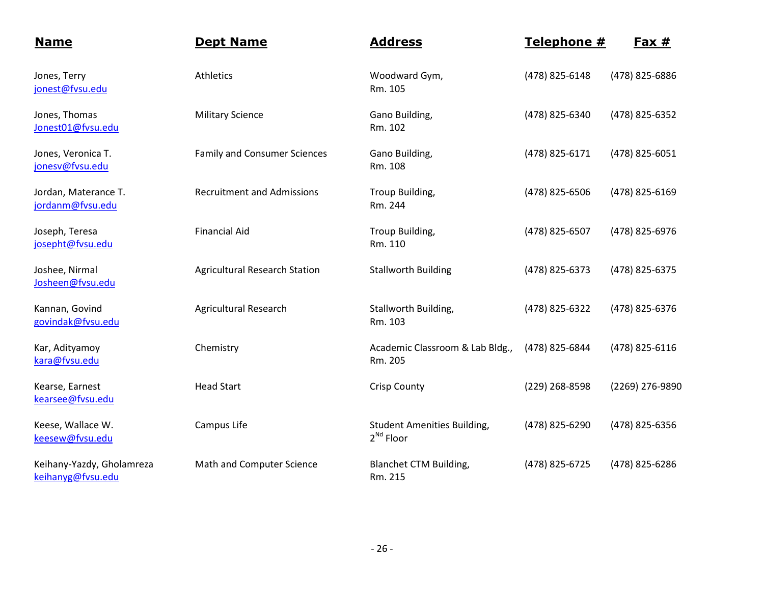| Name | Dept Name | Address | Telephone # | Fax # |
|---|---|---|---|---|
| Jones, Terry jonest@fvsu.edu | Athletics | Woodward Gym, Rm. 105 | (478) 825-6148 | (478) 825-6886 |
| Jones, Thomas Jonest01@fvsu.edu | Military Science | Gano Building, Rm. 102 | (478) 825-6340 | (478) 825-6352 |
| Jones, Veronica T. jonesv@fvsu.edu | Family and Consumer Sciences | Gano Building, Rm. 108 | (478) 825-6171 | (478) 825-6051 |
| Jordan, Materance T. jordanm@fvsu.edu | Recruitment and Admissions | Troup Building, Rm. 244 | (478) 825-6506 | (478) 825-6169 |
| Joseph, Teresa josepht@fvsu.edu | Financial Aid | Troup Building, Rm. 110 | (478) 825-6507 | (478) 825-6976 |
| Joshee, Nirmal Josheen@fvsu.edu | Agricultural Research Station | Stallworth Building | (478) 825-6373 | (478) 825-6375 |
| Kannan, Govind govindak@fvsu.edu | Agricultural Research | Stallworth Building, Rm. 103 | (478) 825-6322 | (478) 825-6376 |
| Kar, Adityamoy kara@fvsu.edu | Chemistry | Academic Classroom & Lab Bldg., Rm. 205 | (478) 825-6844 | (478) 825-6116 |
| Kearse, Earnest kearsee@fvsu.edu | Head Start | Crisp County | (229) 268-8598 | (2269) 276-9890 |
| Keese, Wallace W. keesew@fvsu.edu | Campus Life | Student Amenities Building, 2Nd Floor | (478) 825-6290 | (478) 825-6356 |
| Keihany-Yazdy, Gholamreza keihanyg@fvsu.edu | Math and Computer Science | Blanchet CTM Building, Rm. 215 | (478) 825-6725 | (478) 825-6286 |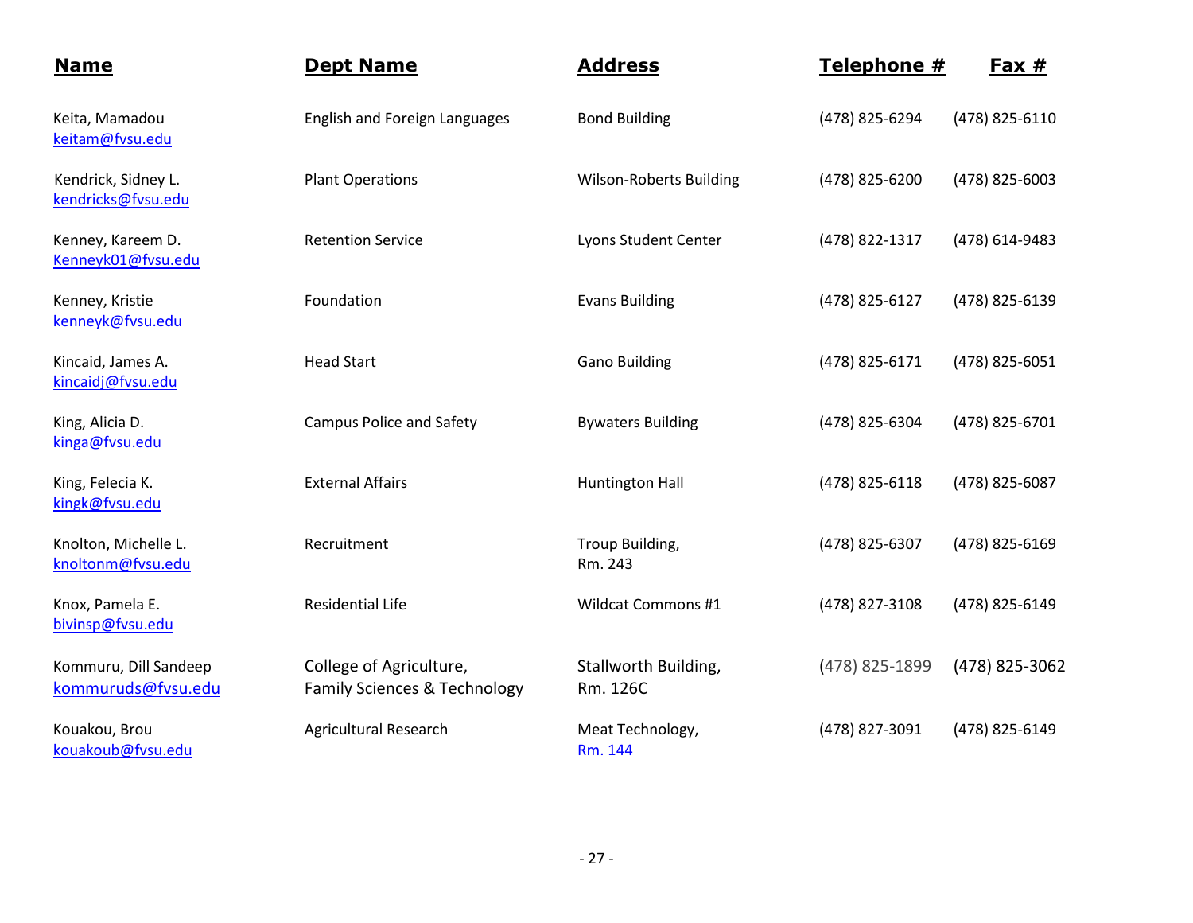| Name | Dept Name | Address | Telephone # | Fax # |
|---|---|---|---|---|
| Keita, Mamadou<br>keitam@fvsu.edu | English and Foreign Languages | Bond Building | (478) 825-6294 | (478) 825-6110 |
| Kendrick, Sidney L.<br>kendricks@fvsu.edu | Plant Operations | Wilson-Roberts Building | (478) 825-6200 | (478) 825-6003 |
| Kenney, Kareem D.<br>Kenneyk01@fvsu.edu | Retention Service | Lyons Student Center | (478) 822-1317 | (478) 614-9483 |
| Kenney, Kristie<br>kenneyk@fvsu.edu | Foundation | Evans Building | (478) 825-6127 | (478) 825-6139 |
| Kincaid, James A.<br>kincaidj@fvsu.edu | Head Start | Gano Building | (478) 825-6171 | (478) 825-6051 |
| King, Alicia D.<br>kinga@fvsu.edu | Campus Police and Safety | Bywaters Building | (478) 825-6304 | (478) 825-6701 |
| King, Felecia K.<br>kingk@fvsu.edu | External Affairs | Huntington Hall | (478) 825-6118 | (478) 825-6087 |
| Knolton, Michelle L.<br>knoltonm@fvsu.edu | Recruitment | Troup Building,<br>Rm. 243 | (478) 825-6307 | (478) 825-6169 |
| Knox, Pamela E.<br>bivinsp@fvsu.edu | Residential Life | Wildcat Commons #1 | (478) 827-3108 | (478) 825-6149 |
| Kommuru, Dill Sandeep<br>kommuruds@fvsu.edu | College of Agriculture,<br>Family Sciences & Technology | Stallworth Building,<br>Rm. 126C | (478) 825-1899 | (478) 825-3062 |
| Kouakou, Brou<br>kouakoub@fvsu.edu | Agricultural Research | Meat Technology,<br>Rm. 144 | (478) 827-3091 | (478) 825-6149 |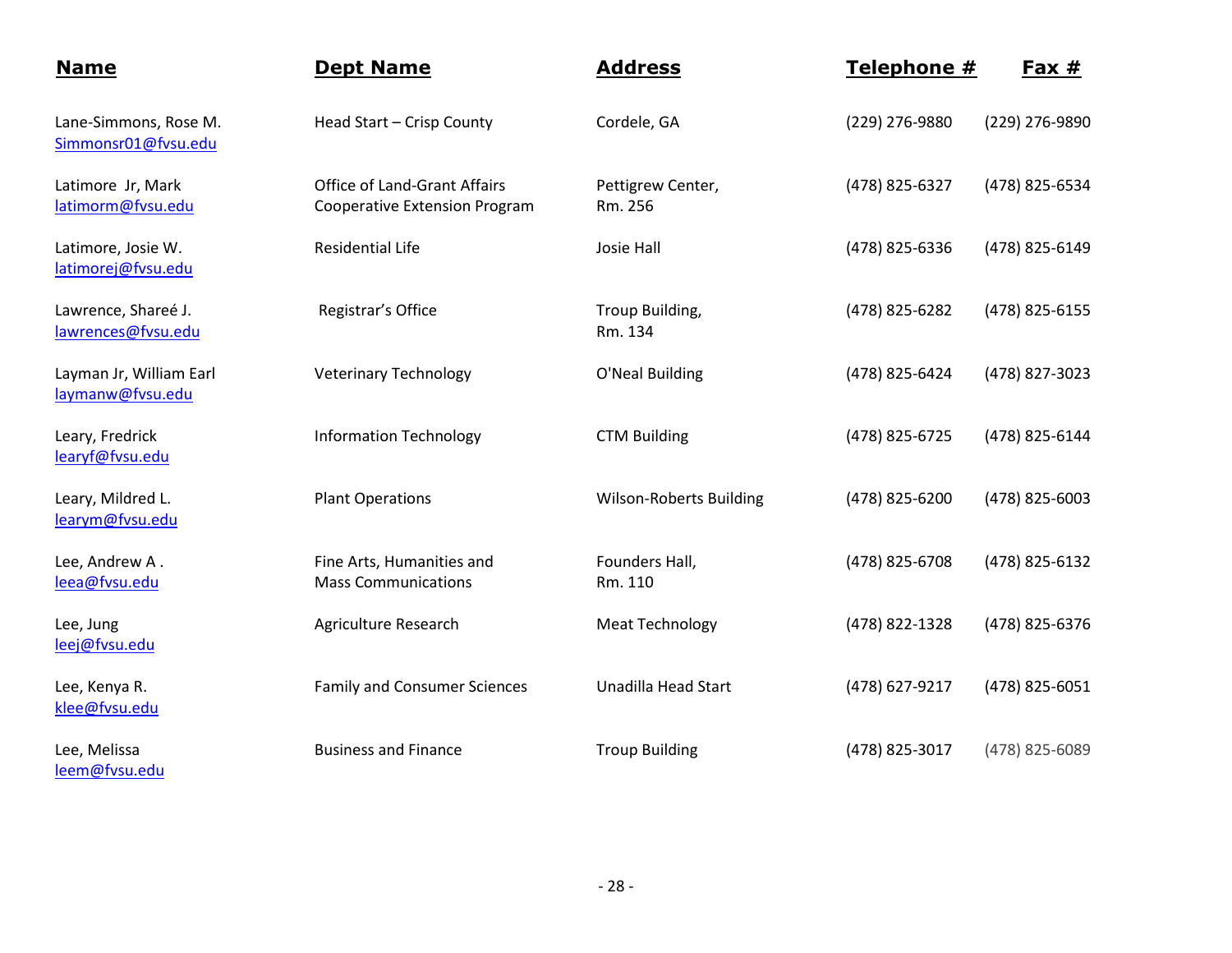| Name | Dept Name | Address | Telephone # | Fax # |
|---|---|---|---|---|
| Lane-Simmons, Rose M. Simmonsr01@fvsu.edu | Head Start – Crisp County | Cordele, GA | (229) 276-9880 | (229) 276-9890 |
| Latimore Jr, Mark latimorm@fvsu.edu | Office of Land-Grant Affairs Cooperative Extension Program | Pettigrew Center, Rm. 256 | (478) 825-6327 | (478) 825-6534 |
| Latimore, Josie W. latimorej@fvsu.edu | Residential Life | Josie Hall | (478) 825-6336 | (478) 825-6149 |
| Lawrence, Shareé J. lawrences@fvsu.edu | Registrar's Office | Troup Building, Rm. 134 | (478) 825-6282 | (478) 825-6155 |
| Layman Jr, William Earl laymanw@fvsu.edu | Veterinary Technology | O'Neal Building | (478) 825-6424 | (478) 827-3023 |
| Leary, Fredrick learyf@fvsu.edu | Information Technology | CTM Building | (478) 825-6725 | (478) 825-6144 |
| Leary, Mildred L. learym@fvsu.edu | Plant Operations | Wilson-Roberts Building | (478) 825-6200 | (478) 825-6003 |
| Lee, Andrew A . leea@fvsu.edu | Fine Arts, Humanities and Mass Communications | Founders Hall, Rm. 110 | (478) 825-6708 | (478) 825-6132 |
| Lee, Jung leej@fvsu.edu | Agriculture Research | Meat Technology | (478) 822-1328 | (478) 825-6376 |
| Lee, Kenya R. klee@fvsu.edu | Family and Consumer Sciences | Unadilla Head Start | (478) 627-9217 | (478) 825-6051 |
| Lee, Melissa leem@fvsu.edu | Business and Finance | Troup Building | (478) 825-3017 | (478) 825-6089 |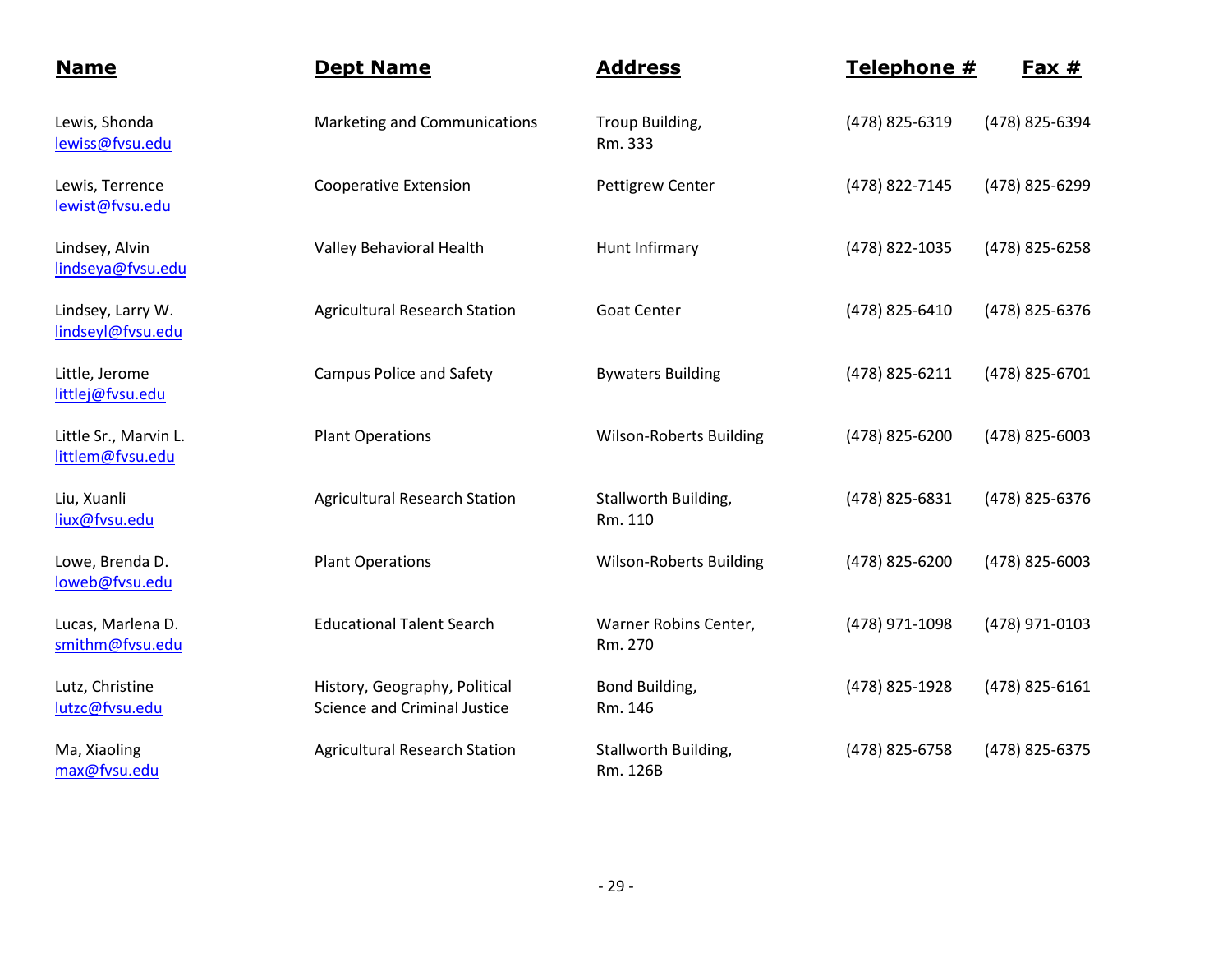| Name | Dept Name | Address | Telephone # | Fax # |
|---|---|---|---|---|
| Lewis, Shonda lewiss@fvsu.edu | Marketing and Communications | Troup Building, Rm. 333 | (478) 825-6319 | (478) 825-6394 |
| Lewis, Terrence lewist@fvsu.edu | Cooperative Extension | Pettigrew Center | (478) 822-7145 | (478) 825-6299 |
| Lindsey, Alvin lindseya@fvsu.edu | Valley Behavioral Health | Hunt Infirmary | (478) 822-1035 | (478) 825-6258 |
| Lindsey, Larry W. lindseyl@fvsu.edu | Agricultural Research Station | Goat Center | (478) 825-6410 | (478) 825-6376 |
| Little, Jerome littlej@fvsu.edu | Campus Police and Safety | Bywaters Building | (478) 825-6211 | (478) 825-6701 |
| Little Sr., Marvin L. littlem@fvsu.edu | Plant Operations | Wilson-Roberts Building | (478) 825-6200 | (478) 825-6003 |
| Liu, Xuanli liux@fvsu.edu | Agricultural Research Station | Stallworth Building, Rm. 110 | (478) 825-6831 | (478) 825-6376 |
| Lowe, Brenda D. loweb@fvsu.edu | Plant Operations | Wilson-Roberts Building | (478) 825-6200 | (478) 825-6003 |
| Lucas, Marlena D. smithm@fvsu.edu | Educational Talent Search | Warner Robins Center, Rm. 270 | (478) 971-1098 | (478) 971-0103 |
| Lutz, Christine lutzc@fvsu.edu | History, Geography, Political Science and Criminal Justice | Bond Building, Rm. 146 | (478) 825-1928 | (478) 825-6161 |
| Ma, Xiaoling max@fvsu.edu | Agricultural Research Station | Stallworth Building, Rm. 126B | (478) 825-6758 | (478) 825-6375 |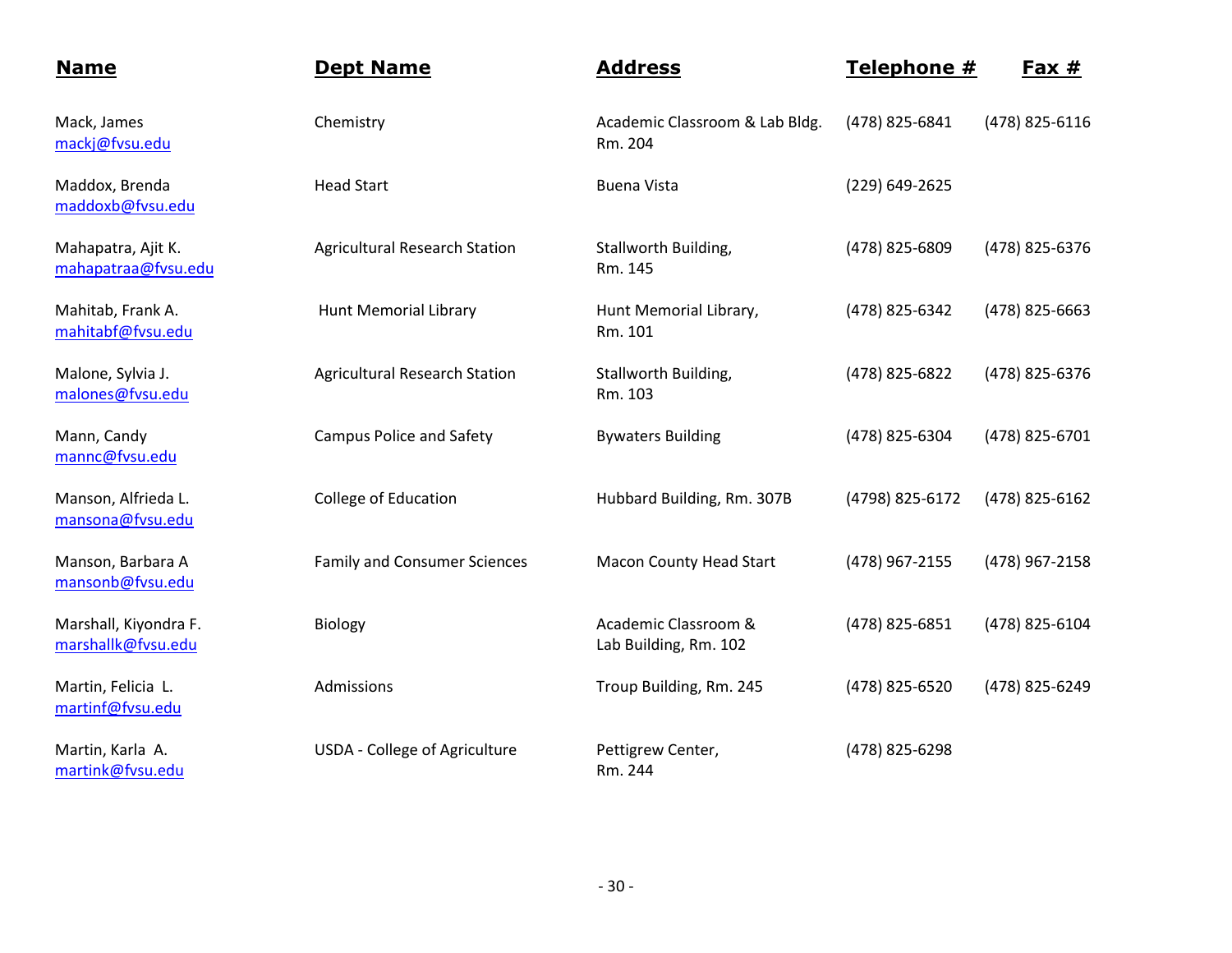| Name | Dept Name | Address | Telephone # | Fax # |
| --- | --- | --- | --- | --- |
| Mack, James<br>mackj@fvsu.edu | Chemistry | Academic Classroom & Lab Bldg. Rm. 204 | (478) 825-6841 | (478) 825-6116 |
| Maddox, Brenda<br>maddoxb@fvsu.edu | Head Start | Buena Vista | (229) 649-2625 | |
| Mahapatra, Ajit K.<br>mahapatraa@fvsu.edu | Agricultural Research Station | Stallworth Building, Rm. 145 | (478) 825-6809 | (478) 825-6376 |
| Mahitab, Frank A.<br>mahitabf@fvsu.edu | Hunt Memorial Library | Hunt Memorial Library, Rm. 101 | (478) 825-6342 | (478) 825-6663 |
| Malone, Sylvia J.<br>malones@fvsu.edu | Agricultural Research Station | Stallworth Building, Rm. 103 | (478) 825-6822 | (478) 825-6376 |
| Mann, Candy<br>mannc@fvsu.edu | Campus Police and Safety | Bywaters Building | (478) 825-6304 | (478) 825-6701 |
| Manson, Alfrieda L.<br>mansona@fvsu.edu | College of Education | Hubbard Building, Rm. 307B | (4798) 825-6172 | (478) 825-6162 |
| Manson, Barbara A<br>mansonb@fvsu.edu | Family and Consumer Sciences | Macon County Head Start | (478) 967-2155 | (478) 967-2158 |
| Marshall, Kiyondra F.<br>marshallk@fvsu.edu | Biology | Academic Classroom & Lab Building, Rm. 102 | (478) 825-6851 | (478) 825-6104 |
| Martin, Felicia L.<br>martinf@fvsu.edu | Admissions | Troup Building, Rm. 245 | (478) 825-6520 | (478) 825-6249 |
| Martin, Karla A.<br>martink@fvsu.edu | USDA - College of Agriculture | Pettigrew Center, Rm. 244 | (478) 825-6298 | |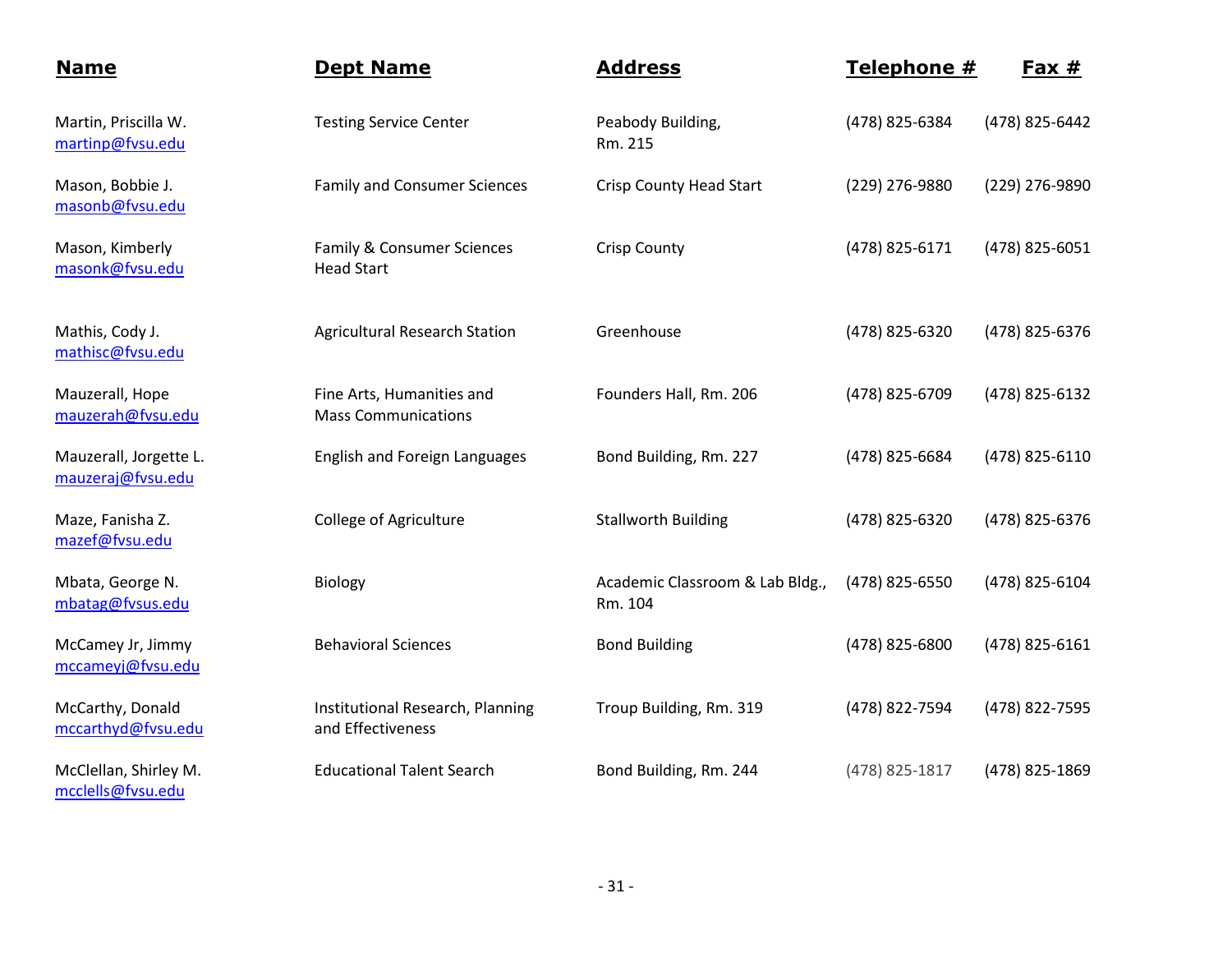| Name | Dept Name | Address | Telephone # | Fax # |
|---|---|---|---|---|
| Martin, Priscilla W. martinp@fvsu.edu | Testing Service Center | Peabody Building, Rm. 215 | (478) 825-6384 | (478) 825-6442 |
| Mason, Bobbie J. masonb@fvsu.edu | Family and Consumer Sciences | Crisp County Head Start | (229) 276-9880 | (229) 276-9890 |
| Mason, Kimberly masonk@fvsu.edu | Family & Consumer Sciences Head Start | Crisp County | (478) 825-6171 | (478) 825-6051 |
| Mathis, Cody J. mathisc@fvsu.edu | Agricultural Research Station | Greenhouse | (478) 825-6320 | (478) 825-6376 |
| Mauzerall, Hope mauzerah@fvsu.edu | Fine Arts, Humanities and Mass Communications | Founders Hall, Rm. 206 | (478) 825-6709 | (478) 825-6132 |
| Mauzerall, Jorgette L. mauzeraj@fvsu.edu | English and Foreign Languages | Bond Building, Rm. 227 | (478) 825-6684 | (478) 825-6110 |
| Maze, Fanisha Z. mazef@fvsu.edu | College of Agriculture | Stallworth Building | (478) 825-6320 | (478) 825-6376 |
| Mbata, George N. mbatag@fvsus.edu | Biology | Academic Classroom & Lab Bldg., Rm. 104 | (478) 825-6550 | (478) 825-6104 |
| McCamey Jr, Jimmy mccameyj@fvsu.edu | Behavioral Sciences | Bond Building | (478) 825-6800 | (478) 825-6161 |
| McCarthy, Donald mccarthyd@fvsu.edu | Institutional Research, Planning and Effectiveness | Troup Building, Rm. 319 | (478) 822-7594 | (478) 822-7595 |
| McClellan, Shirley M. mcclells@fvsu.edu | Educational Talent Search | Bond Building, Rm. 244 | (478) 825-1817 | (478) 825-1869 |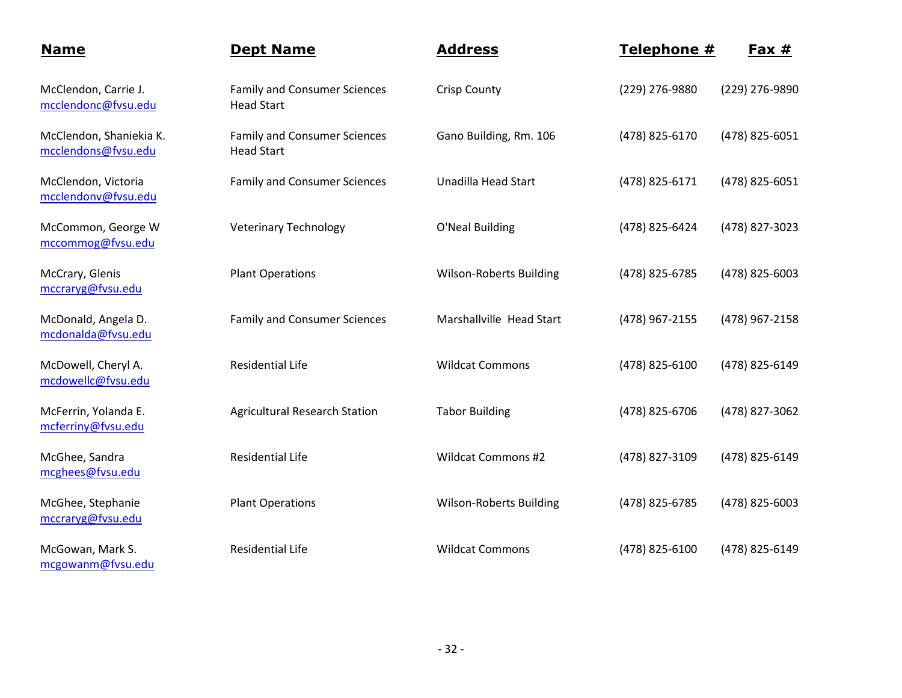| Name | Dept Name | Address | Telephone # | Fax # |
|---|---|---|---|---|
| McClendon, Carrie J. mcclendonc@fvsu.edu | Family and Consumer Sciences Head Start | Crisp County | (229) 276-9880 | (229) 276-9890 |
| McClendon, Shaniekia K. mcclendons@fvsu.edu | Family and Consumer Sciences Head Start | Gano Building, Rm. 106 | (478) 825-6170 | (478) 825-6051 |
| McClendon, Victoria mcclendonv@fvsu.edu | Family and Consumer Sciences | Unadilla Head Start | (478) 825-6171 | (478) 825-6051 |
| McCommon, George W mccommog@fvsu.edu | Veterinary Technology | O'Neal Building | (478) 825-6424 | (478) 827-3023 |
| McCrary, Glenis mccraryg@fvsu.edu | Plant Operations | Wilson-Roberts Building | (478) 825-6785 | (478) 825-6003 |
| McDonald, Angela D. mcdonalda@fvsu.edu | Family and Consumer Sciences | Marshallville Head Start | (478) 967-2155 | (478) 967-2158 |
| McDowell, Cheryl A. mcdowellc@fvsu.edu | Residential Life | Wildcat Commons | (478) 825-6100 | (478) 825-6149 |
| McFerrin, Yolanda E. mcferriny@fvsu.edu | Agricultural Research Station | Tabor Building | (478) 825-6706 | (478) 827-3062 |
| McGhee, Sandra mcghees@fvsu.edu | Residential Life | Wildcat Commons #2 | (478) 827-3109 | (478) 825-6149 |
| McGhee, Stephanie mccraryg@fvsu.edu | Plant Operations | Wilson-Roberts Building | (478) 825-6785 | (478) 825-6003 |
| McGowan, Mark S. mcgowanm@fvsu.edu | Residential Life | Wildcat Commons | (478) 825-6100 | (478) 825-6149 |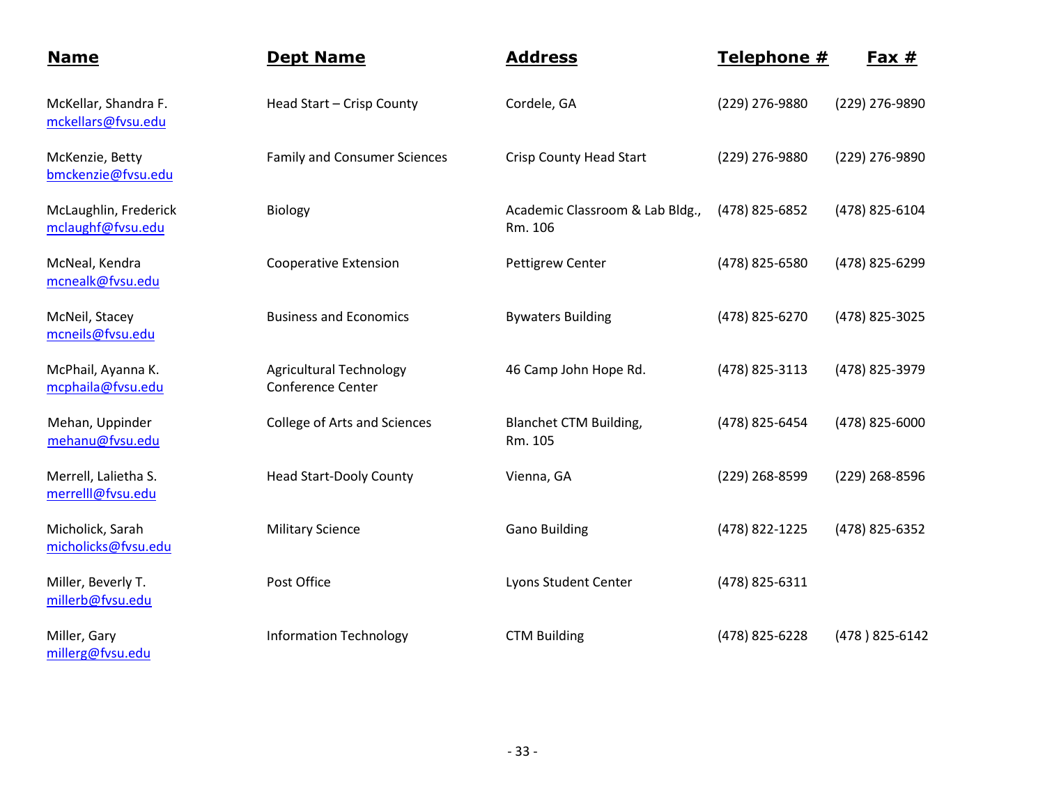| Name | Dept Name | Address | Telephone # | Fax # |
|---|---|---|---|---|
| McKellar, Shandra F. mckellars@fvsu.edu | Head Start – Crisp County | Cordele, GA | (229) 276-9880 | (229) 276-9890 |
| McKenzie, Betty bmckenzie@fvsu.edu | Family and Consumer Sciences | Crisp County Head Start | (229) 276-9880 | (229) 276-9890 |
| McLaughlin, Frederick mclaughf@fvsu.edu | Biology | Academic Classroom & Lab Bldg., Rm. 106 | (478) 825-6852 | (478) 825-6104 |
| McNeal, Kendra mcnealk@fvsu.edu | Cooperative Extension | Pettigrew Center | (478) 825-6580 | (478) 825-6299 |
| McNeil, Stacey mcneils@fvsu.edu | Business and Economics | Bywaters Building | (478) 825-6270 | (478) 825-3025 |
| McPhail, Ayanna K. mcphaila@fvsu.edu | Agricultural Technology Conference Center | 46 Camp John Hope Rd. | (478) 825-3113 | (478) 825-3979 |
| Mehan, Uppinder mehanu@fvsu.edu | College of Arts and Sciences | Blanchet CTM Building, Rm. 105 | (478) 825-6454 | (478) 825-6000 |
| Merrell, Lalietha S. merrelll@fvsu.edu | Head Start-Dooly County | Vienna, GA | (229) 268-8599 | (229) 268-8596 |
| Micholick, Sarah micholicks@fvsu.edu | Military Science | Gano Building | (478) 822-1225 | (478) 825-6352 |
| Miller, Beverly T. millerb@fvsu.edu | Post Office | Lyons Student Center | (478) 825-6311 | |
| Miller, Gary millerg@fvsu.edu | Information Technology | CTM Building | (478) 825-6228 | (478 ) 825-6142 |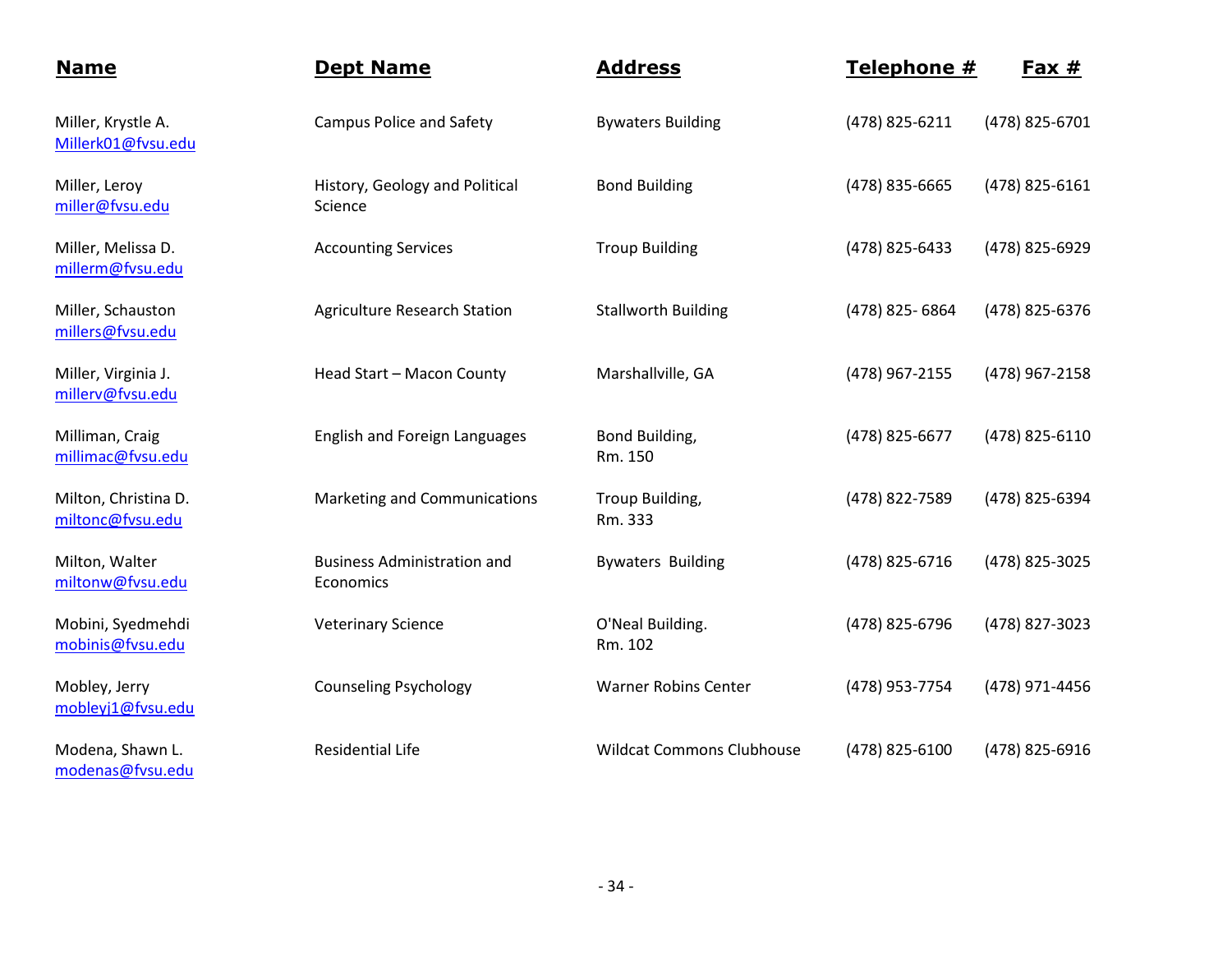| Name | Dept Name | Address | Telephone # | Fax # |
|---|---|---|---|---|
| Miller, Krystle A. Millerk01@fvsu.edu | Campus Police and Safety | Bywaters Building | (478) 825-6211 | (478) 825-6701 |
| Miller, Leroy miller@fvsu.edu | History, Geology and Political Science | Bond Building | (478) 835-6665 | (478) 825-6161 |
| Miller, Melissa D. millerm@fvsu.edu | Accounting Services | Troup Building | (478) 825-6433 | (478) 825-6929 |
| Miller, Schauston millers@fvsu.edu | Agriculture Research Station | Stallworth Building | (478) 825- 6864 | (478) 825-6376 |
| Miller, Virginia J. millerv@fvsu.edu | Head Start – Macon County | Marshallville, GA | (478) 967-2155 | (478) 967-2158 |
| Milliman, Craig millimac@fvsu.edu | English and Foreign Languages | Bond Building, Rm. 150 | (478) 825-6677 | (478) 825-6110 |
| Milton, Christina D. miltonc@fvsu.edu | Marketing and Communications | Troup Building, Rm. 333 | (478) 822-7589 | (478) 825-6394 |
| Milton, Walter miltonw@fvsu.edu | Business Administration and Economics | Bywaters Building | (478) 825-6716 | (478) 825-3025 |
| Mobini, Syedmehdi mobinis@fvsu.edu | Veterinary Science | O'Neal Building. Rm. 102 | (478) 825-6796 | (478) 827-3023 |
| Mobley, Jerry mobleyj1@fvsu.edu | Counseling Psychology | Warner Robins Center | (478) 953-7754 | (478) 971-4456 |
| Modena, Shawn L. modenas@fvsu.edu | Residential Life | Wildcat Commons Clubhouse | (478) 825-6100 | (478) 825-6916 |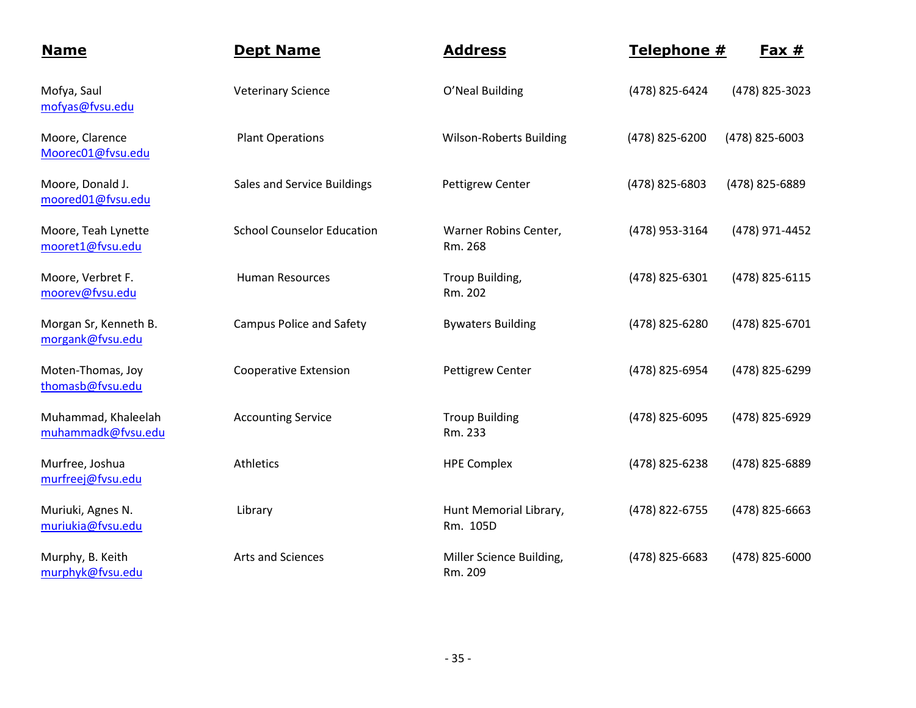| Name | Dept Name | Address | Telephone # | Fax # |
|---|---|---|---|---|
| Mofya, Saul mofyas@fvsu.edu | Veterinary Science | O'Neal Building | (478) 825-6424 | (478) 825-3023 |
| Moore, Clarence Moorec01@fvsu.edu | Plant Operations | Wilson-Roberts Building | (478) 825-6200 | (478) 825-6003 |
| Moore, Donald J. moored01@fvsu.edu | Sales and Service Buildings | Pettigrew Center | (478) 825-6803 | (478) 825-6889 |
| Moore, Teah Lynette mooret1@fvsu.edu | School Counselor Education | Warner Robins Center, Rm. 268 | (478) 953-3164 | (478) 971-4452 |
| Moore, Verbret F. moorev@fvsu.edu | Human Resources | Troup Building, Rm. 202 | (478) 825-6301 | (478) 825-6115 |
| Morgan Sr, Kenneth B. morgank@fvsu.edu | Campus Police and Safety | Bywaters Building | (478) 825-6280 | (478) 825-6701 |
| Moten-Thomas, Joy thomasb@fvsu.edu | Cooperative Extension | Pettigrew Center | (478) 825-6954 | (478) 825-6299 |
| Muhammad, Khaleelah muhammadk@fvsu.edu | Accounting Service | Troup Building Rm. 233 | (478) 825-6095 | (478) 825-6929 |
| Murfree, Joshua murfreej@fvsu.edu | Athletics | HPE Complex | (478) 825-6238 | (478) 825-6889 |
| Muriuki, Agnes N. muriukia@fvsu.edu | Library | Hunt Memorial Library, Rm. 105D | (478) 822-6755 | (478) 825-6663 |
| Murphy, B. Keith murphyk@fvsu.edu | Arts and Sciences | Miller Science Building, Rm. 209 | (478) 825-6683 | (478) 825-6000 |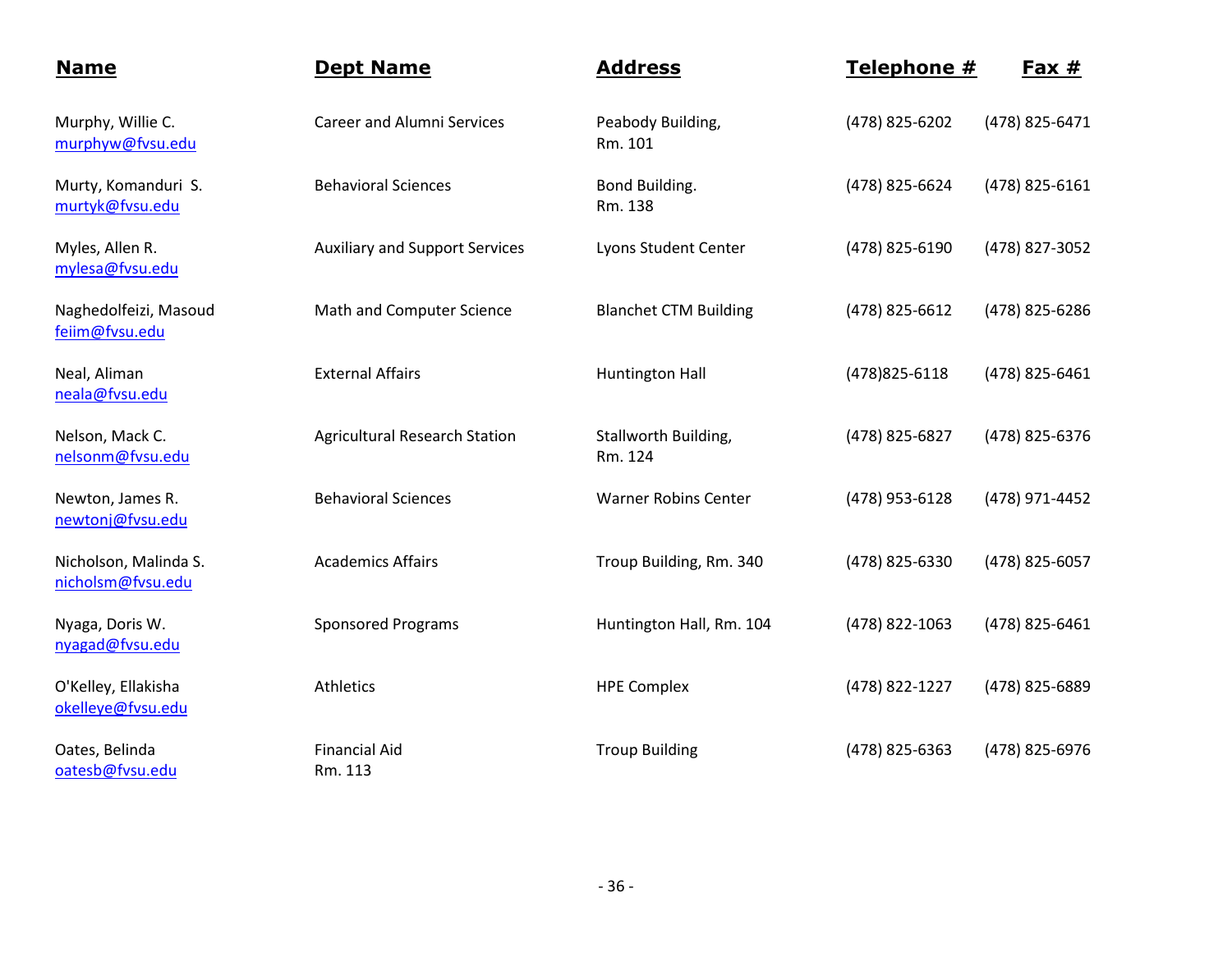| Name | Dept Name | Address | Telephone # | Fax # |
|---|---|---|---|---|
| Murphy, Willie C. murphyw@fvsu.edu | Career and Alumni Services | Peabody Building, Rm. 101 | (478) 825-6202 | (478) 825-6471 |
| Murty, Komanduri S. murtyk@fvsu.edu | Behavioral Sciences | Bond Building. Rm. 138 | (478) 825-6624 | (478) 825-6161 |
| Myles, Allen R. mylesa@fvsu.edu | Auxiliary and Support Services | Lyons Student Center | (478) 825-6190 | (478) 827-3052 |
| Naghedolfeizi, Masoud feiim@fvsu.edu | Math and Computer Science | Blanchet CTM Building | (478) 825-6612 | (478) 825-6286 |
| Neal, Aliman neala@fvsu.edu | External Affairs | Huntington Hall | (478)825-6118 | (478) 825-6461 |
| Nelson, Mack C. nelsonm@fvsu.edu | Agricultural Research Station | Stallworth Building, Rm. 124 | (478) 825-6827 | (478) 825-6376 |
| Newton, James R. newtonj@fvsu.edu | Behavioral Sciences | Warner Robins Center | (478) 953-6128 | (478) 971-4452 |
| Nicholson, Malinda S. nicholsm@fvsu.edu | Academics Affairs | Troup Building, Rm. 340 | (478) 825-6330 | (478) 825-6057 |
| Nyaga, Doris W. nyagad@fvsu.edu | Sponsored Programs | Huntington Hall, Rm. 104 | (478) 822-1063 | (478) 825-6461 |
| O'Kelley, Ellakisha okelleye@fvsu.edu | Athletics | HPE Complex | (478) 822-1227 | (478) 825-6889 |
| Oates, Belinda oatesb@fvsu.edu | Financial Aid Rm. 113 | Troup Building | (478) 825-6363 | (478) 825-6976 |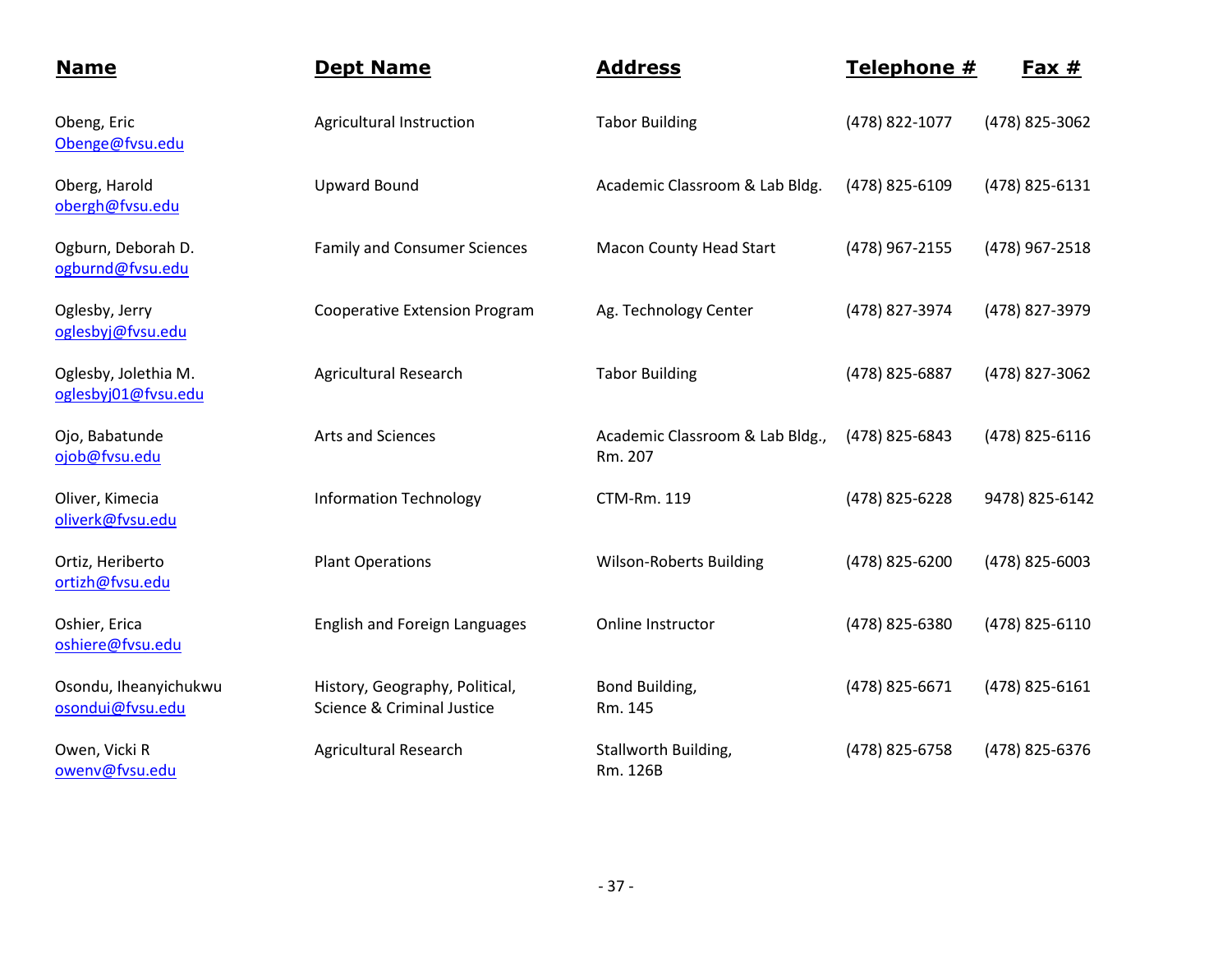| Name | Dept Name | Address | Telephone # | Fax # |
|---|---|---|---|---|
| Obeng, Eric<br>Obenge@fvsu.edu | Agricultural Instruction | Tabor Building | (478) 822-1077 | (478) 825-3062 |
| Oberg, Harold<br>obergh@fvsu.edu | Upward Bound | Academic Classroom & Lab Bldg. | (478) 825-6109 | (478) 825-6131 |
| Ogburn, Deborah D.<br>ogburnd@fvsu.edu | Family and Consumer Sciences | Macon County Head Start | (478) 967-2155 | (478) 967-2518 |
| Oglesby, Jerry<br>oglesbyj@fvsu.edu | Cooperative Extension Program | Ag. Technology Center | (478) 827-3974 | (478) 827-3979 |
| Oglesby, Jolethia M.<br>oglesbyj01@fvsu.edu | Agricultural Research | Tabor Building | (478) 825-6887 | (478) 827-3062 |
| Ojo, Babatunde<br>ojob@fvsu.edu | Arts and Sciences | Academic Classroom & Lab Bldg., Rm. 207 | (478) 825-6843 | (478) 825-6116 |
| Oliver, Kimecia<br>oliverk@fvsu.edu | Information Technology | CTM-Rm. 119 | (478) 825-6228 | 9478) 825-6142 |
| Ortiz, Heriberto<br>ortizh@fvsu.edu | Plant Operations | Wilson-Roberts Building | (478) 825-6200 | (478) 825-6003 |
| Oshier, Erica<br>oshiere@fvsu.edu | English and Foreign Languages | Online Instructor | (478) 825-6380 | (478) 825-6110 |
| Osondu, Iheanyichukwu<br>osondui@fvsu.edu | History, Geography, Political, Science & Criminal Justice | Bond Building, Rm. 145 | (478) 825-6671 | (478) 825-6161 |
| Owen, Vicki R<br>owenv@fvsu.edu | Agricultural Research | Stallworth Building, Rm. 126B | (478) 825-6758 | (478) 825-6376 |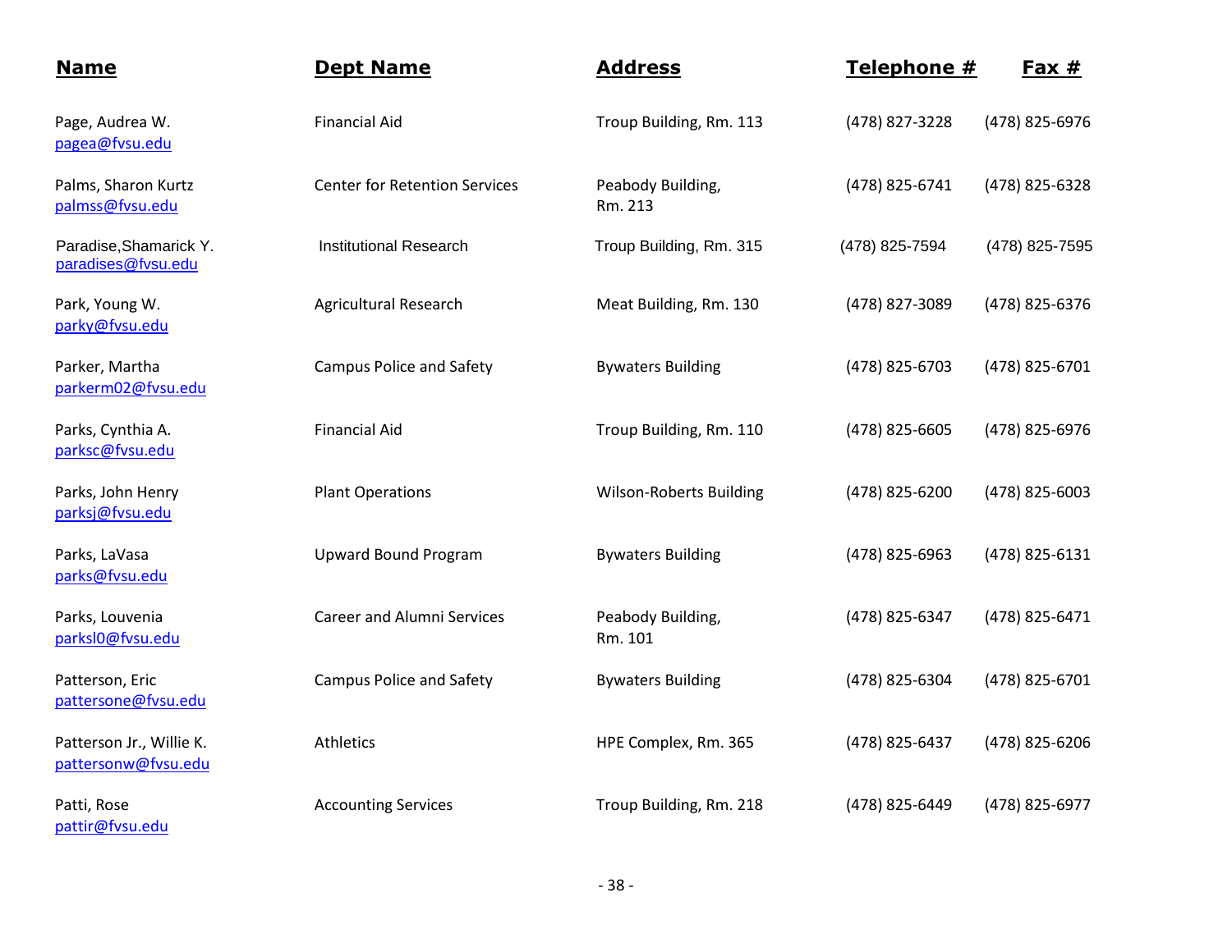| Name | Dept Name | Address | Telephone # | Fax # |
|---|---|---|---|---|
| Page, Audrea W. pagea@fvsu.edu | Financial Aid | Troup Building, Rm. 113 | (478) 827-3228 | (478) 825-6976 |
| Palms, Sharon Kurtz palmss@fvsu.edu | Center for Retention Services | Peabody Building, Rm. 213 | (478) 825-6741 | (478) 825-6328 |
| Paradise,Shamarick Y. paradises@fvsu.edu | Institutional Research | Troup Building, Rm. 315 | (478) 825-7594 | (478) 825-7595 |
| Park, Young W. parky@fvsu.edu | Agricultural Research | Meat Building, Rm. 130 | (478) 827-3089 | (478) 825-6376 |
| Parker, Martha parkerm02@fvsu.edu | Campus Police and Safety | Bywaters Building | (478) 825-6703 | (478) 825-6701 |
| Parks, Cynthia A. parksc@fvsu.edu | Financial Aid | Troup Building, Rm. 110 | (478) 825-6605 | (478) 825-6976 |
| Parks, John Henry parksj@fvsu.edu | Plant Operations | Wilson-Roberts Building | (478) 825-6200 | (478) 825-6003 |
| Parks, LaVasa parks@fvsu.edu | Upward Bound Program | Bywaters Building | (478) 825-6963 | (478) 825-6131 |
| Parks, Louvenia parksl0@fvsu.edu | Career and Alumni Services | Peabody Building, Rm. 101 | (478) 825-6347 | (478) 825-6471 |
| Patterson, Eric pattersone@fvsu.edu | Campus Police and Safety | Bywaters Building | (478) 825-6304 | (478) 825-6701 |
| Patterson Jr., Willie K. pattersonw@fvsu.edu | Athletics | HPE Complex, Rm. 365 | (478) 825-6437 | (478) 825-6206 |
| Patti, Rose pattir@fvsu.edu | Accounting Services | Troup Building, Rm. 218 | (478) 825-6449 | (478) 825-6977 |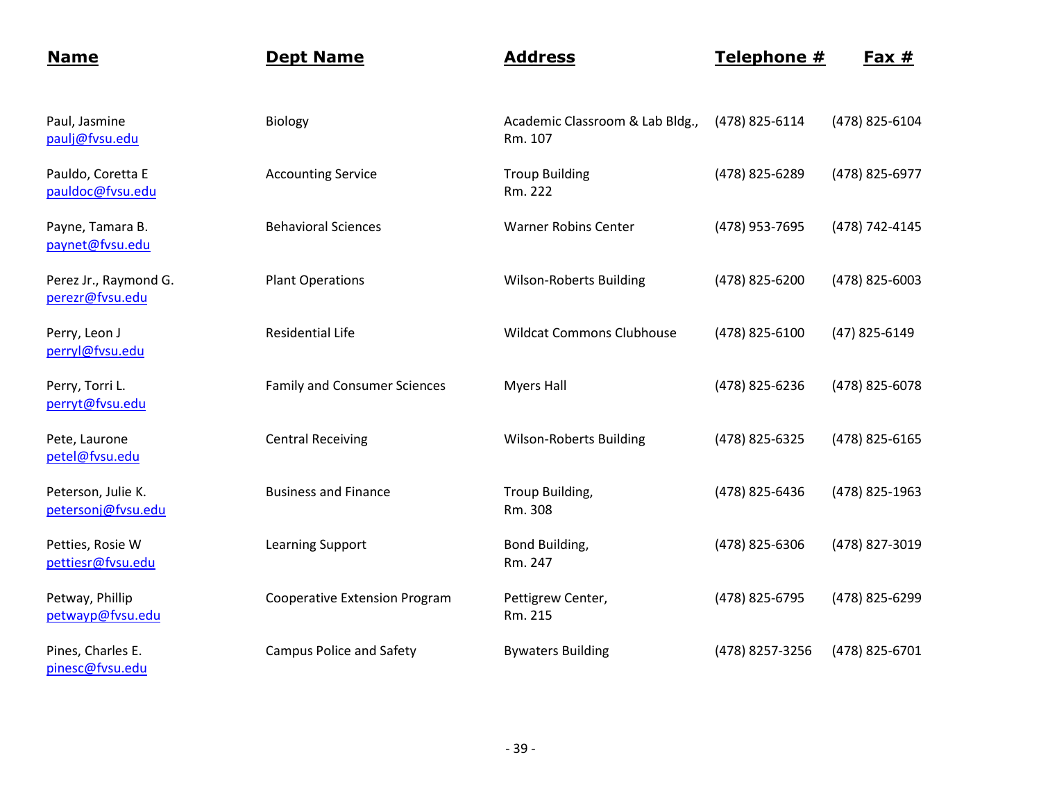| Name | Dept Name | Address | Telephone # | Fax # |
|---|---|---|---|---|
| Paul, Jasmine<br>paulj@fvsu.edu | Biology | Academic Classroom & Lab Bldg., Rm. 107 | (478) 825-6114 | (478) 825-6104 |
| Pauldo, Coretta E<br>pauldoc@fvsu.edu | Accounting Service | Troup Building Rm. 222 | (478) 825-6289 | (478) 825-6977 |
| Payne, Tamara B.<br>paynet@fvsu.edu | Behavioral Sciences | Warner Robins Center | (478) 953-7695 | (478) 742-4145 |
| Perez Jr., Raymond G.<br>perezr@fvsu.edu | Plant Operations | Wilson-Roberts Building | (478) 825-6200 | (478) 825-6003 |
| Perry, Leon J<br>perryl@fvsu.edu | Residential Life | Wildcat Commons Clubhouse | (478) 825-6100 | (47) 825-6149 |
| Perry, Torri L.<br>perryt@fvsu.edu | Family and Consumer Sciences | Myers Hall | (478) 825-6236 | (478) 825-6078 |
| Pete, Laurone<br>petel@fvsu.edu | Central Receiving | Wilson-Roberts Building | (478) 825-6325 | (478) 825-6165 |
| Peterson, Julie K.<br>petersonj@fvsu.edu | Business and Finance | Troup Building, Rm. 308 | (478) 825-6436 | (478) 825-1963 |
| Petties, Rosie W<br>pettiesr@fvsu.edu | Learning Support | Bond Building, Rm. 247 | (478) 825-6306 | (478) 827-3019 |
| Petway, Phillip<br>petwayp@fvsu.edu | Cooperative Extension Program | Pettigrew Center, Rm. 215 | (478) 825-6795 | (478) 825-6299 |
| Pines, Charles E.<br>pinesc@fvsu.edu | Campus Police and Safety | Bywaters Building | (478) 8257-3256 | (478) 825-6701 |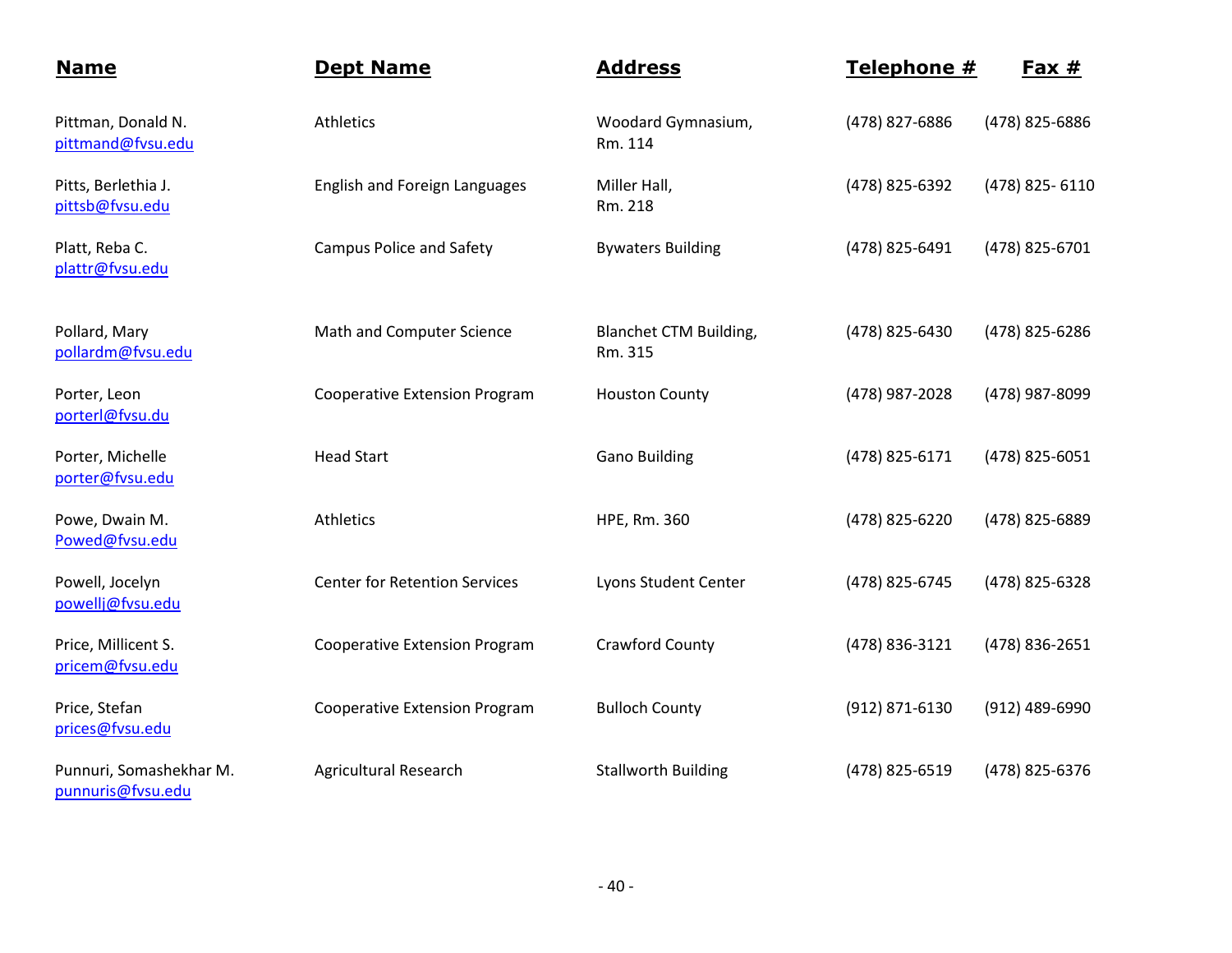| Name | Dept Name | Address | Telephone # | Fax # |
| --- | --- | --- | --- | --- |
| Pittman, Donald N. pittmand@fvsu.edu | Athletics | Woodard Gymnasium, Rm. 114 | (478) 827-6886 | (478) 825-6886 |
| Pitts, Berlethia J. pittsb@fvsu.edu | English and Foreign Languages | Miller Hall, Rm. 218 | (478) 825-6392 | (478) 825- 6110 |
| Platt, Reba C. plattr@fvsu.edu | Campus Police and Safety | Bywaters Building | (478) 825-6491 | (478) 825-6701 |
| Pollard, Mary pollardm@fvsu.edu | Math and Computer Science | Blanchet CTM Building, Rm. 315 | (478) 825-6430 | (478) 825-6286 |
| Porter, Leon porterl@fvsu.du | Cooperative Extension Program | Houston County | (478) 987-2028 | (478) 987-8099 |
| Porter, Michelle porter@fvsu.edu | Head Start | Gano Building | (478) 825-6171 | (478) 825-6051 |
| Powe, Dwain M. Powed@fvsu.edu | Athletics | HPE, Rm. 360 | (478) 825-6220 | (478) 825-6889 |
| Powell, Jocelyn powellj@fvsu.edu | Center for Retention Services | Lyons Student Center | (478) 825-6745 | (478) 825-6328 |
| Price, Millicent S. pricem@fvsu.edu | Cooperative Extension Program | Crawford County | (478) 836-3121 | (478) 836-2651 |
| Price, Stefan prices@fvsu.edu | Cooperative Extension Program | Bulloch County | (912) 871-6130 | (912) 489-6990 |
| Punnuri, Somashekhar M. punnuris@fvsu.edu | Agricultural Research | Stallworth Building | (478) 825-6519 | (478) 825-6376 |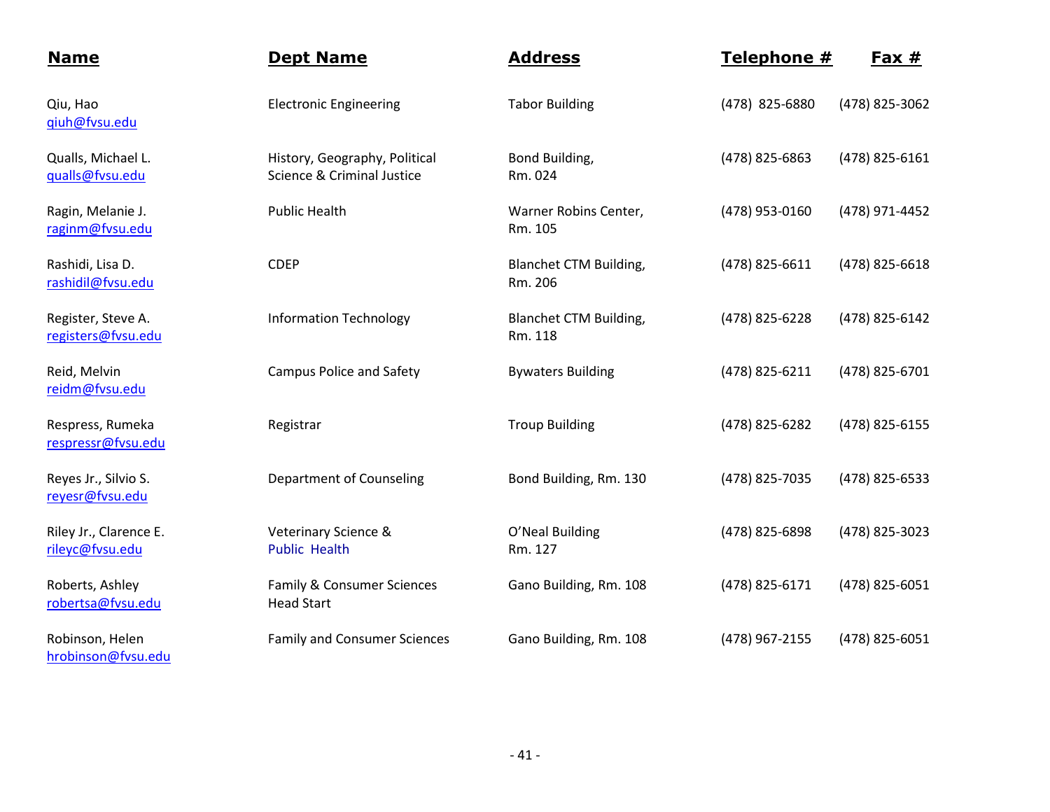| Name | Dept Name | Address | Telephone # | Fax # |
|---|---|---|---|---|
| Qiu, Hao<br>qiuh@fvsu.edu | Electronic Engineering | Tabor Building | (478) 825-6880 | (478) 825-3062 |
| Qualls, Michael L.<br>qualls@fvsu.edu | History, Geography, Political Science & Criminal Justice | Bond Building, Rm. 024 | (478) 825-6863 | (478) 825-6161 |
| Ragin, Melanie J.<br>raginm@fvsu.edu | Public Health | Warner Robins Center, Rm. 105 | (478) 953-0160 | (478) 971-4452 |
| Rashidi, Lisa D.<br>rashidil@fvsu.edu | CDEP | Blanchet CTM Building, Rm. 206 | (478) 825-6611 | (478) 825-6618 |
| Register, Steve A.<br>registers@fvsu.edu | Information Technology | Blanchet CTM Building, Rm. 118 | (478) 825-6228 | (478) 825-6142 |
| Reid, Melvin<br>reidm@fvsu.edu | Campus Police and Safety | Bywaters Building | (478) 825-6211 | (478) 825-6701 |
| Respress, Rumeka<br>respressr@fvsu.edu | Registrar | Troup Building | (478) 825-6282 | (478) 825-6155 |
| Reyes Jr., Silvio S.<br>reyesr@fvsu.edu | Department of Counseling | Bond Building, Rm. 130 | (478) 825-7035 | (478) 825-6533 |
| Riley Jr., Clarence E.<br>rileyc@fvsu.edu | Veterinary Science & Public Health | O'Neal Building Rm. 127 | (478) 825-6898 | (478) 825-3023 |
| Roberts, Ashley<br>robertsa@fvsu.edu | Family & Consumer Sciences Head Start | Gano Building, Rm. 108 | (478) 825-6171 | (478) 825-6051 |
| Robinson, Helen<br>hrobinson@fvsu.edu | Family and Consumer Sciences | Gano Building, Rm. 108 | (478) 967-2155 | (478) 825-6051 |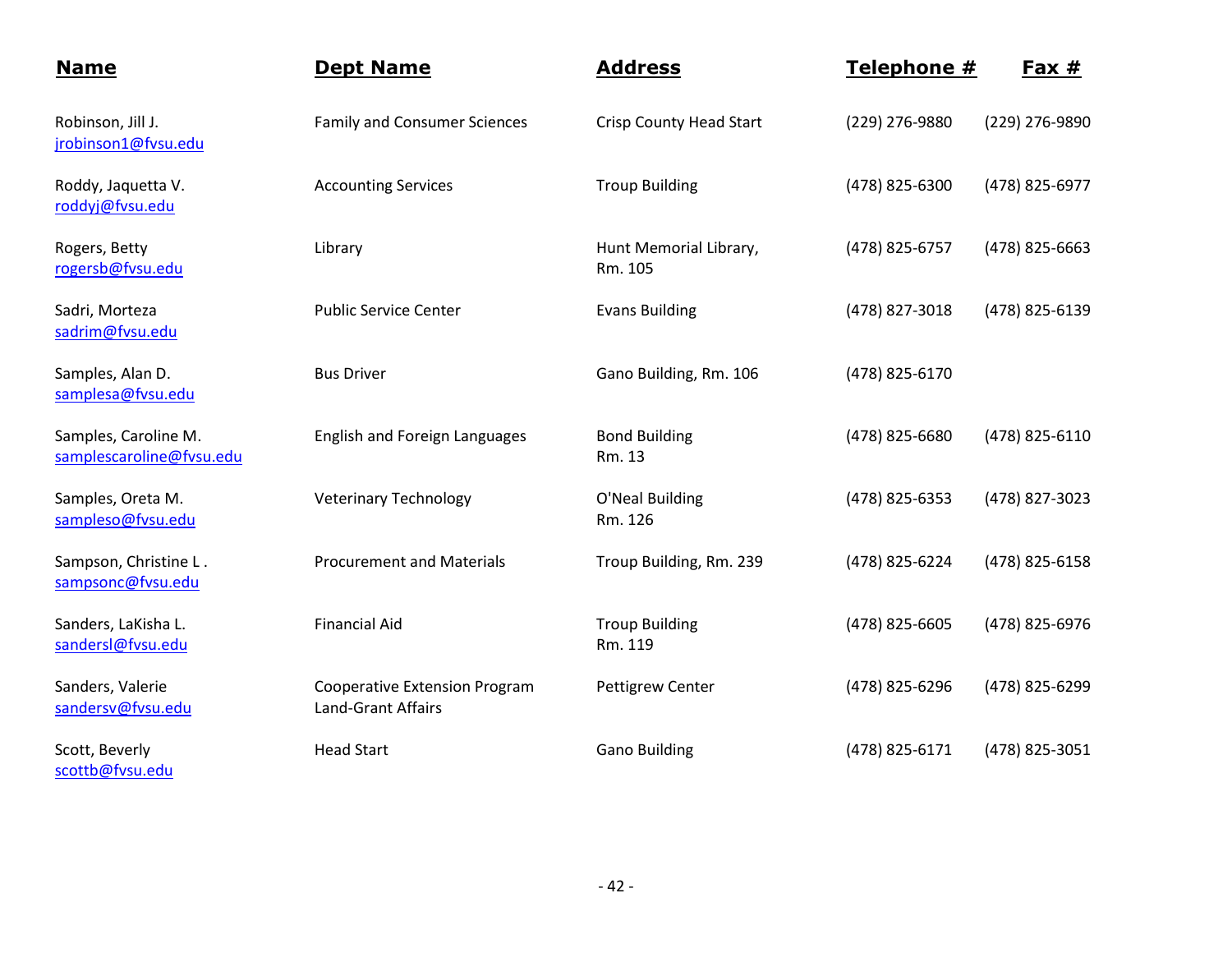| Name | Dept Name | Address | Telephone # | Fax # |
|---|---|---|---|---|
| Robinson, Jill J. jrobinson1@fvsu.edu | Family and Consumer Sciences | Crisp County Head Start | (229) 276-9880 | (229) 276-9890 |
| Roddy, Jaquetta V. roddyj@fvsu.edu | Accounting Services | Troup Building | (478) 825-6300 | (478) 825-6977 |
| Rogers, Betty rogersb@fvsu.edu | Library | Hunt Memorial Library, Rm. 105 | (478) 825-6757 | (478) 825-6663 |
| Sadri, Morteza sadrim@fvsu.edu | Public Service Center | Evans Building | (478) 827-3018 | (478) 825-6139 |
| Samples, Alan D. samplesa@fvsu.edu | Bus Driver | Gano Building, Rm. 106 | (478) 825-6170 | |
| Samples, Caroline M. samplescaroline@fvsu.edu | English and Foreign Languages | Bond Building Rm. 13 | (478) 825-6680 | (478) 825-6110 |
| Samples, Oreta M. sampleso@fvsu.edu | Veterinary Technology | O'Neal Building Rm. 126 | (478) 825-6353 | (478) 827-3023 |
| Sampson, Christine L . sampsonc@fvsu.edu | Procurement and Materials | Troup Building, Rm. 239 | (478) 825-6224 | (478) 825-6158 |
| Sanders, LaKisha L. sandersl@fvsu.edu | Financial Aid | Troup Building Rm. 119 | (478) 825-6605 | (478) 825-6976 |
| Sanders, Valerie sandersv@fvsu.edu | Cooperative Extension Program Land-Grant Affairs | Pettigrew Center | (478) 825-6296 | (478) 825-6299 |
| Scott, Beverly scottb@fvsu.edu | Head Start | Gano Building | (478) 825-6171 | (478) 825-3051 |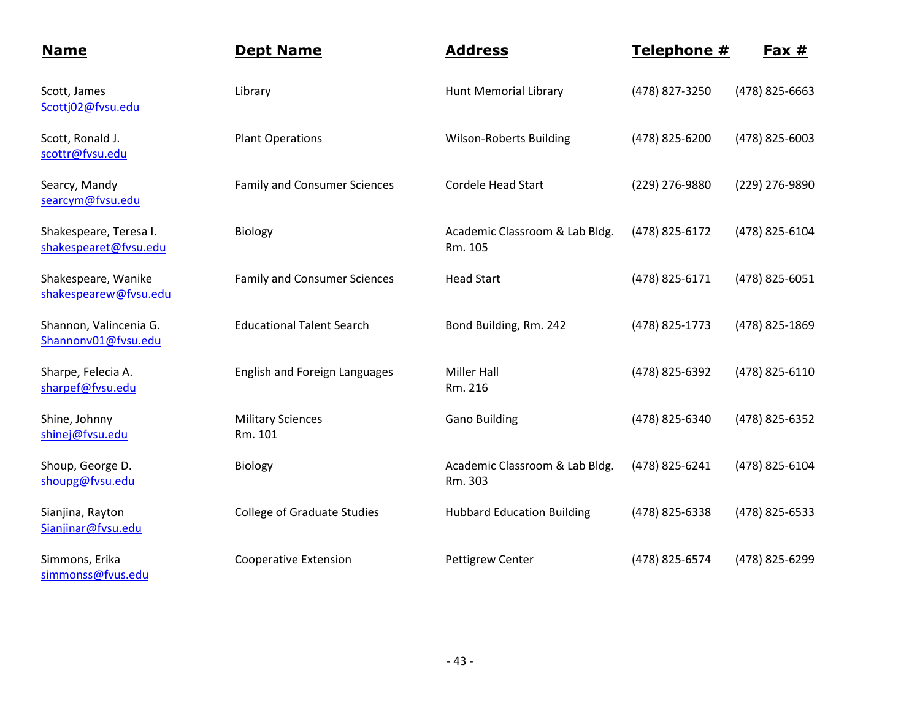| Name | Dept Name | Address | Telephone # | Fax # |
|---|---|---|---|---|
| Scott, James<br>Scottj02@fvsu.edu | Library | Hunt Memorial Library | (478) 827-3250 | (478) 825-6663 |
| Scott, Ronald J.<br>scottr@fvsu.edu | Plant Operations | Wilson-Roberts Building | (478) 825-6200 | (478) 825-6003 |
| Searcy, Mandy<br>searcym@fvsu.edu | Family and Consumer Sciences | Cordele Head Start | (229) 276-9880 | (229) 276-9890 |
| Shakespeare, Teresa I.<br>shakespearet@fvsu.edu | Biology | Academic Classroom & Lab Bldg. Rm. 105 | (478) 825-6172 | (478) 825-6104 |
| Shakespeare, Wanike<br>shakespearew@fvsu.edu | Family and Consumer Sciences | Head Start | (478) 825-6171 | (478) 825-6051 |
| Shannon, Valincenia G.<br>Shannonv01@fvsu.edu | Educational Talent Search | Bond Building, Rm. 242 | (478) 825-1773 | (478) 825-1869 |
| Sharpe, Felecia A.<br>sharpef@fvsu.edu | English and Foreign Languages | Miller Hall Rm. 216 | (478) 825-6392 | (478) 825-6110 |
| Shine, Johnny<br>shinej@fvsu.edu | Military Sciences Rm. 101 | Gano Building | (478) 825-6340 | (478) 825-6352 |
| Shoup, George D.<br>shoupg@fvsu.edu | Biology | Academic Classroom & Lab Bldg. Rm. 303 | (478) 825-6241 | (478) 825-6104 |
| Sianjina, Rayton<br>Sianjinar@fvsu.edu | College of Graduate Studies | Hubbard Education Building | (478) 825-6338 | (478) 825-6533 |
| Simmons, Erika<br>simmonss@fvus.edu | Cooperative Extension | Pettigrew Center | (478) 825-6574 | (478) 825-6299 |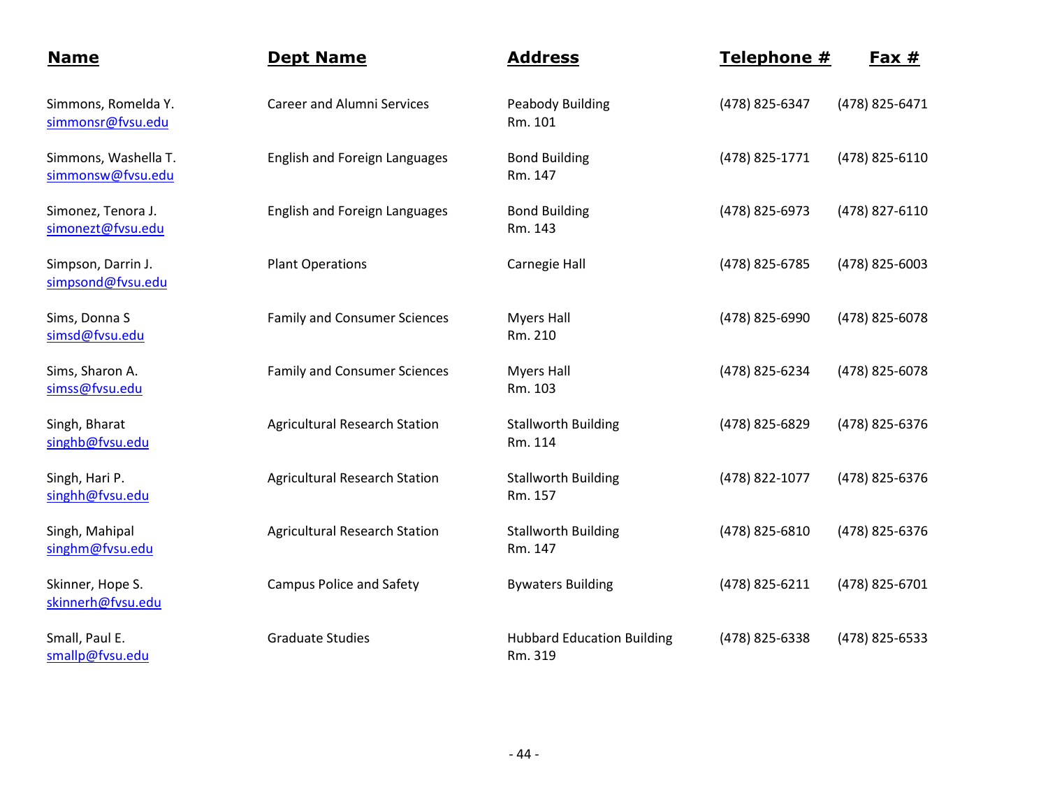| Name | Dept Name | Address | Telephone # | Fax # |
|---|---|---|---|---|
| Simmons, Romelda Y. simmonsr@fvsu.edu | Career and Alumni Services | Peabody Building Rm. 101 | (478) 825-6347 | (478) 825-6471 |
| Simmons, Washella T. simmonsw@fvsu.edu | English and Foreign Languages | Bond Building Rm. 147 | (478) 825-1771 | (478) 825-6110 |
| Simonez, Tenora J. simonezt@fvsu.edu | English and Foreign Languages | Bond Building Rm. 143 | (478) 825-6973 | (478) 827-6110 |
| Simpson, Darrin J. simpsond@fvsu.edu | Plant Operations | Carnegie Hall | (478) 825-6785 | (478) 825-6003 |
| Sims, Donna S simsd@fvsu.edu | Family and Consumer Sciences | Myers Hall Rm. 210 | (478) 825-6990 | (478) 825-6078 |
| Sims, Sharon A. simss@fvsu.edu | Family and Consumer Sciences | Myers Hall Rm. 103 | (478) 825-6234 | (478) 825-6078 |
| Singh, Bharat singhb@fvsu.edu | Agricultural Research Station | Stallworth Building Rm. 114 | (478) 825-6829 | (478) 825-6376 |
| Singh, Hari P. singhh@fvsu.edu | Agricultural Research Station | Stallworth Building Rm. 157 | (478) 822-1077 | (478) 825-6376 |
| Singh, Mahipal singhm@fvsu.edu | Agricultural Research Station | Stallworth Building Rm. 147 | (478) 825-6810 | (478) 825-6376 |
| Skinner, Hope S. skinnerh@fvsu.edu | Campus Police and Safety | Bywaters Building | (478) 825-6211 | (478) 825-6701 |
| Small, Paul E. smallp@fvsu.edu | Graduate Studies | Hubbard Education Building Rm. 319 | (478) 825-6338 | (478) 825-6533 |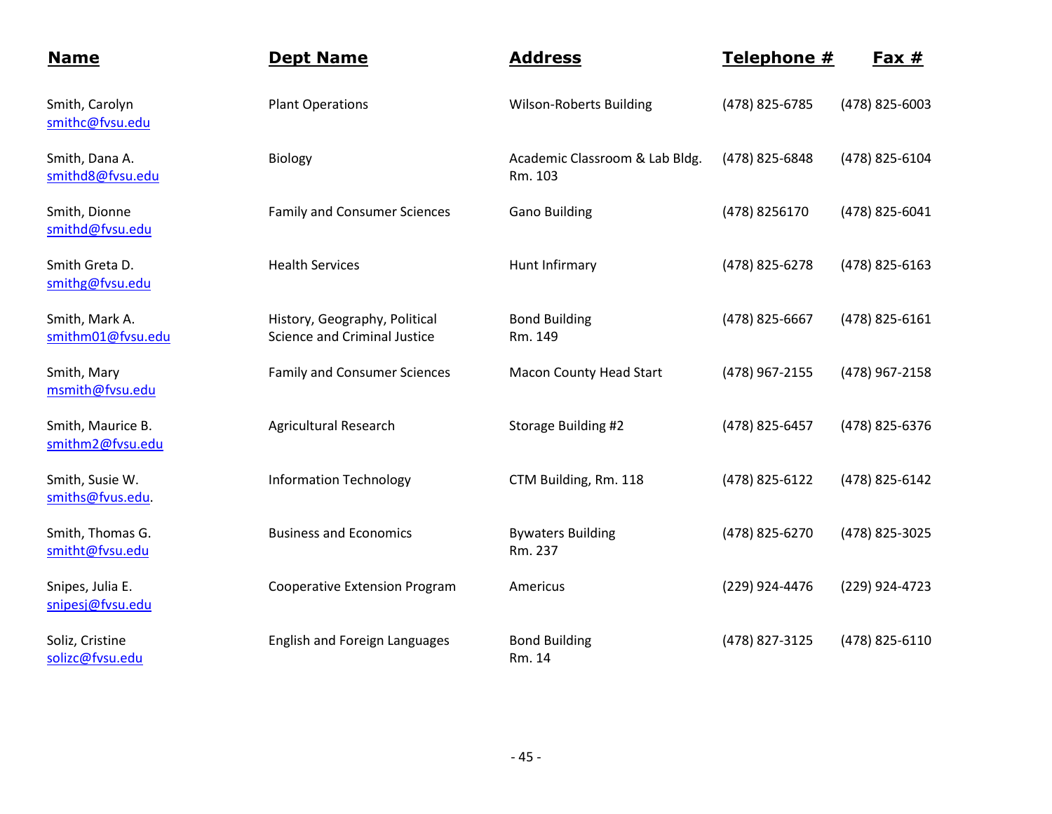| Name | Dept Name | Address | Telephone # | Fax # |
|---|---|---|---|---|
| Smith, Carolyn<br>smithc@fvsu.edu | Plant Operations | Wilson-Roberts Building | (478) 825-6785 | (478) 825-6003 |
| Smith, Dana A.<br>smithd8@fvsu.edu | Biology | Academic Classroom & Lab Bldg.<br>Rm. 103 | (478) 825-6848 | (478) 825-6104 |
| Smith, Dionne<br>smithd@fvsu.edu | Family and Consumer Sciences | Gano Building | (478) 8256170 | (478) 825-6041 |
| Smith Greta D.<br>smithg@fvsu.edu | Health Services | Hunt Infirmary | (478) 825-6278 | (478) 825-6163 |
| Smith, Mark A.<br>smithm01@fvsu.edu | History, Geography, Political Science and Criminal Justice | Bond Building<br>Rm. 149 | (478) 825-6667 | (478) 825-6161 |
| Smith, Mary<br>msmith@fvsu.edu | Family and Consumer Sciences | Macon County Head Start | (478) 967-2155 | (478) 967-2158 |
| Smith, Maurice B.<br>smithm2@fvsu.edu | Agricultural Research | Storage Building #2 | (478) 825-6457 | (478) 825-6376 |
| Smith, Susie W.<br>smiths@fvus.edu. | Information Technology | CTM Building, Rm. 118 | (478) 825-6122 | (478) 825-6142 |
| Smith, Thomas G.<br>smitht@fvsu.edu | Business and Economics | Bywaters Building<br>Rm. 237 | (478) 825-6270 | (478) 825-3025 |
| Snipes, Julia E.<br>snipesj@fvsu.edu | Cooperative Extension Program | Americus | (229) 924-4476 | (229) 924-4723 |
| Soliz, Cristine<br>solizc@fvsu.edu | English and Foreign Languages | Bond Building<br>Rm. 14 | (478) 827-3125 | (478) 825-6110 |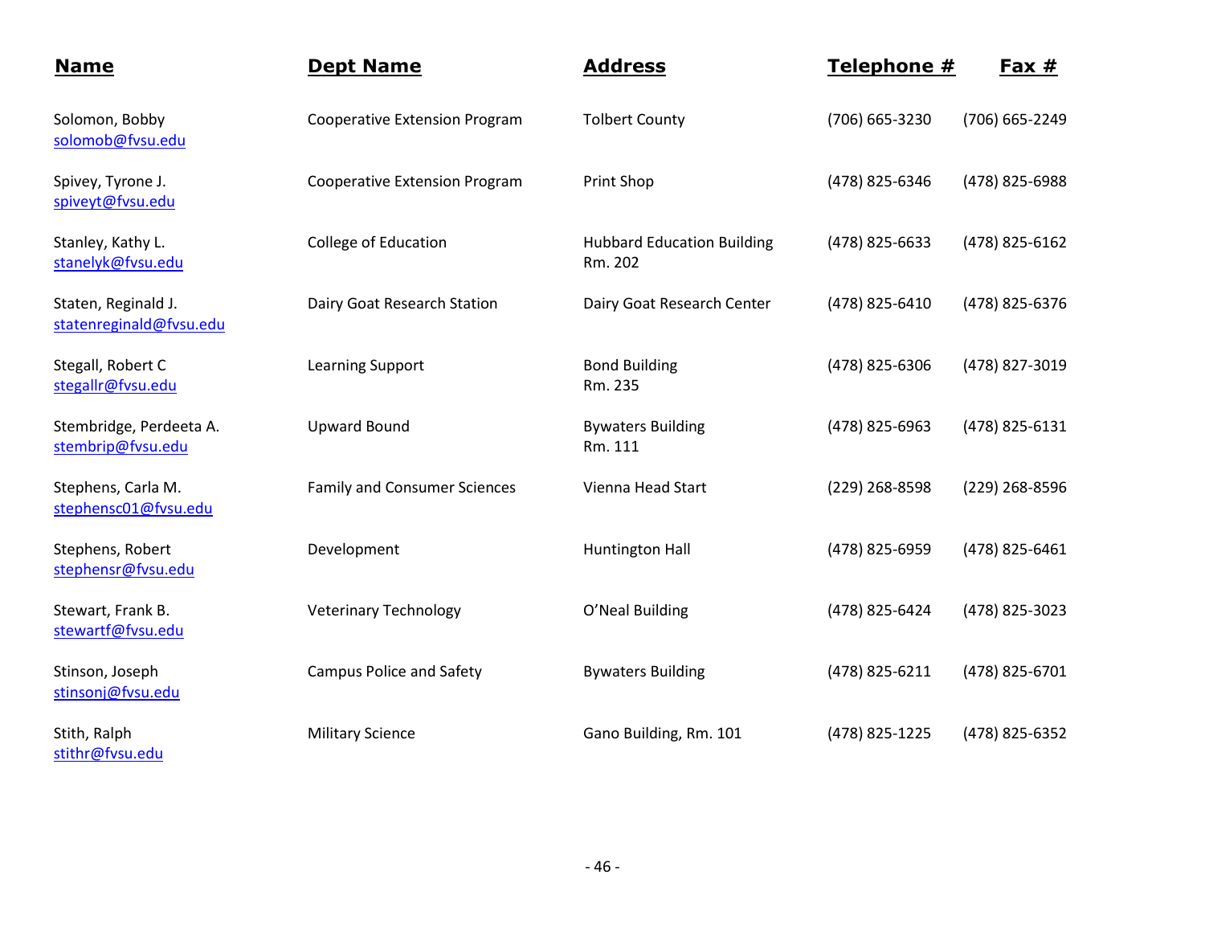| Name | Dept Name | Address | Telephone # | Fax # |
|---|---|---|---|---|
| Solomon, Bobby solomob@fvsu.edu | Cooperative Extension Program | Tolbert County | (706) 665-3230 | (706) 665-2249 |
| Spivey, Tyrone J. spiveyt@fvsu.edu | Cooperative Extension Program | Print Shop | (478) 825-6346 | (478) 825-6988 |
| Stanley, Kathy L. stanelyk@fvsu.edu | College of Education | Hubbard Education Building Rm. 202 | (478) 825-6633 | (478) 825-6162 |
| Staten, Reginald J. statenreginald@fvsu.edu | Dairy Goat Research Station | Dairy Goat Research Center | (478) 825-6410 | (478) 825-6376 |
| Stegall, Robert C stegallr@fvsu.edu | Learning Support | Bond Building Rm. 235 | (478) 825-6306 | (478) 827-3019 |
| Stembridge, Perdeeta A. stembrip@fvsu.edu | Upward Bound | Bywaters Building Rm. 111 | (478) 825-6963 | (478) 825-6131 |
| Stephens, Carla M. stephensc01@fvsu.edu | Family and Consumer Sciences | Vienna Head Start | (229) 268-8598 | (229) 268-8596 |
| Stephens, Robert stephensr@fvsu.edu | Development | Huntington Hall | (478) 825-6959 | (478) 825-6461 |
| Stewart, Frank B. stewartf@fvsu.edu | Veterinary Technology | O'Neal Building | (478) 825-6424 | (478) 825-3023 |
| Stinson, Joseph stinsonj@fvsu.edu | Campus Police and Safety | Bywaters Building | (478) 825-6211 | (478) 825-6701 |
| Stith, Ralph stithr@fvsu.edu | Military Science | Gano Building, Rm. 101 | (478) 825-1225 | (478) 825-6352 |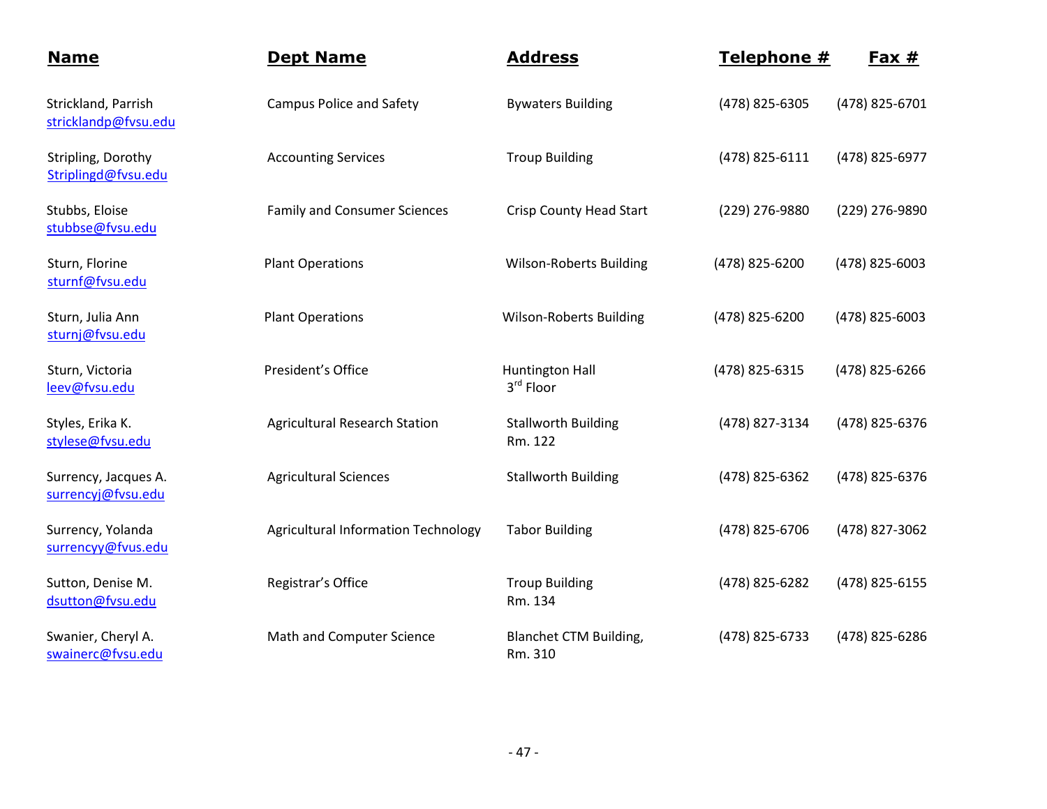| Name | Dept Name | Address | Telephone # | Fax # |
|---|---|---|---|---|
| Strickland, Parrish<br>stricklandp@fvsu.edu | Campus Police and Safety | Bywaters Building | (478) 825-6305 | (478) 825-6701 |
| Stripling, Dorothy<br>Striplingd@fvsu.edu | Accounting Services | Troup Building | (478) 825-6111 | (478) 825-6977 |
| Stubbs, Eloise<br>stubbse@fvsu.edu | Family and Consumer Sciences | Crisp County Head Start | (229) 276-9880 | (229) 276-9890 |
| Sturn, Florine<br>sturnf@fvsu.edu | Plant Operations | Wilson-Roberts Building | (478) 825-6200 | (478) 825-6003 |
| Sturn, Julia Ann<br>sturnj@fvsu.edu | Plant Operations | Wilson-Roberts Building | (478) 825-6200 | (478) 825-6003 |
| Sturn, Victoria<br>leev@fvsu.edu | President's Office | Huntington Hall<br>3rd Floor | (478) 825-6315 | (478) 825-6266 |
| Styles, Erika K.<br>stylese@fvsu.edu | Agricultural Research Station | Stallworth Building<br>Rm. 122 | (478) 827-3134 | (478) 825-6376 |
| Surrency, Jacques A.<br>surrencyj@fvsu.edu | Agricultural Sciences | Stallworth Building | (478) 825-6362 | (478) 825-6376 |
| Surrency, Yolanda<br>surrencyy@fvus.edu | Agricultural Information Technology | Tabor Building | (478) 825-6706 | (478) 827-3062 |
| Sutton, Denise M.<br>dsutton@fvsu.edu | Registrar's Office | Troup Building<br>Rm. 134 | (478) 825-6282 | (478) 825-6155 |
| Swanier, Cheryl A.<br>swainerc@fvsu.edu | Math and Computer Science | Blanchet CTM Building,<br>Rm. 310 | (478) 825-6733 | (478) 825-6286 |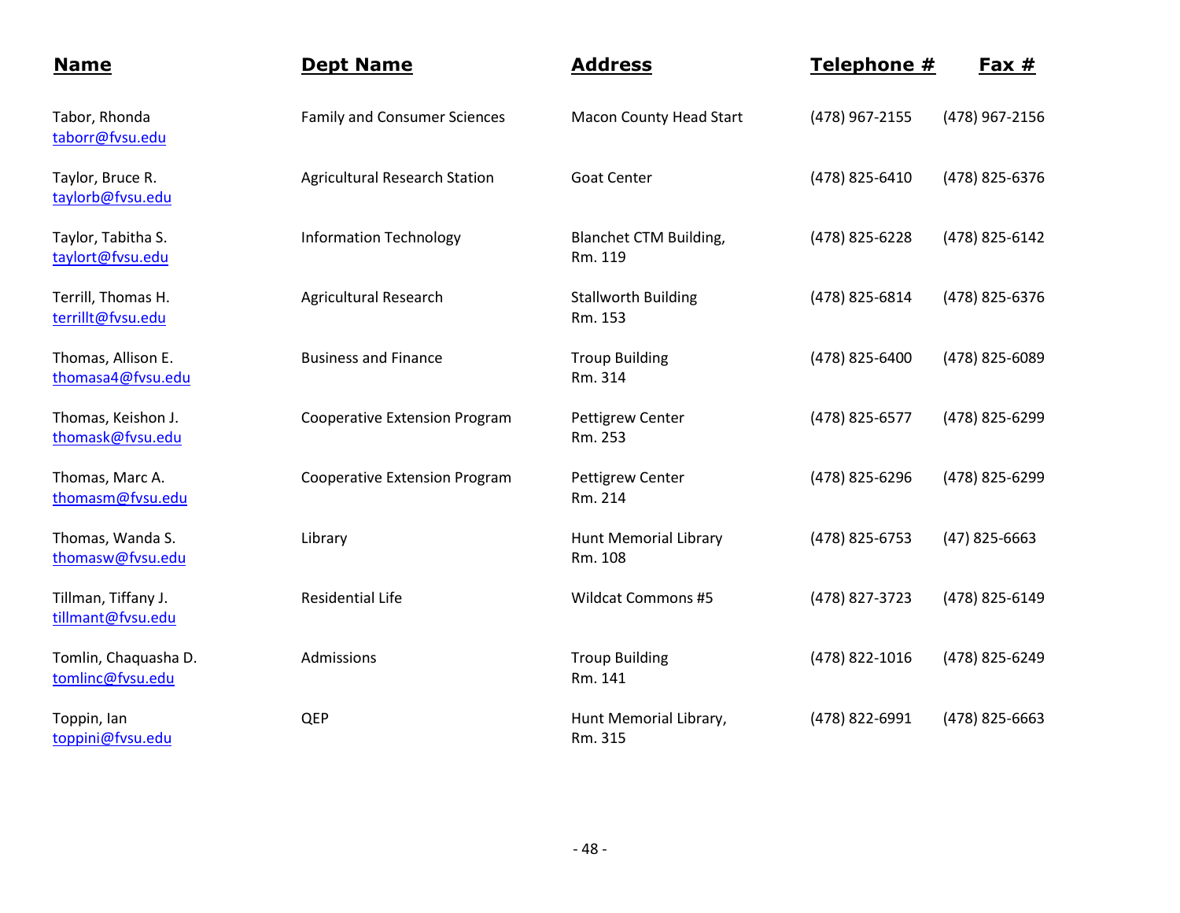| Name | Dept Name | Address | Telephone # | Fax # |
|---|---|---|---|---|
| Tabor, Rhonda<br>taborr@fvsu.edu | Family and Consumer Sciences | Macon County Head Start | (478) 967-2155 | (478) 967-2156 |
| Taylor, Bruce R.<br>taylorb@fvsu.edu | Agricultural Research Station | Goat Center | (478) 825-6410 | (478) 825-6376 |
| Taylor, Tabitha S.<br>taylort@fvsu.edu | Information Technology | Blanchet CTM Building,<br>Rm. 119 | (478) 825-6228 | (478) 825-6142 |
| Terrill, Thomas H.<br>terrillt@fvsu.edu | Agricultural Research | Stallworth Building<br>Rm. 153 | (478) 825-6814 | (478) 825-6376 |
| Thomas, Allison E.<br>thomasa4@fvsu.edu | Business and Finance | Troup Building<br>Rm. 314 | (478) 825-6400 | (478) 825-6089 |
| Thomas, Keishon J.<br>thomask@fvsu.edu | Cooperative Extension Program | Pettigrew Center<br>Rm. 253 | (478) 825-6577 | (478) 825-6299 |
| Thomas, Marc A.<br>thomasm@fvsu.edu | Cooperative Extension Program | Pettigrew Center<br>Rm. 214 | (478) 825-6296 | (478) 825-6299 |
| Thomas, Wanda S.<br>thomasw@fvsu.edu | Library | Hunt Memorial Library<br>Rm. 108 | (478) 825-6753 | (47) 825-6663 |
| Tillman, Tiffany J.<br>tillmant@fvsu.edu | Residential Life | Wildcat Commons #5 | (478) 827-3723 | (478) 825-6149 |
| Tomlin, Chaquasha D.<br>tomlinc@fvsu.edu | Admissions | Troup Building<br>Rm. 141 | (478) 822-1016 | (478) 825-6249 |
| Toppin, Ian<br>toppini@fvsu.edu | QEP | Hunt Memorial Library,<br>Rm. 315 | (478) 822-6991 | (478) 825-6663 |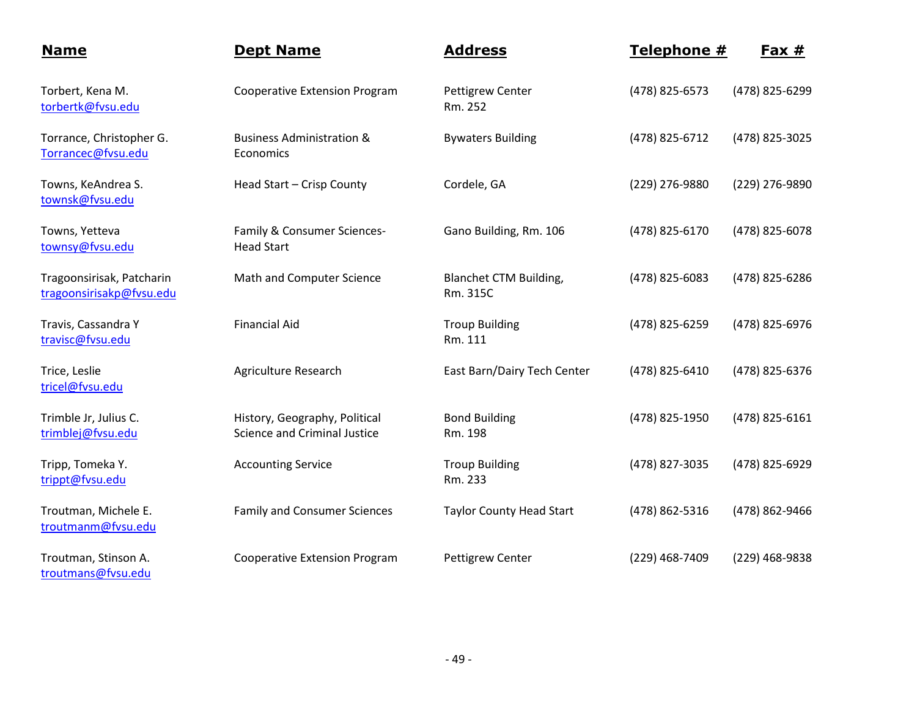| Name | Dept Name | Address | Telephone # | Fax # |
|---|---|---|---|---|
| Torbert, Kena M. torbertk@fvsu.edu | Cooperative Extension Program | Pettigrew Center Rm. 252 | (478) 825-6573 | (478) 825-6299 |
| Torrance, Christopher G. Torrancec@fvsu.edu | Business Administration & Economics | Bywaters Building | (478) 825-6712 | (478) 825-3025 |
| Towns, KeAndrea S. townsk@fvsu.edu | Head Start – Crisp County | Cordele, GA | (229) 276-9880 | (229) 276-9890 |
| Towns, Yetteva townsy@fvsu.edu | Family & Consumer Sciences- Head Start | Gano Building, Rm. 106 | (478) 825-6170 | (478) 825-6078 |
| Tragoonsirisak, Patcharin tragoonsirisakp@fvsu.edu | Math and Computer Science | Blanchet CTM Building, Rm. 315C | (478) 825-6083 | (478) 825-6286 |
| Travis, Cassandra Y travisc@fvsu.edu | Financial Aid | Troup Building Rm. 111 | (478) 825-6259 | (478) 825-6976 |
| Trice, Leslie tricel@fvsu.edu | Agriculture Research | East Barn/Dairy Tech Center | (478) 825-6410 | (478) 825-6376 |
| Trimble Jr, Julius C. trimblej@fvsu.edu | History, Geography, Political Science and Criminal Justice | Bond Building Rm. 198 | (478) 825-1950 | (478) 825-6161 |
| Tripp, Tomeka Y. trippt@fvsu.edu | Accounting Service | Troup Building Rm. 233 | (478) 827-3035 | (478) 825-6929 |
| Troutman, Michele E. troutmanm@fvsu.edu | Family and Consumer Sciences | Taylor County Head Start | (478) 862-5316 | (478) 862-9466 |
| Troutman, Stinson A. troutmans@fvsu.edu | Cooperative Extension Program | Pettigrew Center | (229) 468-7409 | (229) 468-9838 |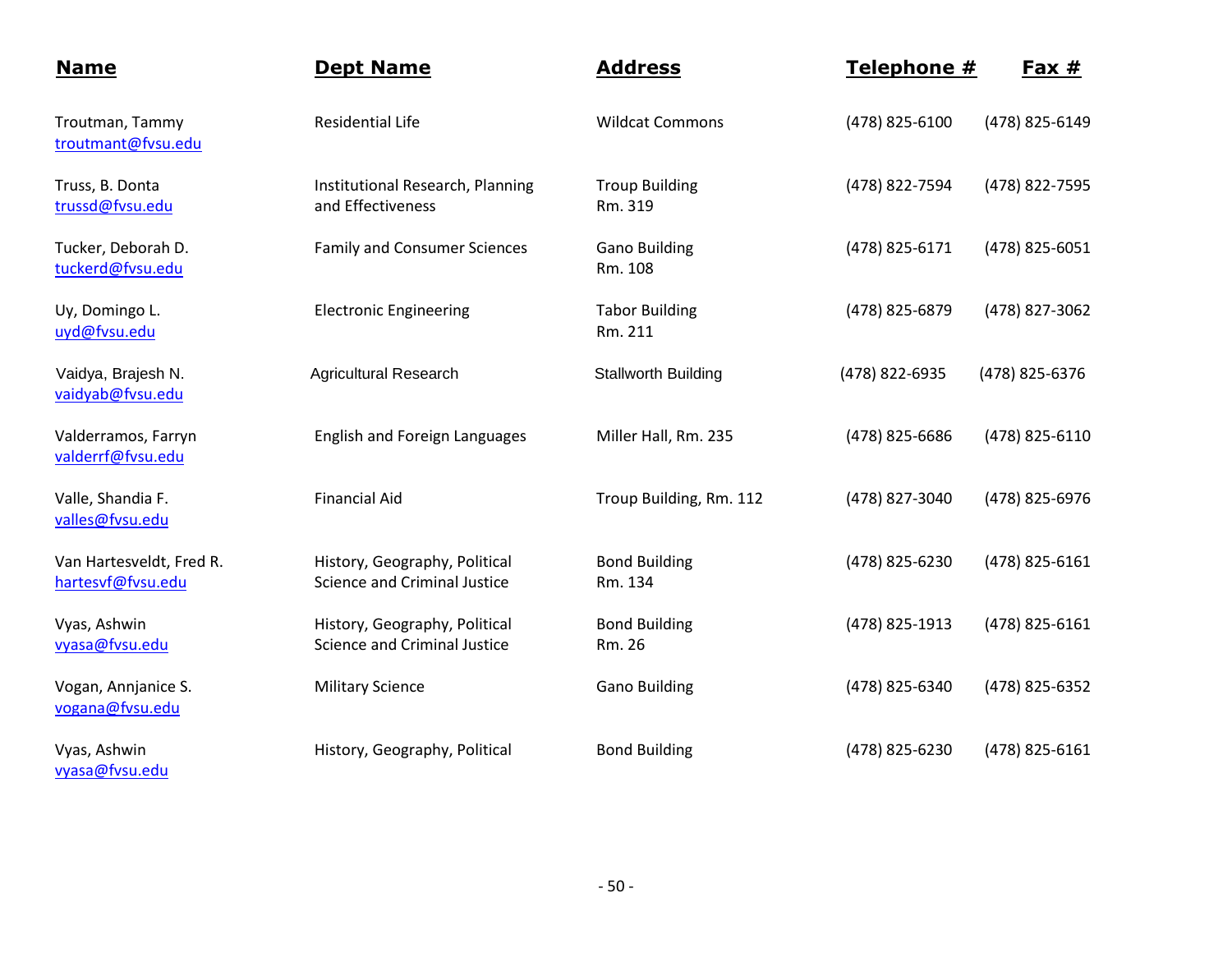| Name | Dept Name | Address | Telephone # | Fax # |
|---|---|---|---|---|
| Troutman, Tammy<br>troutmant@fvsu.edu | Residential Life | Wildcat Commons | (478) 825-6100 | (478) 825-6149 |
| Truss, B. Donta<br>trussd@fvsu.edu | Institutional Research, Planning and Effectiveness | Troup Building<br>Rm. 319 | (478) 822-7594 | (478) 822-7595 |
| Tucker, Deborah D.<br>tuckerd@fvsu.edu | Family and Consumer Sciences | Gano Building<br>Rm. 108 | (478) 825-6171 | (478) 825-6051 |
| Uy, Domingo L.<br>uyd@fvsu.edu | Electronic Engineering | Tabor Building<br>Rm. 211 | (478) 825-6879 | (478) 827-3062 |
| Vaidya, Brajesh N.<br>vaidyab@fvsu.edu | Agricultural Research | Stallworth Building | (478) 822-6935 | (478) 825-6376 |
| Valderramos, Farryn<br>valderrf@fvsu.edu | English and Foreign Languages | Miller Hall, Rm. 235 | (478) 825-6686 | (478) 825-6110 |
| Valle, Shandia F.<br>valles@fvsu.edu | Financial Aid | Troup Building, Rm. 112 | (478) 827-3040 | (478) 825-6976 |
| Van Hartesveldt, Fred R.<br>hartesvf@fvsu.edu | History, Geography, Political Science and Criminal Justice | Bond Building<br>Rm. 134 | (478) 825-6230 | (478) 825-6161 |
| Vyas, Ashwin<br>vyasa@fvsu.edu | History, Geography, Political Science and Criminal Justice | Bond Building<br>Rm. 26 | (478) 825-1913 | (478) 825-6161 |
| Vogan, Annjanice S.<br>vogana@fvsu.edu | Military Science | Gano Building | (478) 825-6340 | (478) 825-6352 |
| Vyas, Ashwin<br>vyasa@fvsu.edu | History, Geography, Political | Bond Building | (478) 825-6230 | (478) 825-6161 |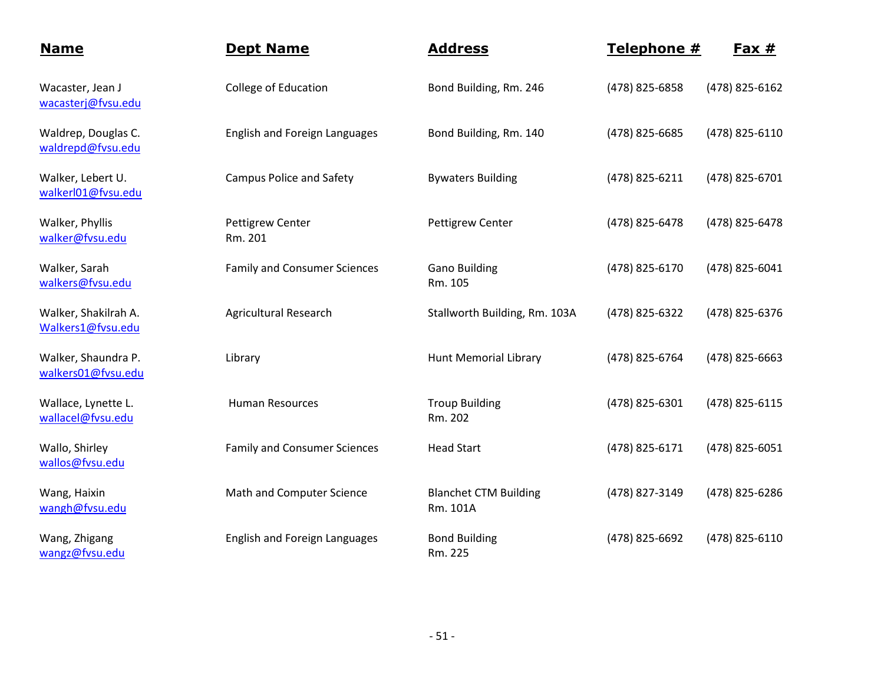| Name | Dept Name | Address | Telephone # | Fax # |
|---|---|---|---|---|
| Wacaster, Jean J<br>wacasterj@fvsu.edu | College of Education | Bond Building, Rm. 246 | (478) 825-6858 | (478) 825-6162 |
| Waldrep, Douglas C.<br>waldrepd@fvsu.edu | English and Foreign Languages | Bond Building, Rm. 140 | (478) 825-6685 | (478) 825-6110 |
| Walker, Lebert U.<br>walkerl01@fvsu.edu | Campus Police and Safety | Bywaters Building | (478) 825-6211 | (478) 825-6701 |
| Walker, Phyllis<br>walker@fvsu.edu | Pettigrew Center<br>Rm. 201 | Pettigrew Center | (478) 825-6478 | (478) 825-6478 |
| Walker, Sarah<br>walkers@fvsu.edu | Family and Consumer Sciences | Gano Building<br>Rm. 105 | (478) 825-6170 | (478) 825-6041 |
| Walker, Shakilrah A.<br>Walkers1@fvsu.edu | Agricultural Research | Stallworth Building, Rm. 103A | (478) 825-6322 | (478) 825-6376 |
| Walker, Shaundra P.<br>walkers01@fvsu.edu | Library | Hunt Memorial Library | (478) 825-6764 | (478) 825-6663 |
| Wallace, Lynette L.<br>wallacel@fvsu.edu | Human Resources | Troup Building<br>Rm. 202 | (478) 825-6301 | (478) 825-6115 |
| Wallo, Shirley<br>wallos@fvsu.edu | Family and Consumer Sciences | Head Start | (478) 825-6171 | (478) 825-6051 |
| Wang, Haixin<br>wangh@fvsu.edu | Math and Computer Science | Blanchet CTM Building<br>Rm. 101A | (478) 827-3149 | (478) 825-6286 |
| Wang, Zhigang<br>wangz@fvsu.edu | English and Foreign Languages | Bond Building<br>Rm. 225 | (478) 825-6692 | (478) 825-6110 |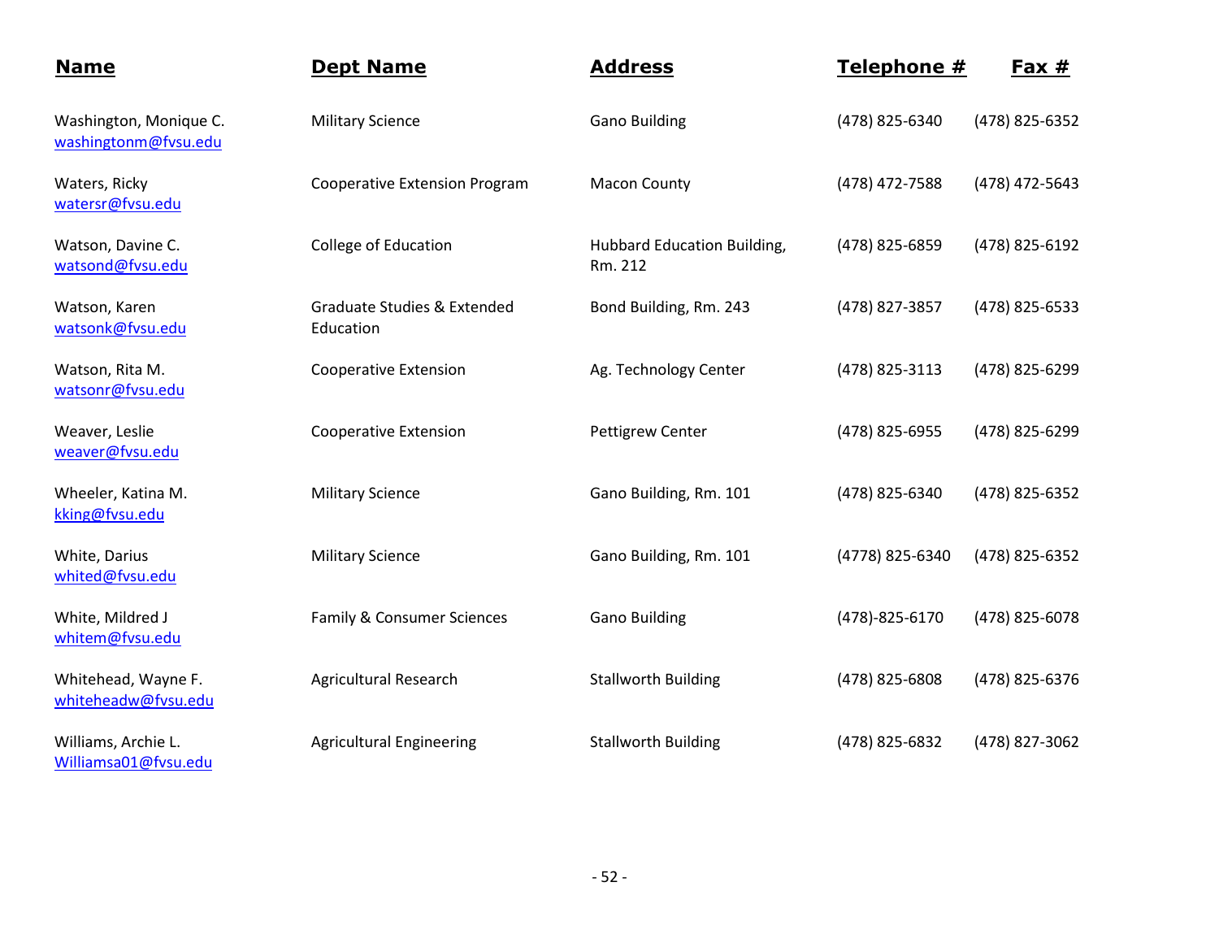| Name | Dept Name | Address | Telephone # | Fax # |
|---|---|---|---|---|
| Washington, Monique C. washingtonm@fvsu.edu | Military Science | Gano Building | (478) 825-6340 | (478) 825-6352 |
| Waters, Ricky watersr@fvsu.edu | Cooperative Extension Program | Macon County | (478) 472-7588 | (478) 472-5643 |
| Watson, Davine C. watsond@fvsu.edu | College of Education | Hubbard Education Building, Rm. 212 | (478) 825-6859 | (478) 825-6192 |
| Watson, Karen watsonk@fvsu.edu | Graduate Studies & Extended Education | Bond Building, Rm. 243 | (478) 827-3857 | (478) 825-6533 |
| Watson, Rita M. watsonr@fvsu.edu | Cooperative Extension | Ag. Technology Center | (478) 825-3113 | (478) 825-6299 |
| Weaver, Leslie weaver@fvsu.edu | Cooperative Extension | Pettigrew Center | (478) 825-6955 | (478) 825-6299 |
| Wheeler, Katina M. kking@fvsu.edu | Military Science | Gano Building, Rm. 101 | (478) 825-6340 | (478) 825-6352 |
| White, Darius whited@fvsu.edu | Military Science | Gano Building, Rm. 101 | (4778) 825-6340 | (478) 825-6352 |
| White, Mildred J whitem@fvsu.edu | Family & Consumer Sciences | Gano Building | (478)-825-6170 | (478) 825-6078 |
| Whitehead, Wayne F. whiteheadw@fvsu.edu | Agricultural Research | Stallworth Building | (478) 825-6808 | (478) 825-6376 |
| Williams, Archie L. Williamsa01@fvsu.edu | Agricultural Engineering | Stallworth Building | (478) 825-6832 | (478) 827-3062 |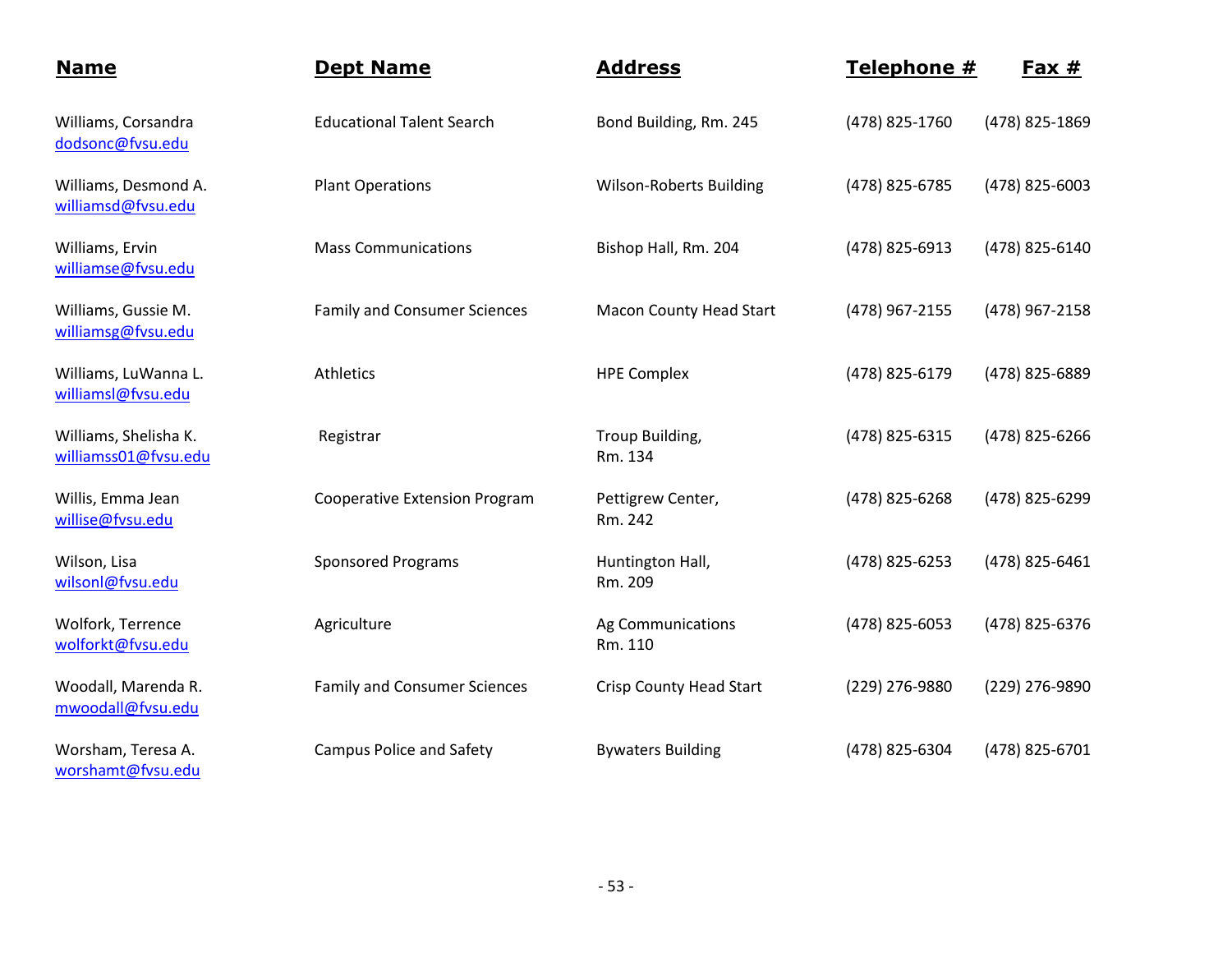| Name | Dept Name | Address | Telephone # | Fax # |
|---|---|---|---|---|
| Williams, Corsandra dodsonc@fvsu.edu | Educational Talent Search | Bond Building, Rm. 245 | (478) 825-1760 | (478) 825-1869 |
| Williams, Desmond A. williamsd@fvsu.edu | Plant Operations | Wilson-Roberts Building | (478) 825-6785 | (478) 825-6003 |
| Williams, Ervin williamse@fvsu.edu | Mass Communications | Bishop Hall, Rm. 204 | (478) 825-6913 | (478) 825-6140 |
| Williams, Gussie M. williamsg@fvsu.edu | Family and Consumer Sciences | Macon County Head Start | (478) 967-2155 | (478) 967-2158 |
| Williams, LuWanna L. williamsl@fvsu.edu | Athletics | HPE Complex | (478) 825-6179 | (478) 825-6889 |
| Williams, Shelisha K. williamss01@fvsu.edu | Registrar | Troup Building, Rm. 134 | (478) 825-6315 | (478) 825-6266 |
| Willis, Emma Jean willise@fvsu.edu | Cooperative Extension Program | Pettigrew Center, Rm. 242 | (478) 825-6268 | (478) 825-6299 |
| Wilson, Lisa wilsonl@fvsu.edu | Sponsored Programs | Huntington Hall, Rm. 209 | (478) 825-6253 | (478) 825-6461 |
| Wolfork, Terrence wolforkt@fvsu.edu | Agriculture | Ag Communications Rm. 110 | (478) 825-6053 | (478) 825-6376 |
| Woodall, Marenda R. mwoodall@fvsu.edu | Family and Consumer Sciences | Crisp County Head Start | (229) 276-9880 | (229) 276-9890 |
| Worsham, Teresa A. worshamt@fvsu.edu | Campus Police and Safety | Bywaters Building | (478) 825-6304 | (478) 825-6701 |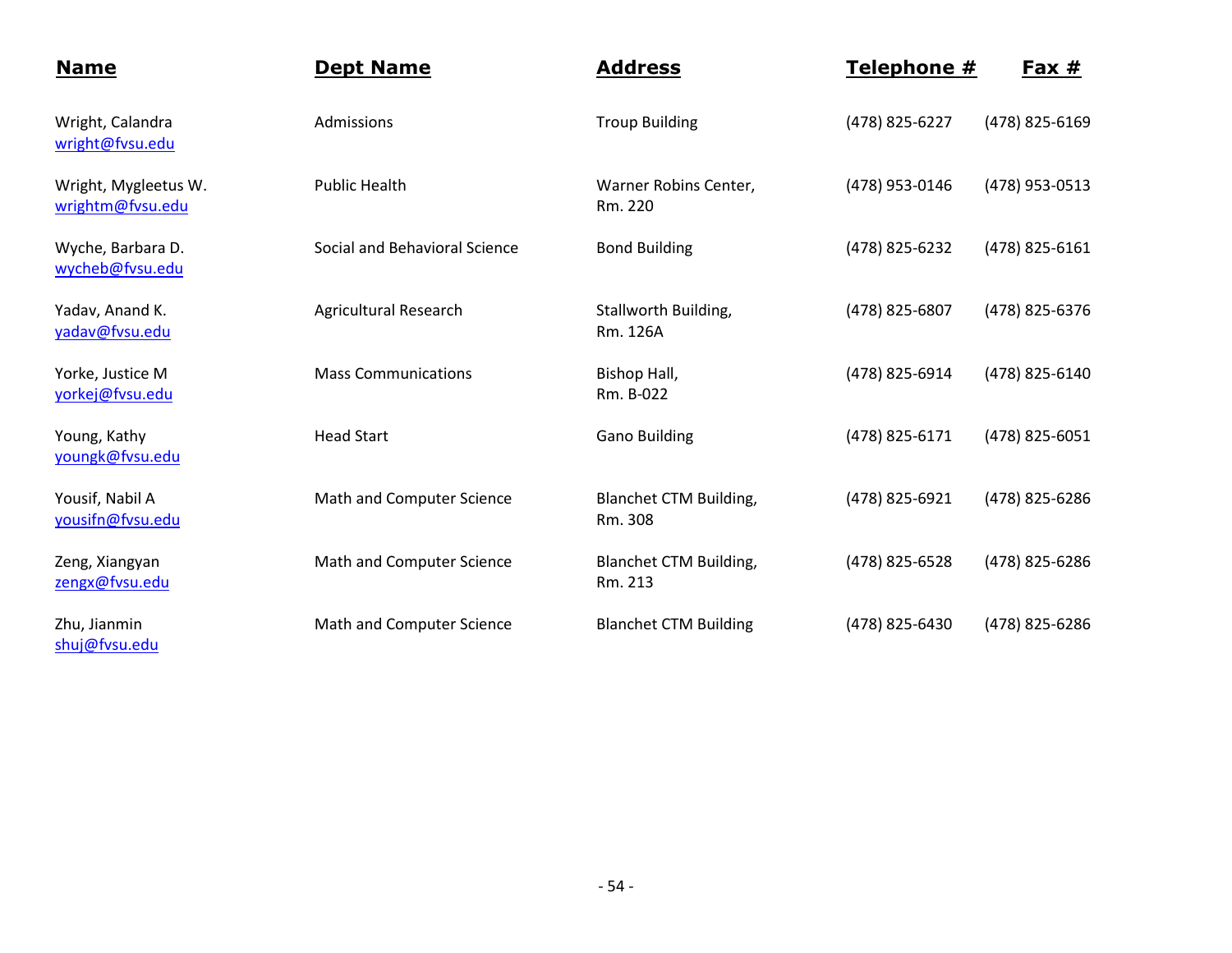| Name | Dept Name | Address | Telephone # | Fax # |
|---|---|---|---|---|
| Wright, Calandra<br>wright@fvsu.edu | Admissions | Troup Building | (478) 825-6227 | (478) 825-6169 |
| Wright, Mygleetus W.<br>wrightm@fvsu.edu | Public Health | Warner Robins Center, Rm. 220 | (478) 953-0146 | (478) 953-0513 |
| Wyche, Barbara D.<br>wycheb@fvsu.edu | Social and Behavioral Science | Bond Building | (478) 825-6232 | (478) 825-6161 |
| Yadav, Anand K.<br>yadav@fvsu.edu | Agricultural Research | Stallworth Building, Rm. 126A | (478) 825-6807 | (478) 825-6376 |
| Yorke, Justice M<br>yorkej@fvsu.edu | Mass Communications | Bishop Hall, Rm. B-022 | (478) 825-6914 | (478) 825-6140 |
| Young, Kathy<br>youngk@fvsu.edu | Head Start | Gano Building | (478) 825-6171 | (478) 825-6051 |
| Yousif, Nabil A<br>yousifn@fvsu.edu | Math and Computer Science | Blanchet CTM Building, Rm. 308 | (478) 825-6921 | (478) 825-6286 |
| Zeng, Xiangyan<br>zengx@fvsu.edu | Math and Computer Science | Blanchet CTM Building, Rm. 213 | (478) 825-6528 | (478) 825-6286 |
| Zhu, Jianmin<br>shuj@fvsu.edu | Math and Computer Science | Blanchet CTM Building | (478) 825-6430 | (478) 825-6286 |